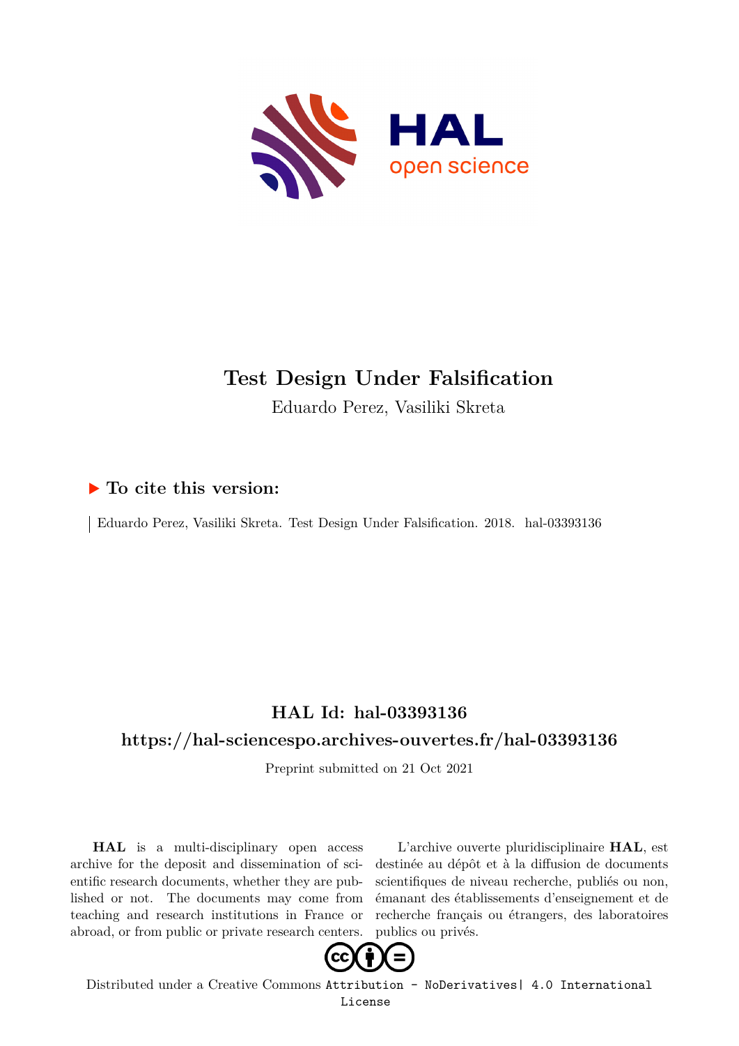# Test Design Under Falsification

Eduardo Perez, Vasiliki Skreta

## ▶ To cite this version:

Eduardo Perez, Vasiliki Skreta. Test Design Under Falsification. 2018. hal-03393136

## HAL Id: hal-03393136

## https://hal-sciencespo.archives-ouvertes.fr/hal-03393136

Preprint submitted on 21 Oct 2021

**HAL** is a multi-disciplinary open access archive for the deposit and dissemination of scientific research documents, whether they are published or not. The documents may come from teaching and research institutions in France or abroad, or from public or private research centers.

L'archive ouverte pluridisciplinaire **HAL**, est destinée au dépôt et à la diffusion de documents scientifiques de niveau recherche, publiés ou non, émanant des établissements d'enseignement et de recherche français ou étrangers, des laboratoires publics ou privés.

Distributed under a Creative Commons Attribution - NoDerivatives| 4.0 International License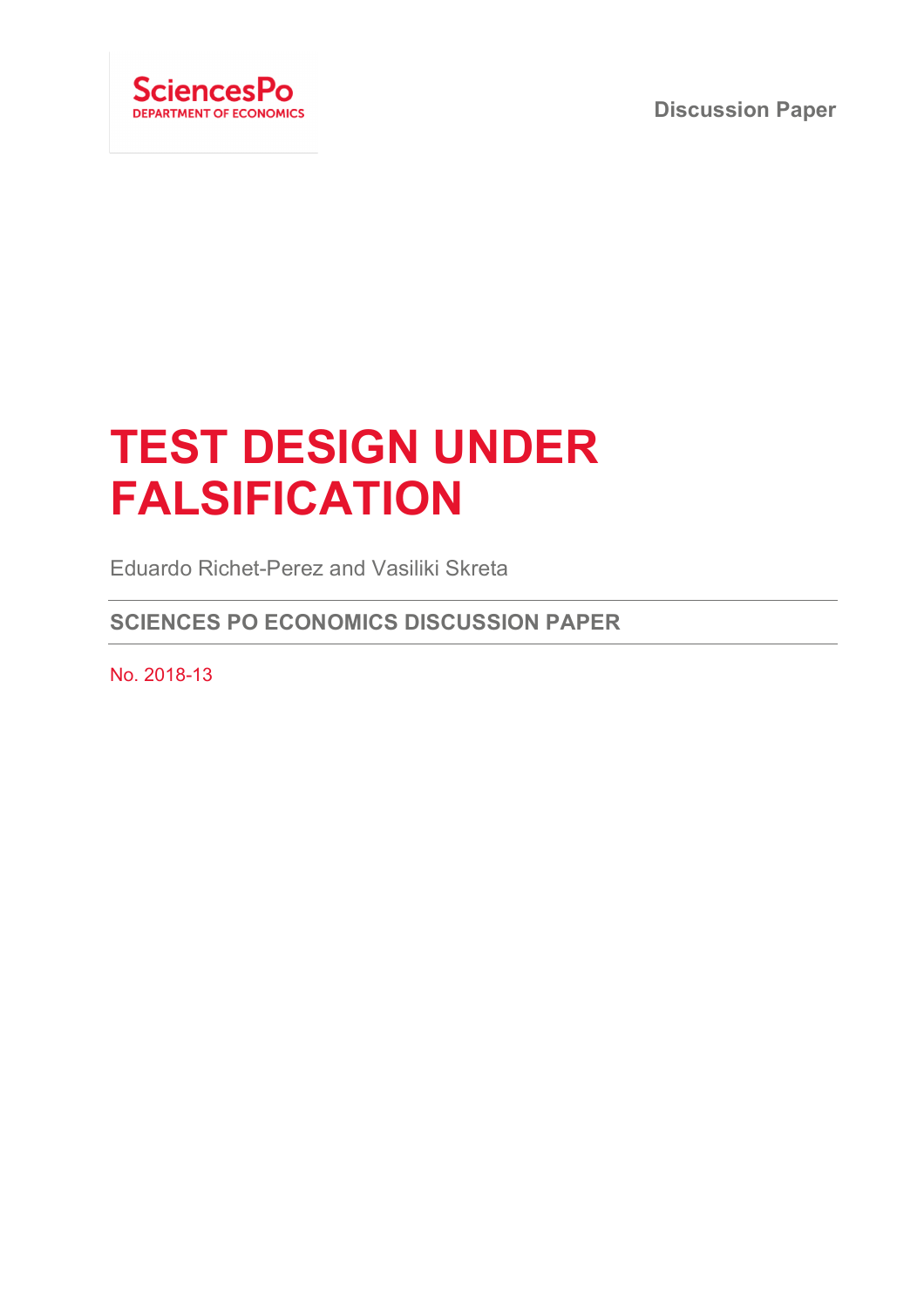SciencesPo
DEPARTMENT OF ECONOMICS

Discussion Paper

# TEST DESIGN UNDER FALSIFICATION

Eduardo Richet-Perez and Vasiliki Skreta

## SCIENCES PO ECONOMICS DISCUSSION PAPER

No. 2018-13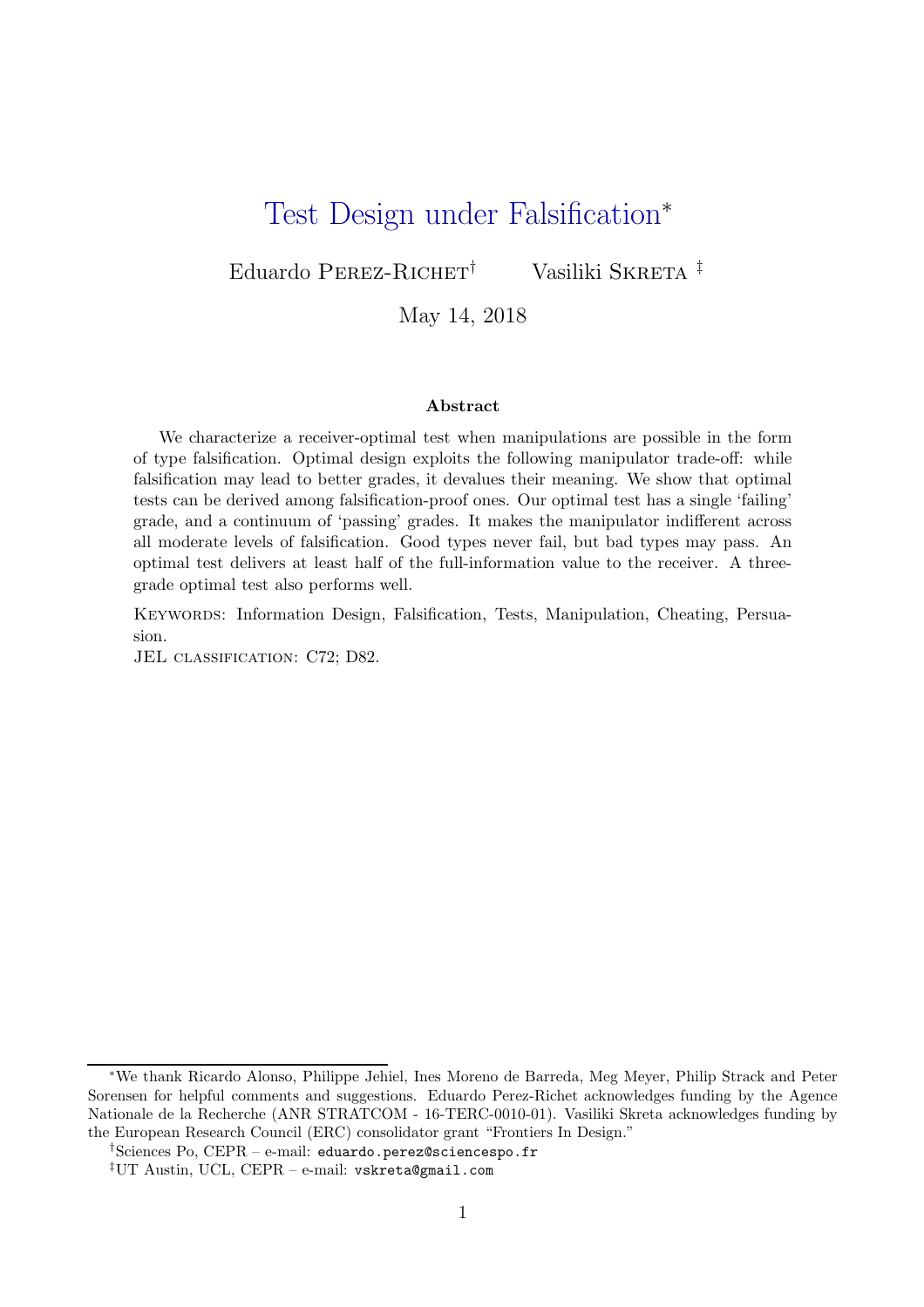# Test Design under Falsification*

Eduardo Perez-Richet† Vasiliki Skreta ‡

May 14, 2018

### Abstract

We characterize a receiver-optimal test when manipulations are possible in the form of type falsification. Optimal design exploits the following manipulator trade-off: while falsification may lead to better grades, it devalues their meaning. We show that optimal tests can be derived among falsification-proof ones. Our optimal test has a single 'failing' grade, and a continuum of 'passing' grades. It makes the manipulator indifferent across all moderate levels of falsification. Good types never fail, but bad types may pass. An optimal test delivers at least half of the full-information value to the receiver. A three-grade optimal test also performs well.

Keywords: Information Design, Falsification, Tests, Manipulation, Cheating, Persuasion.
JEL classification: C72; D82.

*We thank Ricardo Alonso, Philippe Jehiel, Ines Moreno de Barreda, Meg Meyer, Philip Strack and Peter Sorensen for helpful comments and suggestions. Eduardo Perez-Richet acknowledges funding by the Agence Nationale de la Recherche (ANR STRATCOM - 16-TERC-0010-01). Vasiliki Skreta acknowledges funding by the European Research Council (ERC) consolidator grant "Frontiers In Design."

†Sciences Po, CEPR – e-mail: eduardo.perez@sciencespo.fr

‡UT Austin, UCL, CEPR – e-mail: vskreta@gmail.com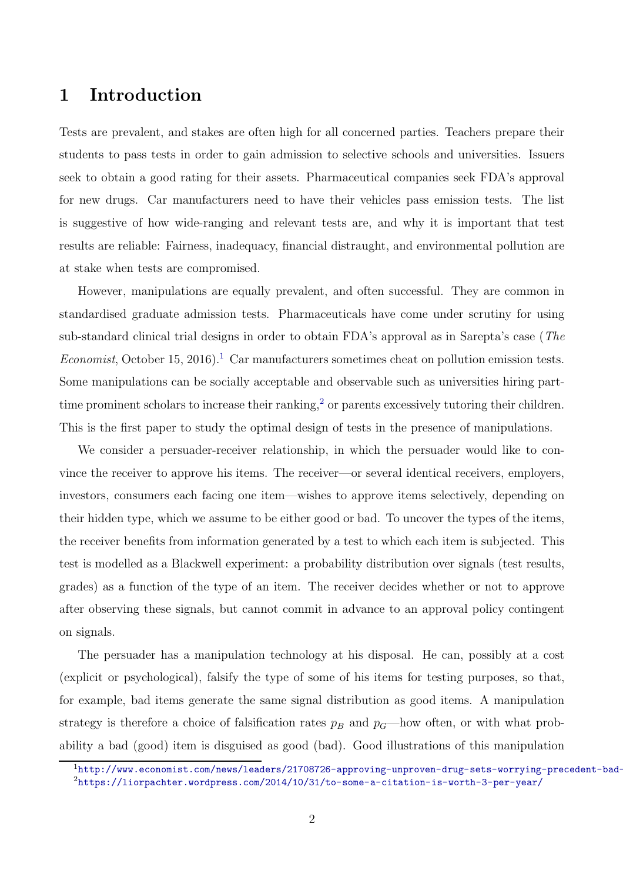# 1 Introduction

Tests are prevalent, and stakes are often high for all concerned parties. Teachers prepare their students to pass tests in order to gain admission to selective schools and universities. Issuers seek to obtain a good rating for their assets. Pharmaceutical companies seek FDA's approval for new drugs. Car manufacturers need to have their vehicles pass emission tests. The list is suggestive of how wide-ranging and relevant tests are, and why it is important that test results are reliable: Fairness, inadequacy, financial distraught, and environmental pollution are at stake when tests are compromised.

However, manipulations are equally prevalent, and often successful. They are common in standardised graduate admission tests. Pharmaceuticals have come under scrutiny for using sub-standard clinical trial designs in order to obtain FDA's approval as in Sarepta's case (*The Economist*, October 15, 2016).[1] Car manufacturers sometimes cheat on pollution emission tests. Some manipulations can be socially acceptable and observable such as universities hiring part-time prominent scholars to increase their ranking,[2] or parents excessively tutoring their children. This is the first paper to study the optimal design of tests in the presence of manipulations.

We consider a persuader-receiver relationship, in which the persuader would like to convince the receiver to approve his items. The receiver—or several identical receivers, employers, investors, consumers each facing one item—wishes to approve items selectively, depending on their hidden type, which we assume to be either good or bad. To uncover the types of the items, the receiver benefits from information generated by a test to which each item is subjected. This test is modelled as a Blackwell experiment: a probability distribution over signals (test results, grades) as a function of the type of an item. The receiver decides whether or not to approve after observing these signals, but cannot commit in advance to an approval policy contingent on signals.

The persuader has a manipulation technology at his disposal. He can, possibly at a cost (explicit or psychological), falsify the type of some of his items for testing purposes, so that, for example, bad items generate the same signal distribution as good items. A manipulation strategy is therefore a choice of falsification rates $p_B$ and $p_G$—how often, or with what probability a bad (good) item is disguised as good (bad). Good illustrations of this manipulation

[1] http://www.economist.com/news/leaders/21708726-approving-unproven-drug-sets-worrying-precedent-bad-

[2] https://liorpachter.wordpress.com/2014/10/31/to-some-a-citation-is-worth-3-per-year/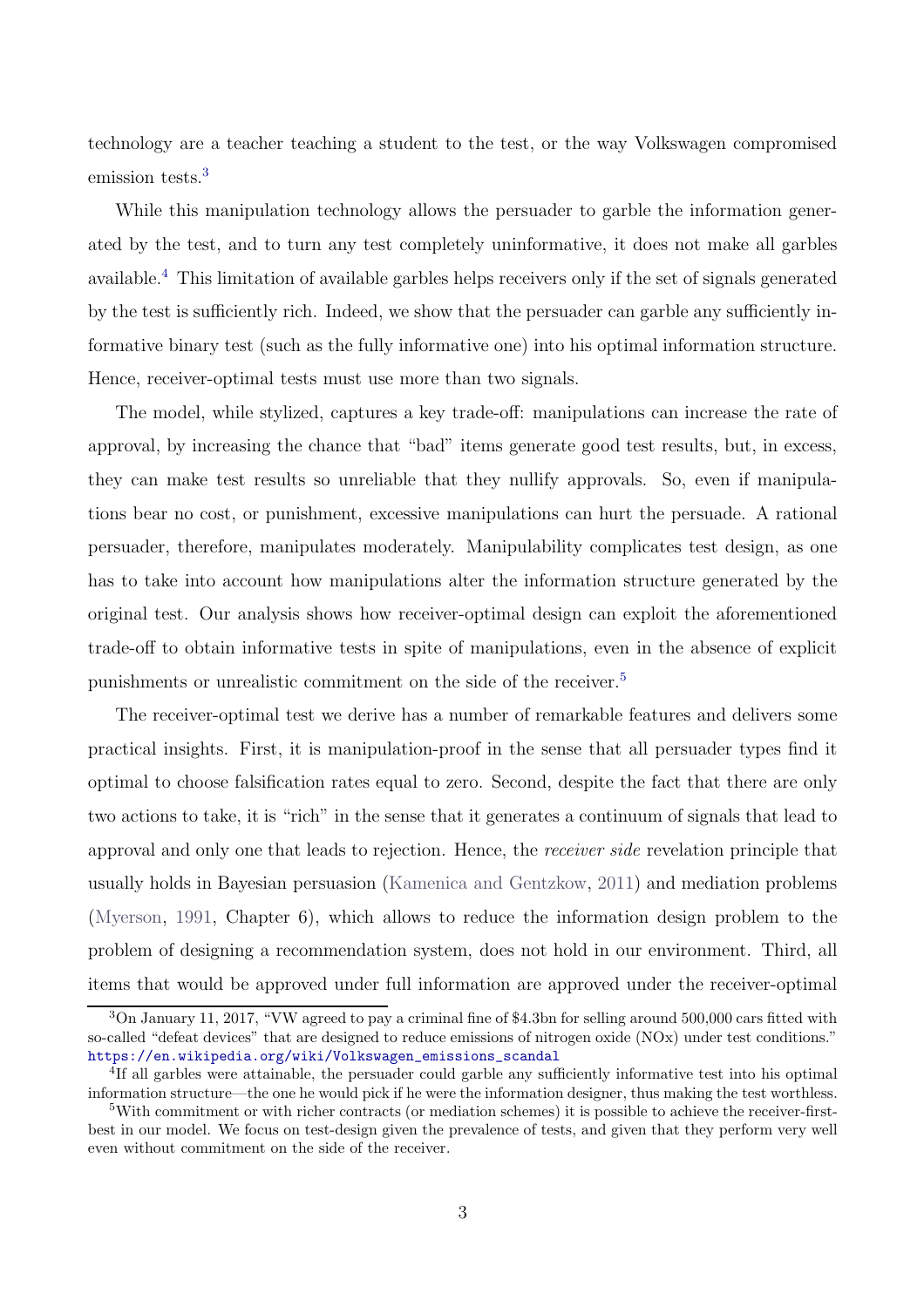technology are a teacher teaching a student to the test, or the way Volkswagen compromised emission tests.[3]

While this manipulation technology allows the persuader to garble the information generated by the test, and to turn any test completely uninformative, it does not make all garbles available.[4] This limitation of available garbles helps receivers only if the set of signals generated by the test is sufficiently rich. Indeed, we show that the persuader can garble any sufficiently informative binary test (such as the fully informative one) into his optimal information structure. Hence, receiver-optimal tests must use more than two signals.

The model, while stylized, captures a key trade-off: manipulations can increase the rate of approval, by increasing the chance that "bad" items generate good test results, but, in excess, they can make test results so unreliable that they nullify approvals. So, even if manipulations bear no cost, or punishment, excessive manipulations can hurt the persuade. A rational persuader, therefore, manipulates moderately. Manipulability complicates test design, as one has to take into account how manipulations alter the information structure generated by the original test. Our analysis shows how receiver-optimal design can exploit the aforementioned trade-off to obtain informative tests in spite of manipulations, even in the absence of explicit punishments or unrealistic commitment on the side of the receiver.[5]

The receiver-optimal test we derive has a number of remarkable features and delivers some practical insights. First, it is manipulation-proof in the sense that all persuader types find it optimal to choose falsification rates equal to zero. Second, despite the fact that there are only two actions to take, it is "rich" in the sense that it generates a continuum of signals that lead to approval and only one that leads to rejection. Hence, the *receiver side* revelation principle that usually holds in Bayesian persuasion (Kamenica and Gentzkow, 2011) and mediation problems (Myerson, 1991, Chapter 6), which allows to reduce the information design problem to the problem of designing a recommendation system, does not hold in our environment. Third, all items that would be approved under full information are approved under the receiver-optimal

[3]On January 11, 2017, "VW agreed to pay a criminal fine of $4.3bn for selling around 500,000 cars fitted with so-called "defeat devices" that are designed to reduce emissions of nitrogen oxide (NOx) under test conditions." https://en.wikipedia.org/wiki/Volkswagen_emissions_scandal

[4]If all garbles were attainable, the persuader could garble any sufficiently informative test into his optimal information structure—the one he would pick if he were the information designer, thus making the test worthless.

[5]With commitment or with richer contracts (or mediation schemes) it is possible to achieve the receiver-first-best in our model. We focus on test-design given the prevalence of tests, and given that they perform very well even without commitment on the side of the receiver.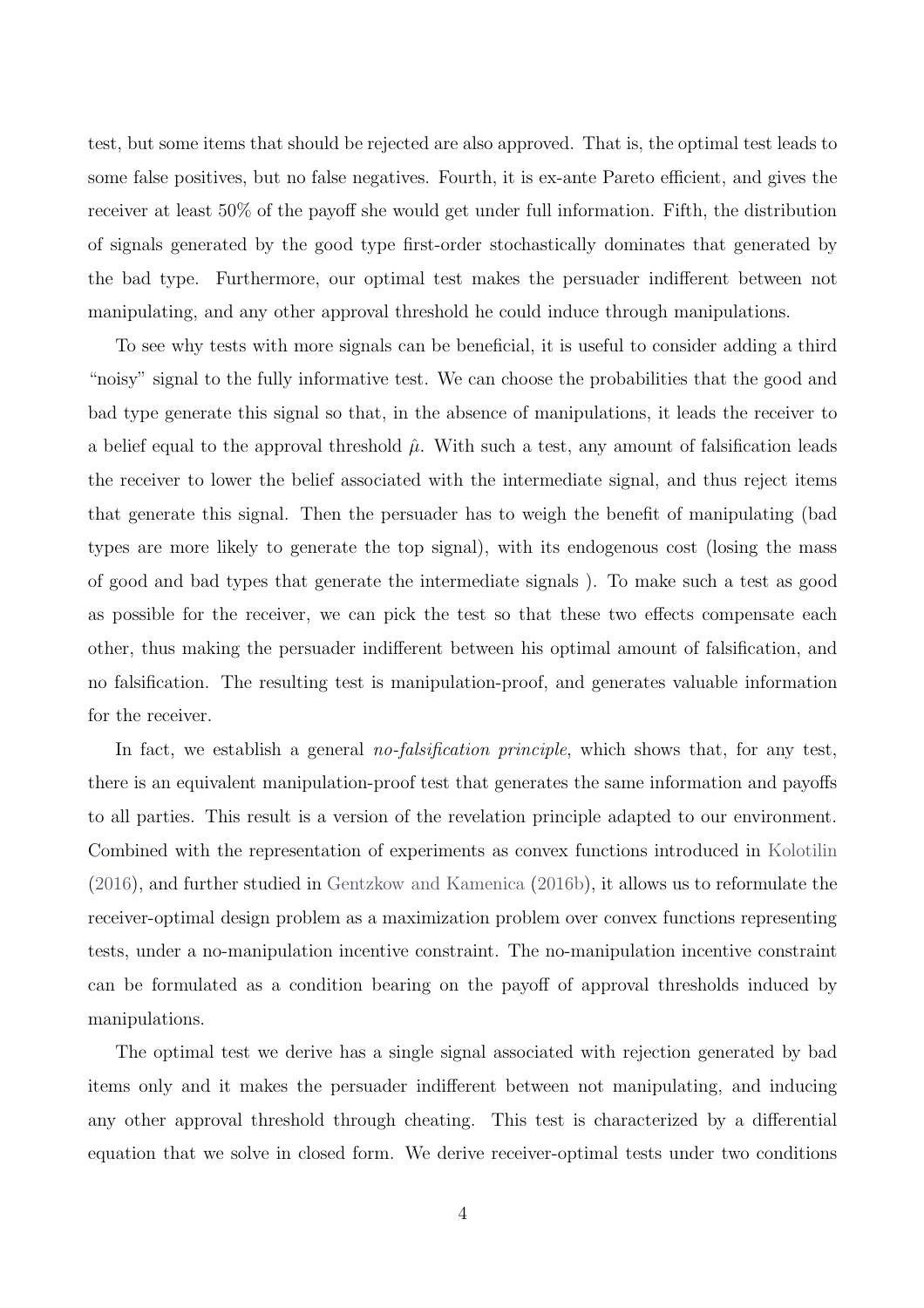test, but some items that should be rejected are also approved. That is, the optimal test leads to some false positives, but no false negatives. Fourth, it is ex-ante Pareto efficient, and gives the receiver at least 50% of the payoff she would get under full information. Fifth, the distribution of signals generated by the good type first-order stochastically dominates that generated by the bad type. Furthermore, our optimal test makes the persuader indifferent between not manipulating, and any other approval threshold he could induce through manipulations.

To see why tests with more signals can be beneficial, it is useful to consider adding a third "noisy" signal to the fully informative test. We can choose the probabilities that the good and bad type generate this signal so that, in the absence of manipulations, it leads the receiver to a belief equal to the approval threshold $\hat{\mu}$. With such a test, any amount of falsification leads the receiver to lower the belief associated with the intermediate signal, and thus reject items that generate this signal. Then the persuader has to weigh the benefit of manipulating (bad types are more likely to generate the top signal), with its endogenous cost (losing the mass of good and bad types that generate the intermediate signals ). To make such a test as good as possible for the receiver, we can pick the test so that these two effects compensate each other, thus making the persuader indifferent between his optimal amount of falsification, and no falsification. The resulting test is manipulation-proof, and generates valuable information for the receiver.

In fact, we establish a general *no-falsification principle*, which shows that, for any test, there is an equivalent manipulation-proof test that generates the same information and payoffs to all parties. This result is a version of the revelation principle adapted to our environment. Combined with the representation of experiments as convex functions introduced in Kolotilin (2016), and further studied in Gentzkow and Kamenica (2016b), it allows us to reformulate the receiver-optimal design problem as a maximization problem over convex functions representing tests, under a no-manipulation incentive constraint. The no-manipulation incentive constraint can be formulated as a condition bearing on the payoff of approval thresholds induced by manipulations.

The optimal test we derive has a single signal associated with rejection generated by bad items only and it makes the persuader indifferent between not manipulating, and inducing any other approval threshold through cheating. This test is characterized by a differential equation that we solve in closed form. We derive receiver-optimal tests under two conditions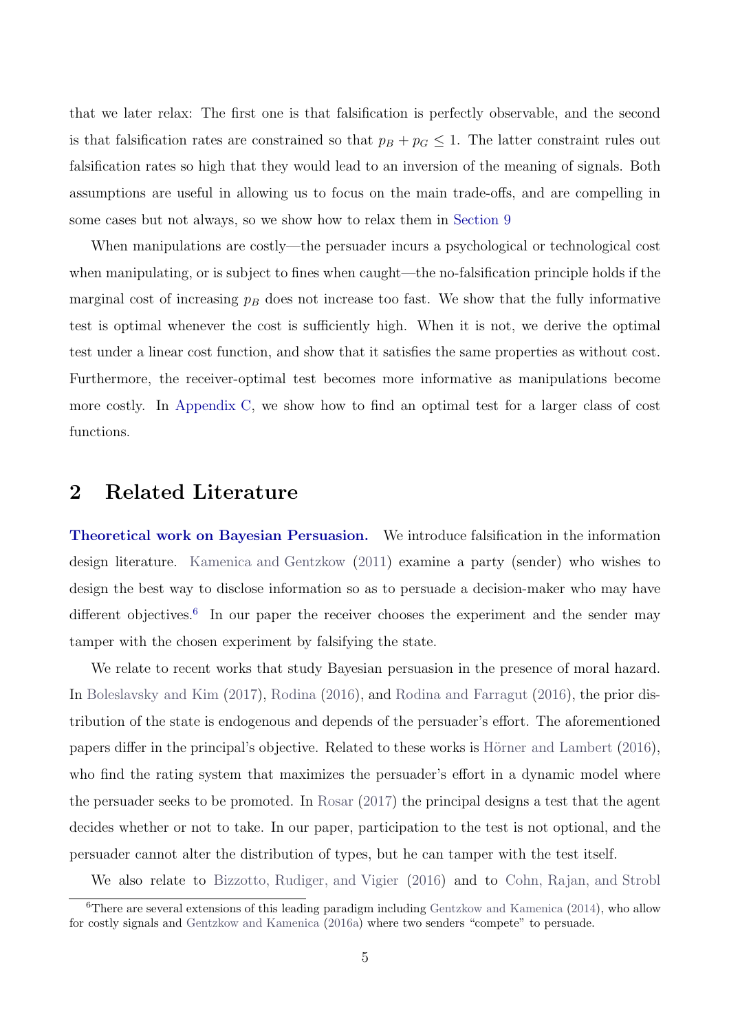that we later relax: The first one is that falsification is perfectly observable, and the second is that falsification rates are constrained so that $p_B + p_G \leq 1$. The latter constraint rules out falsification rates so high that they would lead to an inversion of the meaning of signals. Both assumptions are useful in allowing us to focus on the main trade-offs, and are compelling in some cases but not always, so we show how to relax them in Section 9

When manipulations are costly—the persuader incurs a psychological or technological cost when manipulating, or is subject to fines when caught—the no-falsification principle holds if the marginal cost of increasing $p_B$ does not increase too fast. We show that the fully informative test is optimal whenever the cost is sufficiently high. When it is not, we derive the optimal test under a linear cost function, and show that it satisfies the same properties as without cost. Furthermore, the receiver-optimal test becomes more informative as manipulations become more costly. In Appendix C, we show how to find an optimal test for a larger class of cost functions.

## 2 Related Literature

**Theoretical work on Bayesian Persuasion.** We introduce falsification in the information design literature. Kamenica and Gentzkow (2011) examine a party (sender) who wishes to design the best way to disclose information so as to persuade a decision-maker who may have different objectives.[6] In our paper the receiver chooses the experiment and the sender may tamper with the chosen experiment by falsifying the state.

We relate to recent works that study Bayesian persuasion in the presence of moral hazard. In Boleslavsky and Kim (2017), Rodina (2016), and Rodina and Farragut (2016), the prior distribution of the state is endogenous and depends of the persuader's effort. The aforementioned papers differ in the principal's objective. Related to these works is Hörner and Lambert (2016), who find the rating system that maximizes the persuader's effort in a dynamic model where the persuader seeks to be promoted. In Rosar (2017) the principal designs a test that the agent decides whether or not to take. In our paper, participation to the test is not optional, and the persuader cannot alter the distribution of types, but he can tamper with the test itself.

We also relate to Bizzotto, Rudiger, and Vigier (2016) and to Cohn, Rajan, and Strobl

[6] There are several extensions of this leading paradigm including Gentzkow and Kamenica (2014), who allow for costly signals and Gentzkow and Kamenica (2016a) where two senders "compete" to persuade.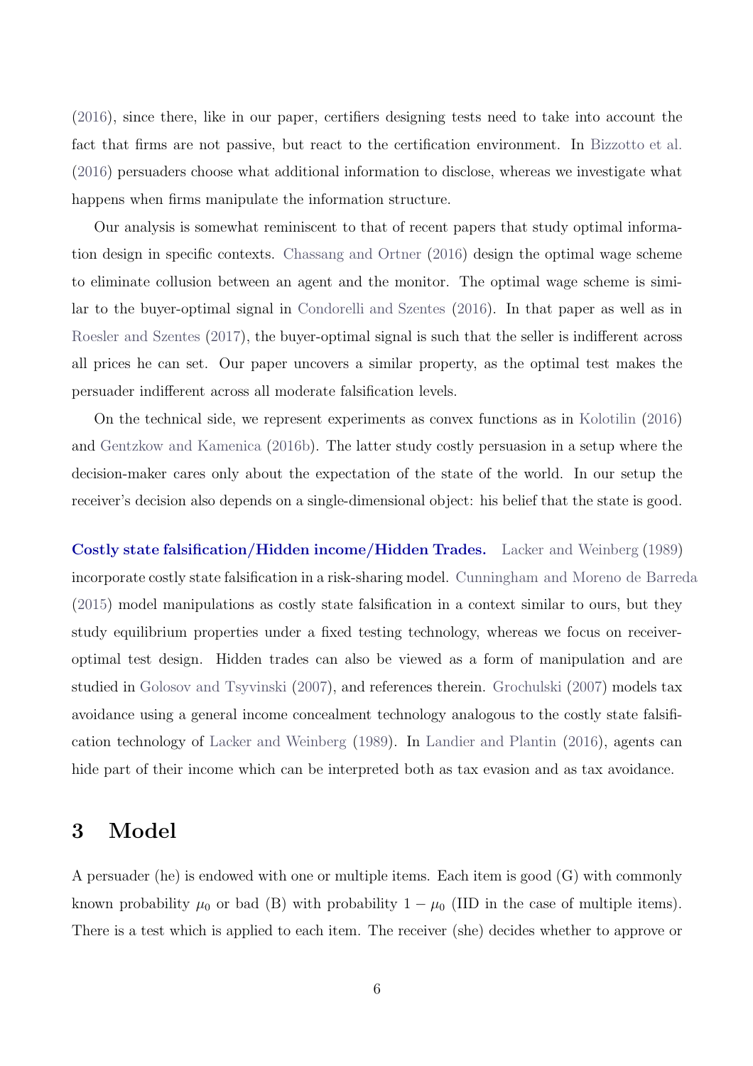(2016), since there, like in our paper, certifiers designing tests need to take into account the fact that firms are not passive, but react to the certification environment. In Bizzotto et al. (2016) persuaders choose what additional information to disclose, whereas we investigate what happens when firms manipulate the information structure.

Our analysis is somewhat reminiscent to that of recent papers that study optimal information design in specific contexts. Chassang and Ortner (2016) design the optimal wage scheme to eliminate collusion between an agent and the monitor. The optimal wage scheme is similar to the buyer-optimal signal in Condorelli and Szentes (2016). In that paper as well as in Roesler and Szentes (2017), the buyer-optimal signal is such that the seller is indifferent across all prices he can set. Our paper uncovers a similar property, as the optimal test makes the persuader indifferent across all moderate falsification levels.

On the technical side, we represent experiments as convex functions as in Kolotilin (2016) and Gentzkow and Kamenica (2016b). The latter study costly persuasion in a setup where the decision-maker cares only about the expectation of the state of the world. In our setup the receiver's decision also depends on a single-dimensional object: his belief that the state is good.

**Costly state falsification/Hidden income/Hidden Trades.** Lacker and Weinberg (1989) incorporate costly state falsification in a risk-sharing model. Cunningham and Moreno de Barreda (2015) model manipulations as costly state falsification in a context similar to ours, but they study equilibrium properties under a fixed testing technology, whereas we focus on receiver-optimal test design. Hidden trades can also be viewed as a form of manipulation and are studied in Golosov and Tsyvinski (2007), and references therein. Grochulski (2007) models tax avoidance using a general income concealment technology analogous to the costly state falsification technology of Lacker and Weinberg (1989). In Landier and Plantin (2016), agents can hide part of their income which can be interpreted both as tax evasion and as tax avoidance.

# 3 Model

A persuader (he) is endowed with one or multiple items. Each item is good (G) with commonly known probability $\mu_0$ or bad (B) with probability $1 - \mu_0$ (IID in the case of multiple items). There is a test which is applied to each item. The receiver (she) decides whether to approve or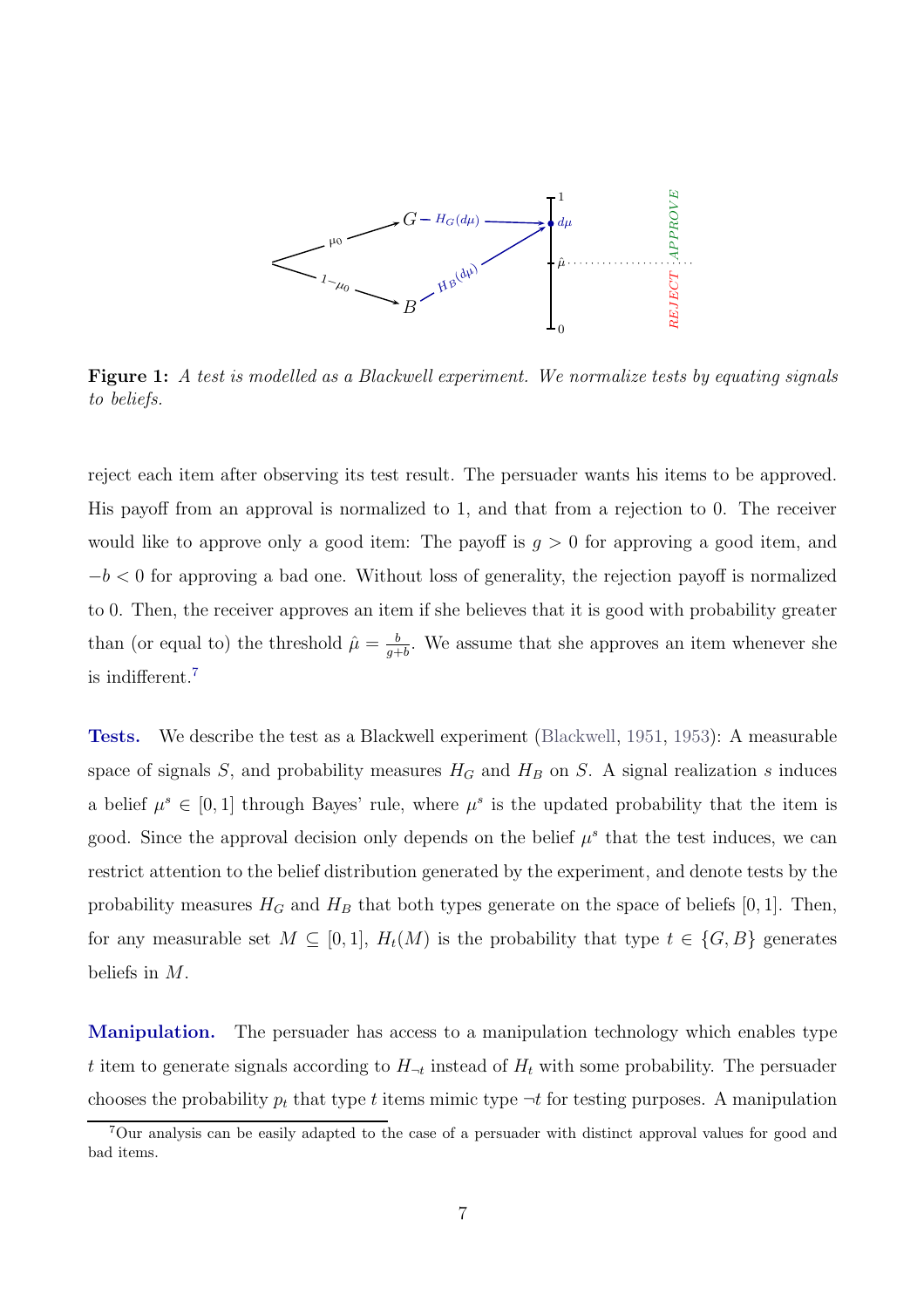$\mu_0$

$1-\mu_0$

$G$

$B$

$H_G(d\mu)$

$H_B(d\mu)$

1

$d\mu$

$\hat{\mu}$

0

APPROVE

REJECT

**Figure 1:** *A test is modelled as a Blackwell experiment. We normalize tests by equating signals to beliefs.*

reject each item after observing its test result. The persuader wants his items to be approved. His payoff from an approval is normalized to 1, and that from a rejection to 0. The receiver would like to approve only a good item: The payoff is $g > 0$ for approving a good item, and $-b < 0$ for approving a bad one. Without loss of generality, the rejection payoff is normalized to 0. Then, the receiver approves an item if she believes that it is good with probability greater than (or equal to) the threshold $\hat{\mu} = \frac{b}{g+b}$. We assume that she approves an item whenever she is indifferent.[7]

**Tests.** We describe the test as a Blackwell experiment (Blackwell, 1951, 1953): A measurable space of signals $S$, and probability measures $H_G$ and $H_B$ on $S$. A signal realization $s$ induces a belief $\mu^s \in [0, 1]$ through Bayes' rule, where $\mu^s$ is the updated probability that the item is good. Since the approval decision only depends on the belief $\mu^s$ that the test induces, we can restrict attention to the belief distribution generated by the experiment, and denote tests by the probability measures $H_G$ and $H_B$ that both types generate on the space of beliefs $[0, 1]$. Then, for any measurable set $M \subseteq [0, 1]$, $H_t(M)$ is the probability that type $t \in \{G, B\}$ generates beliefs in $M$.

**Manipulation.** The persuader has access to a manipulation technology which enables type $t$ item to generate signals according to $H_{\neg t}$ instead of $H_t$ with some probability. The persuader chooses the probability $p_t$ that type $t$ items mimic type $\neg t$ for testing purposes. A manipulation

[7] Our analysis can be easily adapted to the case of a persuader with distinct approval values for good and bad items.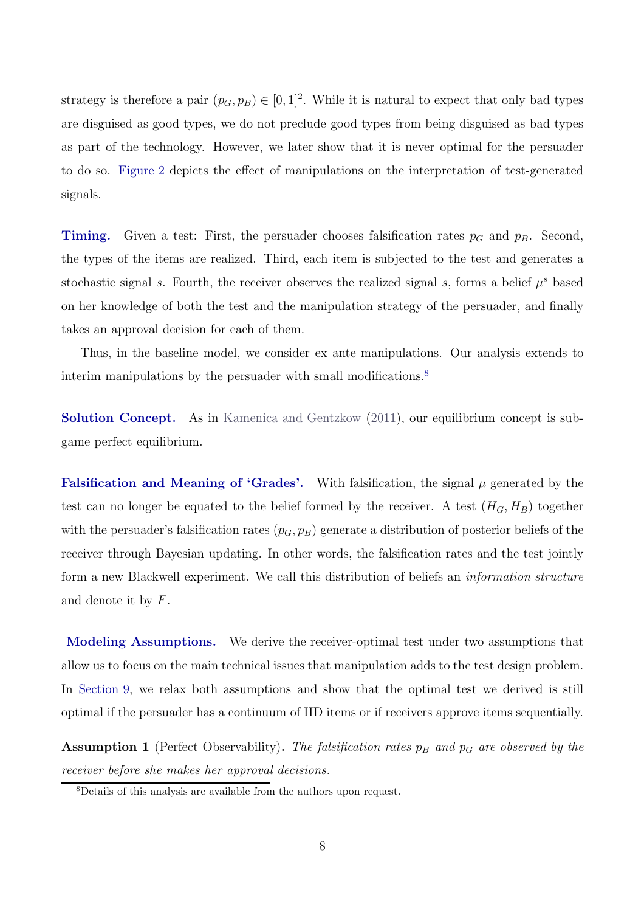strategy is therefore a pair $(p_G, p_B) \in [0,1]^2$. While it is natural to expect that only bad types are disguised as good types, we do not preclude good types from being disguised as bad types as part of the technology. However, we later show that it is never optimal for the persuader to do so. Figure 2 depicts the effect of manipulations on the interpretation of test-generated signals.

**Timing.** Given a test: First, the persuader chooses falsification rates $p_G$ and $p_B$. Second, the types of the items are realized. Third, each item is subjected to the test and generates a stochastic signal $s$. Fourth, the receiver observes the realized signal $s$, forms a belief $\mu^s$ based on her knowledge of both the test and the manipulation strategy of the persuader, and finally takes an approval decision for each of them.

Thus, in the baseline model, we consider ex ante manipulations. Our analysis extends to interim manipulations by the persuader with small modifications.[8]

**Solution Concept.** As in Kamenica and Gentzkow (2011), our equilibrium concept is subgame perfect equilibrium.

**Falsification and Meaning of 'Grades'.** With falsification, the signal $\mu$ generated by the test can no longer be equated to the belief formed by the receiver. A test $(H_G, H_B)$ together with the persuader's falsification rates $(p_G, p_B)$ generate a distribution of posterior beliefs of the receiver through Bayesian updating. In other words, the falsification rates and the test jointly form a new Blackwell experiment. We call this distribution of beliefs an *information structure* and denote it by $F$.

**Modeling Assumptions.** We derive the receiver-optimal test under two assumptions that allow us to focus on the main technical issues that manipulation adds to the test design problem. In Section 9, we relax both assumptions and show that the optimal test we derived is still optimal if the persuader has a continuum of IID items or if receivers approve items sequentially.

**Assumption 1** (Perfect Observability). *The falsification rates $p_B$ and $p_G$ are observed by the receiver before she makes her approval decisions.*

[8] Details of this analysis are available from the authors upon request.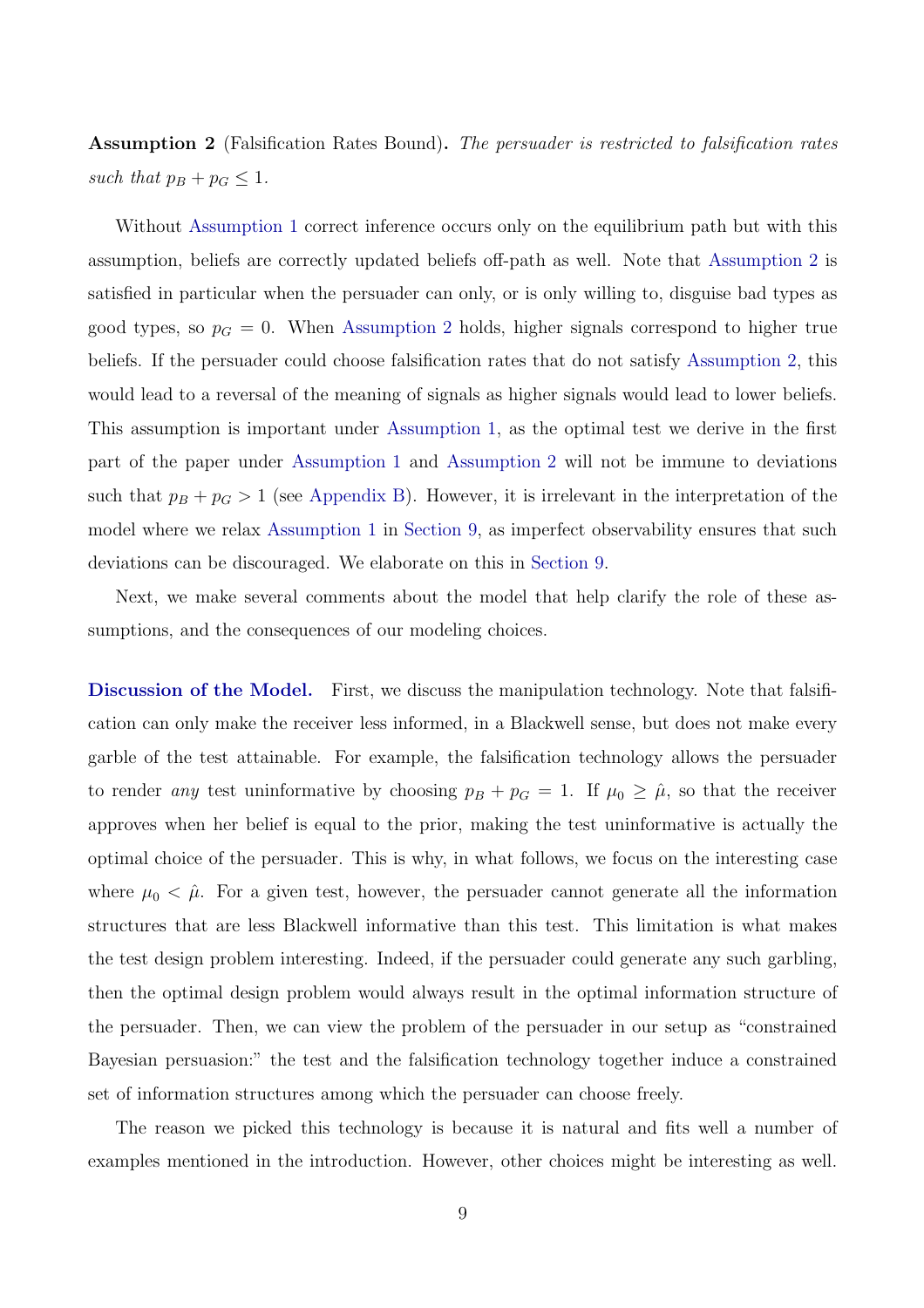**Assumption 2** (Falsification Rates Bound)**.** *The persuader is restricted to falsification rates such that $p_B + p_G \leq 1$.*

Without Assumption 1 correct inference occurs only on the equilibrium path but with this assumption, beliefs are correctly updated beliefs off-path as well. Note that Assumption 2 is satisfied in particular when the persuader can only, or is only willing to, disguise bad types as good types, so $p_G = 0$. When Assumption 2 holds, higher signals correspond to higher true beliefs. If the persuader could choose falsification rates that do not satisfy Assumption 2, this would lead to a reversal of the meaning of signals as higher signals would lead to lower beliefs. This assumption is important under Assumption 1, as the optimal test we derive in the first part of the paper under Assumption 1 and Assumption 2 will not be immune to deviations such that $p_B + p_G > 1$ (see Appendix B). However, it is irrelevant in the interpretation of the model where we relax Assumption 1 in Section 9, as imperfect observability ensures that such deviations can be discouraged. We elaborate on this in Section 9.

Next, we make several comments about the model that help clarify the role of these assumptions, and the consequences of our modeling choices.

**Discussion of the Model.** First, we discuss the manipulation technology. Note that falsification can only make the receiver less informed, in a Blackwell sense, but does not make every garble of the test attainable. For example, the falsification technology allows the persuader to render *any* test uninformative by choosing $p_B + p_G = 1$. If $\mu_0 \geq \hat{\mu}$, so that the receiver approves when her belief is equal to the prior, making the test uninformative is actually the optimal choice of the persuader. This is why, in what follows, we focus on the interesting case where $\mu_0 < \hat{\mu}$. For a given test, however, the persuader cannot generate all the information structures that are less Blackwell informative than this test. This limitation is what makes the test design problem interesting. Indeed, if the persuader could generate any such garbling, then the optimal design problem would always result in the optimal information structure of the persuader. Then, we can view the problem of the persuader in our setup as "constrained Bayesian persuasion:" the test and the falsification technology together induce a constrained set of information structures among which the persuader can choose freely.

The reason we picked this technology is because it is natural and fits well a number of examples mentioned in the introduction. However, other choices might be interesting as well.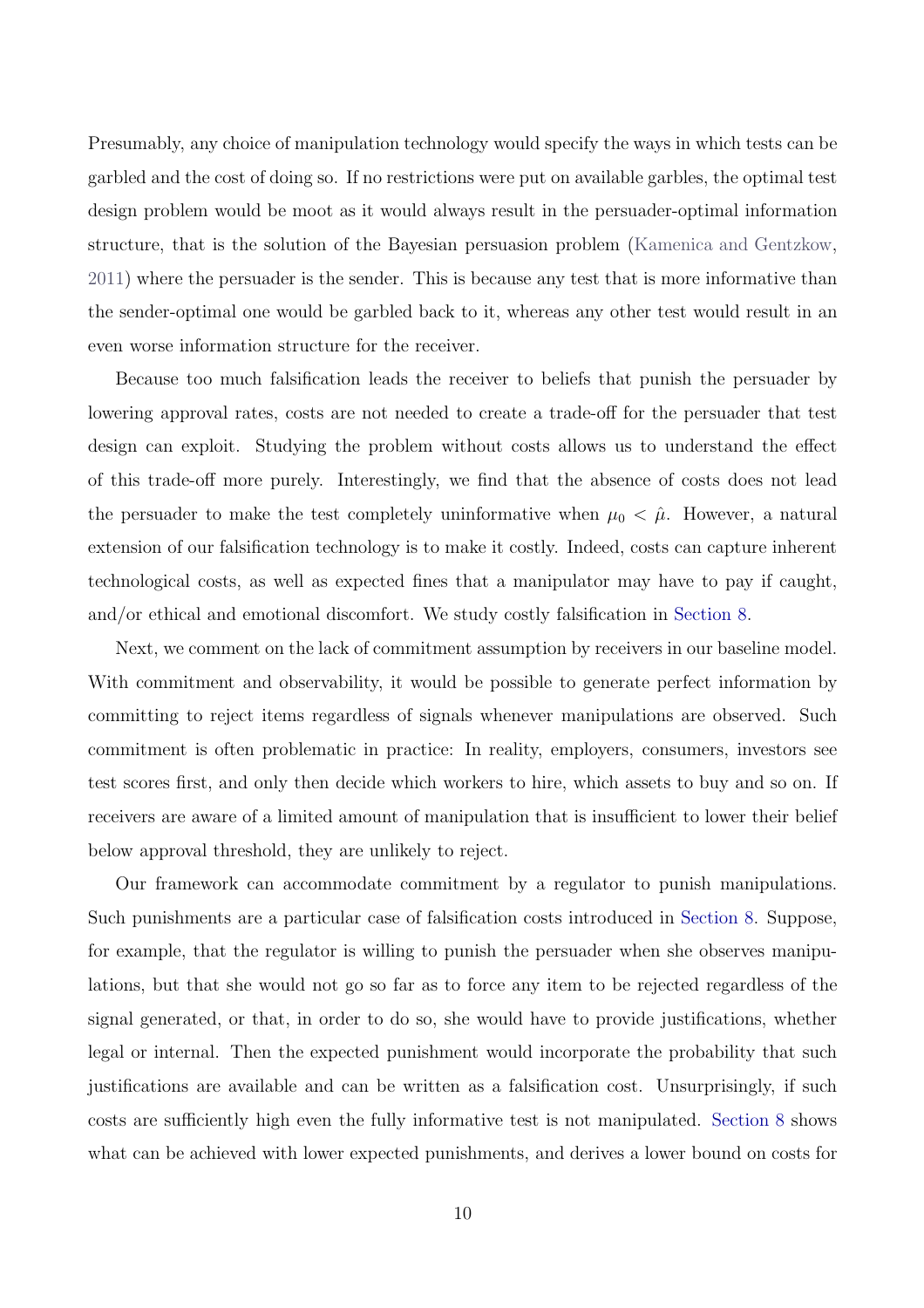Presumably, any choice of manipulation technology would specify the ways in which tests can be garbled and the cost of doing so. If no restrictions were put on available garbles, the optimal test design problem would be moot as it would always result in the persuader-optimal information structure, that is the solution of the Bayesian persuasion problem (Kamenica and Gentzkow, 2011) where the persuader is the sender. This is because any test that is more informative than the sender-optimal one would be garbled back to it, whereas any other test would result in an even worse information structure for the receiver.

Because too much falsification leads the receiver to beliefs that punish the persuader by lowering approval rates, costs are not needed to create a trade-off for the persuader that test design can exploit. Studying the problem without costs allows us to understand the effect of this trade-off more purely. Interestingly, we find that the absence of costs does not lead the persuader to make the test completely uninformative when $\mu_0 < \hat{\mu}$. However, a natural extension of our falsification technology is to make it costly. Indeed, costs can capture inherent technological costs, as well as expected fines that a manipulator may have to pay if caught, and/or ethical and emotional discomfort. We study costly falsification in Section 8.

Next, we comment on the lack of commitment assumption by receivers in our baseline model. With commitment and observability, it would be possible to generate perfect information by committing to reject items regardless of signals whenever manipulations are observed. Such commitment is often problematic in practice: In reality, employers, consumers, investors see test scores first, and only then decide which workers to hire, which assets to buy and so on. If receivers are aware of a limited amount of manipulation that is insufficient to lower their belief below approval threshold, they are unlikely to reject.

Our framework can accommodate commitment by a regulator to punish manipulations. Such punishments are a particular case of falsification costs introduced in Section 8. Suppose, for example, that the regulator is willing to punish the persuader when she observes manipulations, but that she would not go so far as to force any item to be rejected regardless of the signal generated, or that, in order to do so, she would have to provide justifications, whether legal or internal. Then the expected punishment would incorporate the probability that such justifications are available and can be written as a falsification cost. Unsurprisingly, if such costs are sufficiently high even the fully informative test is not manipulated. Section 8 shows what can be achieved with lower expected punishments, and derives a lower bound on costs for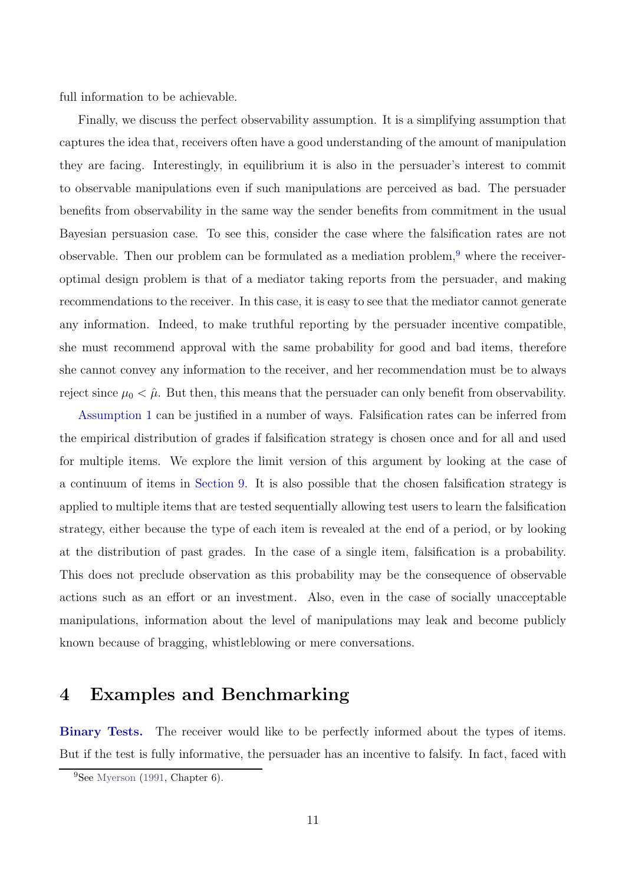full information to be achievable.

Finally, we discuss the perfect observability assumption. It is a simplifying assumption that captures the idea that, receivers often have a good understanding of the amount of manipulation they are facing. Interestingly, in equilibrium it is also in the persuader's interest to commit to observable manipulations even if such manipulations are perceived as bad. The persuader benefits from observability in the same way the sender benefits from commitment in the usual Bayesian persuasion case. To see this, consider the case where the falsification rates are not observable. Then our problem can be formulated as a mediation problem,[9] where the receiver-optimal design problem is that of a mediator taking reports from the persuader, and making recommendations to the receiver. In this case, it is easy to see that the mediator cannot generate any information. Indeed, to make truthful reporting by the persuader incentive compatible, she must recommend approval with the same probability for good and bad items, therefore she cannot convey any information to the receiver, and her recommendation must be to always reject since $\mu_0 < \hat{\mu}$. But then, this means that the persuader can only benefit from observability.

Assumption 1 can be justified in a number of ways. Falsification rates can be inferred from the empirical distribution of grades if falsification strategy is chosen once and for all and used for multiple items. We explore the limit version of this argument by looking at the case of a continuum of items in Section 9. It is also possible that the chosen falsification strategy is applied to multiple items that are tested sequentially allowing test users to learn the falsification strategy, either because the type of each item is revealed at the end of a period, or by looking at the distribution of past grades. In the case of a single item, falsification is a probability. This does not preclude observation as this probability may be the consequence of observable actions such as an effort or an investment. Also, even in the case of socially unacceptable manipulations, information about the level of manipulations may leak and become publicly known because of bragging, whistleblowing or mere conversations.

## 4 Examples and Benchmarking

**Binary Tests.** The receiver would like to be perfectly informed about the types of items. But if the test is fully informative, the persuader has an incentive to falsify. In fact, faced with

[9] See Myerson (1991, Chapter 6).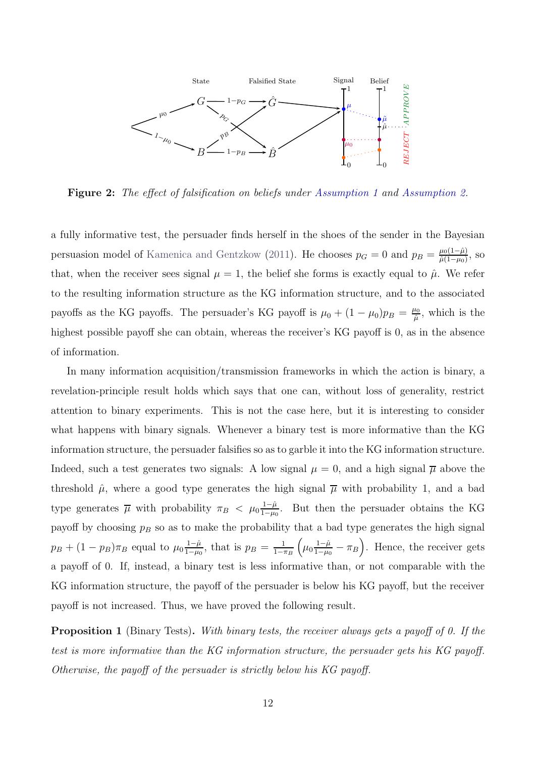State

Falsified State

Signal

Belief

$G$

$\hat{G}$

$B$

$\hat{B}$

$\mu_0$

$1-\mu_0$

$1-p_G$

$p_G$

$p_B$

$1-p_B$

1

$\mu$

$\mu_0$

0

1

$\tilde{\mu}$

$\hat{\mu}$

0

APPROVE

REJECT

**Figure 2:** *The effect of falsification on beliefs under Assumption 1 and Assumption 2.*

a fully informative test, the persuader finds herself in the shoes of the sender in the Bayesian persuasion model of Kamenica and Gentzkow (2011). He chooses $p_G = 0$ and $p_B = \frac{\mu_0(1-\hat{\mu})}{\hat{\mu}(1-\mu_0)}$, so that, when the receiver sees signal $\mu = 1$, the belief she forms is exactly equal to $\hat{\mu}$. We refer to the resulting information structure as the KG information structure, and to the associated payoffs as the KG payoffs. The persuader's KG payoff is $\mu_0 + (1-\mu_0)p_B = \frac{\mu_0}{\hat{\mu}}$, which is the highest possible payoff she can obtain, whereas the receiver's KG payoff is 0, as in the absence of information.

In many information acquisition/transmission frameworks in which the action is binary, a revelation-principle result holds which says that one can, without loss of generality, restrict attention to binary experiments. This is not the case here, but it is interesting to consider what happens with binary signals. Whenever a binary test is more informative than the KG information structure, the persuader falsifies so as to garble it into the KG information structure. Indeed, such a test generates two signals: A low signal $\mu = 0$, and a high signal $\overline{\mu}$ above the threshold $\hat{\mu}$, where a good type generates the high signal $\overline{\mu}$ with probability 1, and a bad type generates $\overline{\mu}$ with probability $\pi_B < \mu_0 \frac{1-\hat{\mu}}{1-\mu_0}$. But then the persuader obtains the KG payoff by choosing $p_B$ so as to make the probability that a bad type generates the high signal $p_B + (1-p_B)\pi_B$ equal to $\mu_0 \frac{1-\hat{\mu}}{1-\mu_0}$, that is $p_B = \frac{1}{1-\pi_B}\left(\mu_0 \frac{1-\hat{\mu}}{1-\mu_0} - \pi_B\right)$. Hence, the receiver gets a payoff of 0. If, instead, a binary test is less informative than, or not comparable with the KG information structure, the payoff of the persuader is below his KG payoff, but the receiver payoff is not increased. Thus, we have proved the following result.

**Proposition 1** (Binary Tests)**.** *With binary tests, the receiver always gets a payoff of 0. If the test is more informative than the KG information structure, the persuader gets his KG payoff. Otherwise, the payoff of the persuader is strictly below his KG payoff.*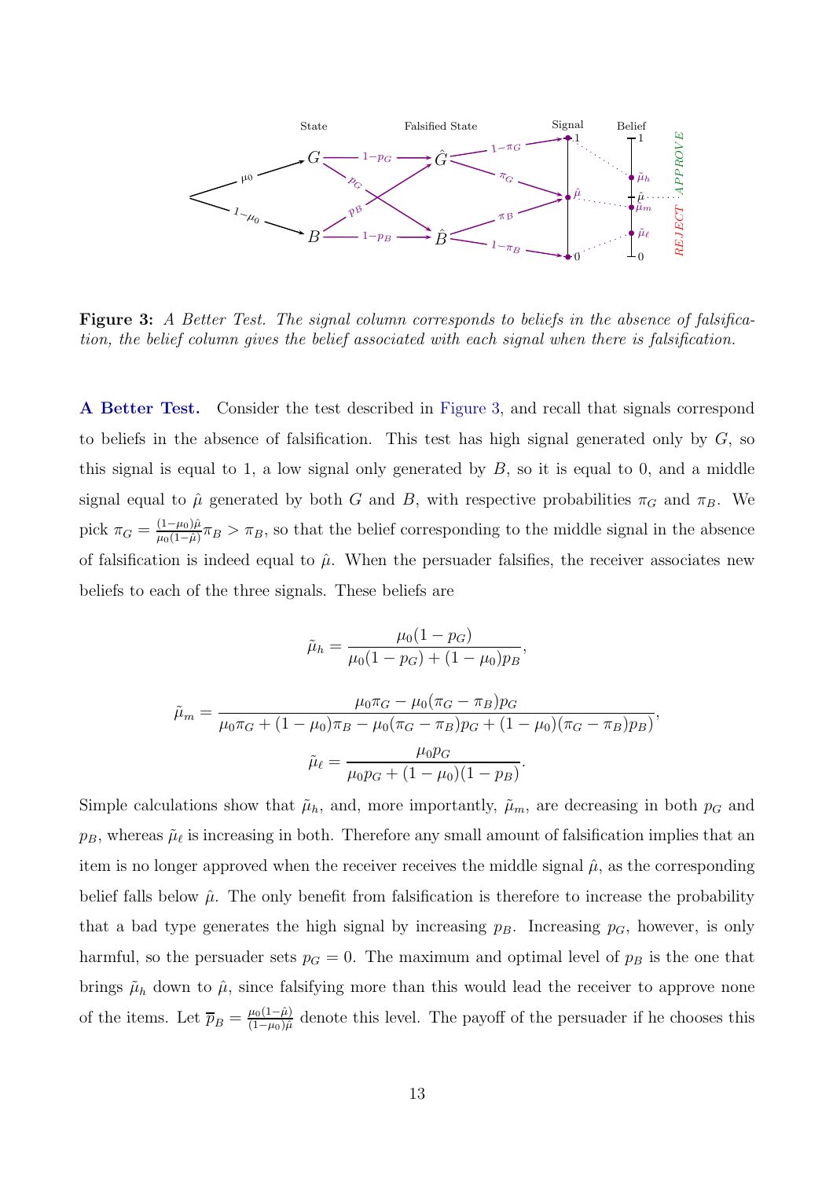State

Falsified State

Signal

Belief

$G$

$B$

$\hat{G}$

$\hat{B}$

$\mu_0$

$1-\mu_0$

$1-p_G$

$p_G$

$p_B$

$1-p_B$

$1-\pi_G$

$\pi_G$

$\pi_B$

$1-\pi_B$

1

$\hat{\mu}$

0

1

$\tilde{\mu}_h$

$\hat{\mu}$

$\tilde{\mu}_m$

$\tilde{\mu}_\ell$

0

APPROVE

REJECT

**Figure 3:** *A Better Test. The signal column corresponds to beliefs in the absence of falsification, the belief column gives the belief associated with each signal when there is falsification.*

**A Better Test.** Consider the test described in Figure 3, and recall that signals correspond to beliefs in the absence of falsification. This test has high signal generated only by $G$, so this signal is equal to 1, a low signal only generated by $B$, so it is equal to 0, and a middle signal equal to $\hat{\mu}$ generated by both $G$ and $B$, with respective probabilities $\pi_G$ and $\pi_B$. We pick $\pi_G = \frac{(1-\mu_0)\hat{\mu}}{\mu_0(1-\hat{\mu})}\pi_B > \pi_B$, so that the belief corresponding to the middle signal in the absence of falsification is indeed equal to $\hat{\mu}$. When the persuader falsifies, the receiver associates new beliefs to each of the three signals. These beliefs are

$$\tilde{\mu}_h = \frac{\mu_0(1-p_G)}{\mu_0(1-p_G)+(1-\mu_0)p_B},$$

$$\tilde{\mu}_m = \frac{\mu_0\pi_G - \mu_0(\pi_G-\pi_B)p_G}{\mu_0\pi_G + (1-\mu_0)\pi_B - \mu_0(\pi_G-\pi_B)p_G + (1-\mu_0)(\pi_G-\pi_B)p_B)},$$

$$\tilde{\mu}_\ell = \frac{\mu_0 p_G}{\mu_0 p_G + (1-\mu_0)(1-p_B)}.$$

Simple calculations show that $\tilde{\mu}_h$, and, more importantly, $\tilde{\mu}_m$, are decreasing in both $p_G$ and $p_B$, whereas $\tilde{\mu}_\ell$ is increasing in both. Therefore any small amount of falsification implies that an item is no longer approved when the receiver receives the middle signal $\hat{\mu}$, as the corresponding belief falls below $\hat{\mu}$. The only benefit from falsification is therefore to increase the probability that a bad type generates the high signal by increasing $p_B$. Increasing $p_G$, however, is only harmful, so the persuader sets $p_G = 0$. The maximum and optimal level of $p_B$ is the one that brings $\tilde{\mu}_h$ down to $\hat{\mu}$, since falsifying more than this would lead the receiver to approve none of the items. Let $\overline{p}_B = \frac{\mu_0(1-\hat{\mu})}{(1-\mu_0)\hat{\mu}}$ denote this level. The payoff of the persuader if he chooses this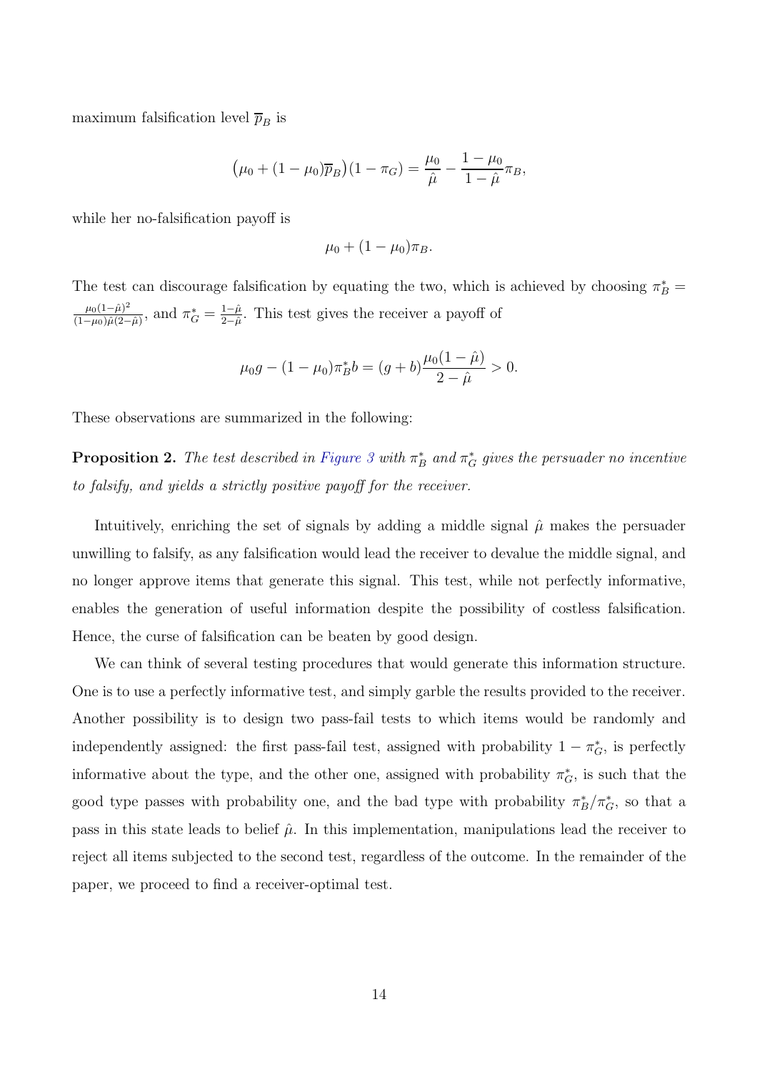maximum falsification level $\overline{p}_B$ is

$$\left(\mu_0 + (1-\mu_0)\overline{p}_B\right)(1-\pi_G) = \frac{\mu_0}{\hat{\mu}} - \frac{1-\mu_0}{1-\hat{\mu}}\pi_B,$$

while her no-falsification payoff is

$$\mu_0 + (1-\mu_0)\pi_B.$$

The test can discourage falsification by equating the two, which is achieved by choosing $\pi_B^* = \frac{\mu_0(1-\hat{\mu})^2}{(1-\mu_0)\hat{\mu}(2-\hat{\mu})}$, and $\pi_G^* = \frac{1-\hat{\mu}}{2-\hat{\mu}}$. This test gives the receiver a payoff of

$$\mu_0 g - (1-\mu_0)\pi_B^* b = (g+b)\frac{\mu_0(1-\hat{\mu})}{2-\hat{\mu}} > 0.$$

These observations are summarized in the following:

**Proposition 2.** *The test described in Figure 3 with $\pi_B^*$ and $\pi_G^*$ gives the persuader no incentive to falsify, and yields a strictly positive payoff for the receiver.*

Intuitively, enriching the set of signals by adding a middle signal $\hat{\mu}$ makes the persuader unwilling to falsify, as any falsification would lead the receiver to devalue the middle signal, and no longer approve items that generate this signal. This test, while not perfectly informative, enables the generation of useful information despite the possibility of costless falsification. Hence, the curse of falsification can be beaten by good design.

We can think of several testing procedures that would generate this information structure. One is to use a perfectly informative test, and simply garble the results provided to the receiver. Another possibility is to design two pass-fail tests to which items would be randomly and independently assigned: the first pass-fail test, assigned with probability $1-\pi_G^*$, is perfectly informative about the type, and the other one, assigned with probability $\pi_G^*$, is such that the good type passes with probability one, and the bad type with probability $\pi_B^*/\pi_G^*$, so that a pass in this state leads to belief $\hat{\mu}$. In this implementation, manipulations lead the receiver to reject all items subjected to the second test, regardless of the outcome. In the remainder of the paper, we proceed to find a receiver-optimal test.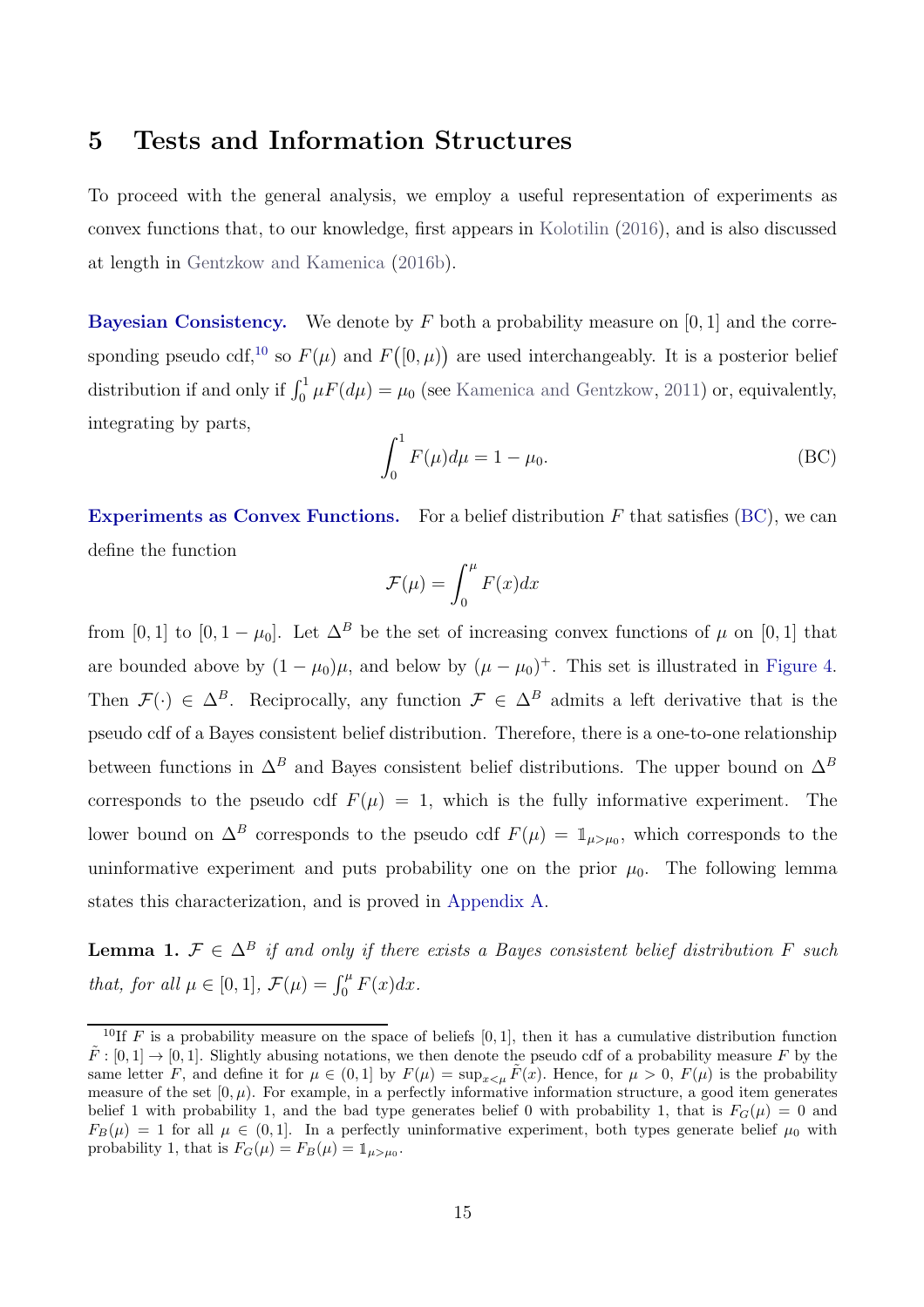# 5 Tests and Information Structures

To proceed with the general analysis, we employ a useful representation of experiments as convex functions that, to our knowledge, first appears in Kolotilin (2016), and is also discussed at length in Gentzkow and Kamenica (2016b).

**Bayesian Consistency.** We denote by $F$ both a probability measure on $[0,1]$ and the corresponding pseudo cdf,[10] so $F(\mu)$ and $F\big([0,\mu)\big)$ are used interchangeably. It is a posterior belief distribution if and only if $\int_0^1 \mu F(d\mu) = \mu_0$ (see Kamenica and Gentzkow, 2011) or, equivalently, integrating by parts,

$$\int_0^1 F(\mu)d\mu = 1 - \mu_0. \tag{BC}$$

**Experiments as Convex Functions.** For a belief distribution $F$ that satisfies (BC), we can define the function

$$\mathcal{F}(\mu) = \int_0^\mu F(x)dx$$

from $[0,1]$ to $[0, 1-\mu_0]$. Let $\Delta^B$ be the set of increasing convex functions of $\mu$ on $[0,1]$ that are bounded above by $(1-\mu_0)\mu$, and below by $(\mu - \mu_0)^+$. This set is illustrated in Figure 4. Then $\mathcal{F}(\cdot) \in \Delta^B$. Reciprocally, any function $\mathcal{F} \in \Delta^B$ admits a left derivative that is the pseudo cdf of a Bayes consistent belief distribution. Therefore, there is a one-to-one relationship between functions in $\Delta^B$ and Bayes consistent belief distributions. The upper bound on $\Delta^B$ corresponds to the pseudo cdf $F(\mu) = 1$, which is the fully informative experiment. The lower bound on $\Delta^B$ corresponds to the pseudo cdf $F(\mu) = \mathbb{1}_{\mu > \mu_0}$, which corresponds to the uninformative experiment and puts probability one on the prior $\mu_0$. The following lemma states this characterization, and is proved in Appendix A.

**Lemma 1.** *$\mathcal{F} \in \Delta^B$ if and only if there exists a Bayes consistent belief distribution $F$ such that, for all $\mu \in [0,1]$, $\mathcal{F}(\mu) = \int_0^\mu F(x)dx$.*

---

[10] If $F$ is a probability measure on the space of beliefs $[0,1]$, then it has a cumulative distribution function $\tilde{F} : [0,1] \to [0,1]$. Slightly abusing notations, we then denote the pseudo cdf of a probability measure $F$ by the same letter $F$, and define it for $\mu \in (0,1]$ by $F(\mu) = \sup_{x<\mu} \tilde{F}(x)$. Hence, for $\mu > 0$, $F(\mu)$ is the probability measure of the set $[0,\mu)$. For example, in a perfectly informative information structure, a good item generates belief 1 with probability 1, and the bad type generates belief 0 with probability 1, that is $F_G(\mu) = 0$ and $F_B(\mu) = 1$ for all $\mu \in (0,1]$. In a perfectly uninformative experiment, both types generate belief $\mu_0$ with probability 1, that is $F_G(\mu) = F_B(\mu) = \mathbb{1}_{\mu > \mu_0}$.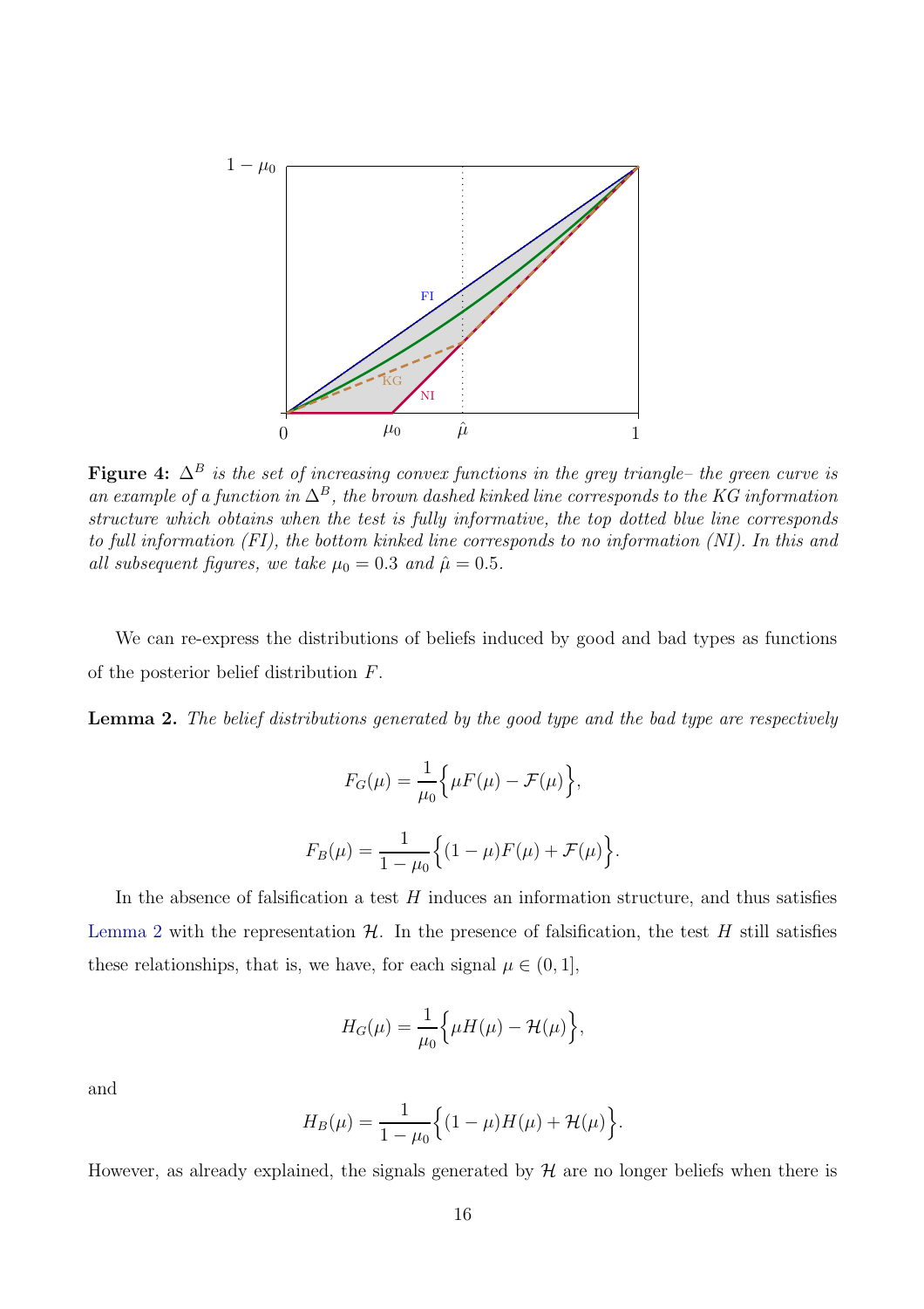$1-\mu_0$

FI

KG

NI

0

$\mu_0$

$\hat{\mu}$

1

**Figure 4:** *$\Delta^B$ is the set of increasing convex functions in the grey triangle– the green curve is an example of a function in $\Delta^B$, the brown dashed kinked line corresponds to the KG information structure which obtains when the test is fully informative, the top dotted blue line corresponds to full information (FI), the bottom kinked line corresponds to no information (NI). In this and all subsequent figures, we take $\mu_0 = 0.3$ and $\hat{\mu} = 0.5$.*

We can re-express the distributions of beliefs induced by good and bad types as functions of the posterior belief distribution $F$.

**Lemma 2.** *The belief distributions generated by the good type and the bad type are respectively*

$$F_G(\mu) = \frac{1}{\mu_0}\Big\{\mu F(\mu) - \mathcal{F}(\mu)\Big\},$$

$$F_B(\mu) = \frac{1}{1-\mu_0}\Big\{(1-\mu)F(\mu) + \mathcal{F}(\mu)\Big\}.$$

In the absence of falsification a test $H$ induces an information structure, and thus satisfies Lemma 2 with the representation $\mathcal{H}$. In the presence of falsification, the test $H$ still satisfies these relationships, that is, we have, for each signal $\mu \in (0, 1]$,

$$H_G(\mu) = \frac{1}{\mu_0}\Big\{\mu H(\mu) - \mathcal{H}(\mu)\Big\},$$

and

$$H_B(\mu) = \frac{1}{1-\mu_0}\Big\{(1-\mu)H(\mu) + \mathcal{H}(\mu)\Big\}.$$

However, as already explained, the signals generated by $\mathcal{H}$ are no longer beliefs when there is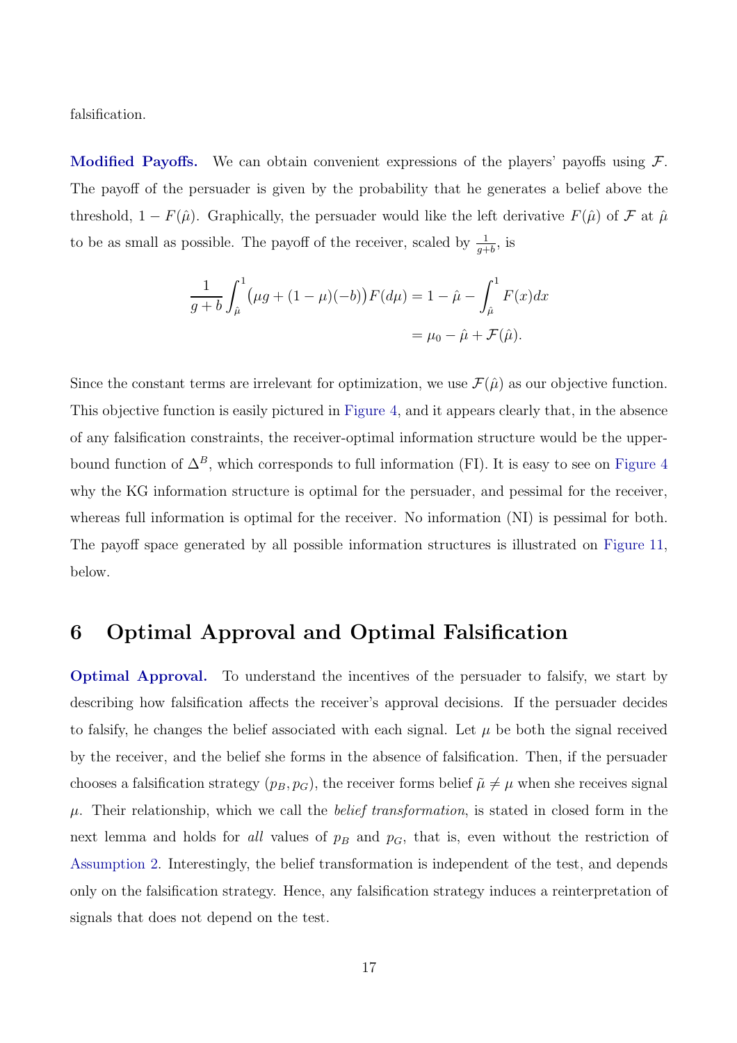falsification.

**Modified Payoffs.** We can obtain convenient expressions of the players' payoffs using $\mathcal{F}$. The payoff of the persuader is given by the probability that he generates a belief above the threshold, $1 - F(\hat{\mu})$. Graphically, the persuader would like the left derivative $F(\hat{\mu})$ of $\mathcal{F}$ at $\hat{\mu}$ to be as small as possible. The payoff of the receiver, scaled by $\frac{1}{g+b}$, is

$$
\begin{aligned}
\frac{1}{g+b}\int_{\hat{\mu}}^{1}\big(\mu g + (1-\mu)(-b)\big)F(d\mu) &= 1 - \hat{\mu} - \int_{\hat{\mu}}^{1} F(x)dx \\
&= \mu_0 - \hat{\mu} + \mathcal{F}(\hat{\mu}).
\end{aligned}
$$

Since the constant terms are irrelevant for optimization, we use $\mathcal{F}(\hat{\mu})$ as our objective function. This objective function is easily pictured in Figure 4, and it appears clearly that, in the absence of any falsification constraints, the receiver-optimal information structure would be the upper-bound function of $\Delta^B$, which corresponds to full information (FI). It is easy to see on Figure 4 why the KG information structure is optimal for the persuader, and pessimal for the receiver, whereas full information is optimal for the receiver. No information (NI) is pessimal for both. The payoff space generated by all possible information structures is illustrated on Figure 11, below.

## 6 Optimal Approval and Optimal Falsification

**Optimal Approval.** To understand the incentives of the persuader to falsify, we start by describing how falsification affects the receiver's approval decisions. If the persuader decides to falsify, he changes the belief associated with each signal. Let $\mu$ be both the signal received by the receiver, and the belief she forms in the absence of falsification. Then, if the persuader chooses a falsification strategy $(p_B, p_G)$, the receiver forms belief $\tilde{\mu} \neq \mu$ when she receives signal $\mu$. Their relationship, which we call the *belief transformation*, is stated in closed form in the next lemma and holds for *all* values of $p_B$ and $p_G$, that is, even without the restriction of Assumption 2. Interestingly, the belief transformation is independent of the test, and depends only on the falsification strategy. Hence, any falsification strategy induces a reinterpretation of signals that does not depend on the test.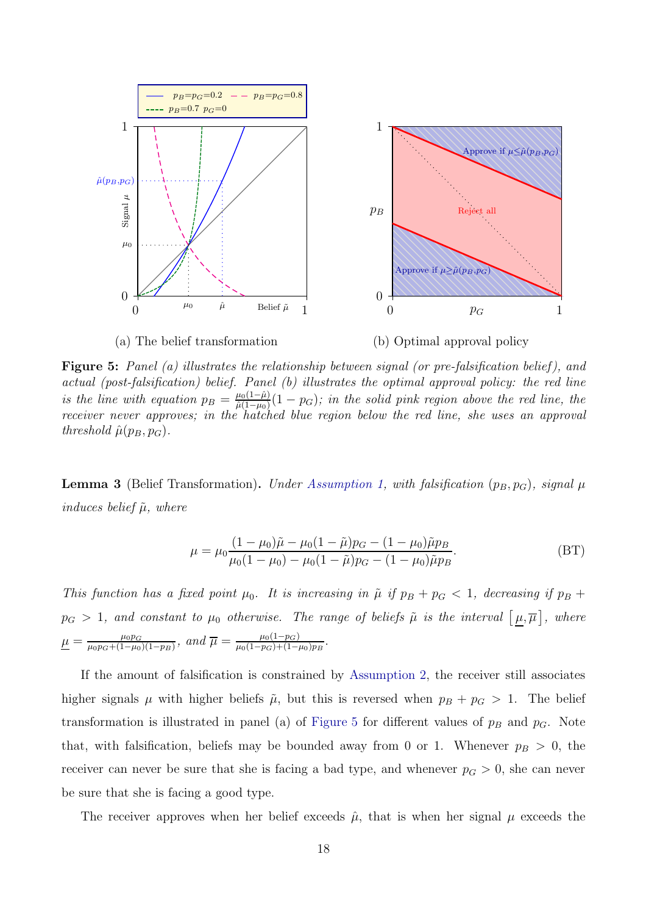$p_B$=$p_G$=0.2 — — $p_B$=$p_G$=0.8

$p_B$=0.7 $p_G$=0

1

$\hat{\mu}(p_B,p_G)$

Signal $\mu$

$\mu_0$

0

0 $\mu_0$ $\hat{\mu}$ Belief $\tilde{\mu}$ 1

(a) The belief transformation

1

Approve if $\mu \leq \hat{\mu}(p_B,p_G)$

$p_B$

Reject all

Approve if $\mu \geq \hat{\mu}(p_B,p_G)$

0

0 $p_G$ 1

(b) Optimal approval policy

**Figure 5:** *Panel (a) illustrates the relationship between signal (or pre-falsification belief), and actual (post-falsification) belief. Panel (b) illustrates the optimal approval policy: the red line is the line with equation $p_B = \frac{\mu_0(1-\hat{\mu})}{\hat{\mu}(1-\mu_0)}(1-p_G)$; in the solid pink region above the red line, the receiver never approves; in the hatched blue region below the red line, she uses an approval threshold $\hat{\mu}(p_B, p_G)$.*

**Lemma 3** (Belief Transformation)**.** *Under Assumption 1, with falsification $(p_B, p_G)$, signal $\mu$ induces belief $\tilde{\mu}$, where*

$$\mu = \mu_0 \frac{(1-\mu_0)\tilde{\mu} - \mu_0(1-\tilde{\mu})p_G - (1-\mu_0)\tilde{\mu}p_B}{\mu_0(1-\mu_0) - \mu_0(1-\tilde{\mu})p_G - (1-\mu_0)\tilde{\mu}p_B}. \tag{BT}$$

*This function has a fixed point $\mu_0$. It is increasing in $\tilde{\mu}$ if $p_B + p_G < 1$, decreasing if $p_B + p_G > 1$, and constant to $\mu_0$ otherwise. The range of beliefs $\tilde{\mu}$ is the interval $[\underline{\mu}, \overline{\mu}]$, where $\underline{\mu} = \frac{\mu_0 p_G}{\mu_0 p_G + (1-\mu_0)(1-p_B)}$, and $\overline{\mu} = \frac{\mu_0(1-p_G)}{\mu_0(1-p_G)+(1-\mu_0)p_B}$.*

If the amount of falsification is constrained by Assumption 2, the receiver still associates higher signals $\mu$ with higher beliefs $\tilde{\mu}$, but this is reversed when $p_B + p_G > 1$. The belief transformation is illustrated in panel (a) of Figure 5 for different values of $p_B$ and $p_G$. Note that, with falsification, beliefs may be bounded away from 0 or 1. Whenever $p_B > 0$, the receiver can never be sure that she is facing a bad type, and whenever $p_G > 0$, she can never be sure that she is facing a good type.

The receiver approves when her belief exceeds $\hat{\mu}$, that is when her signal $\mu$ exceeds the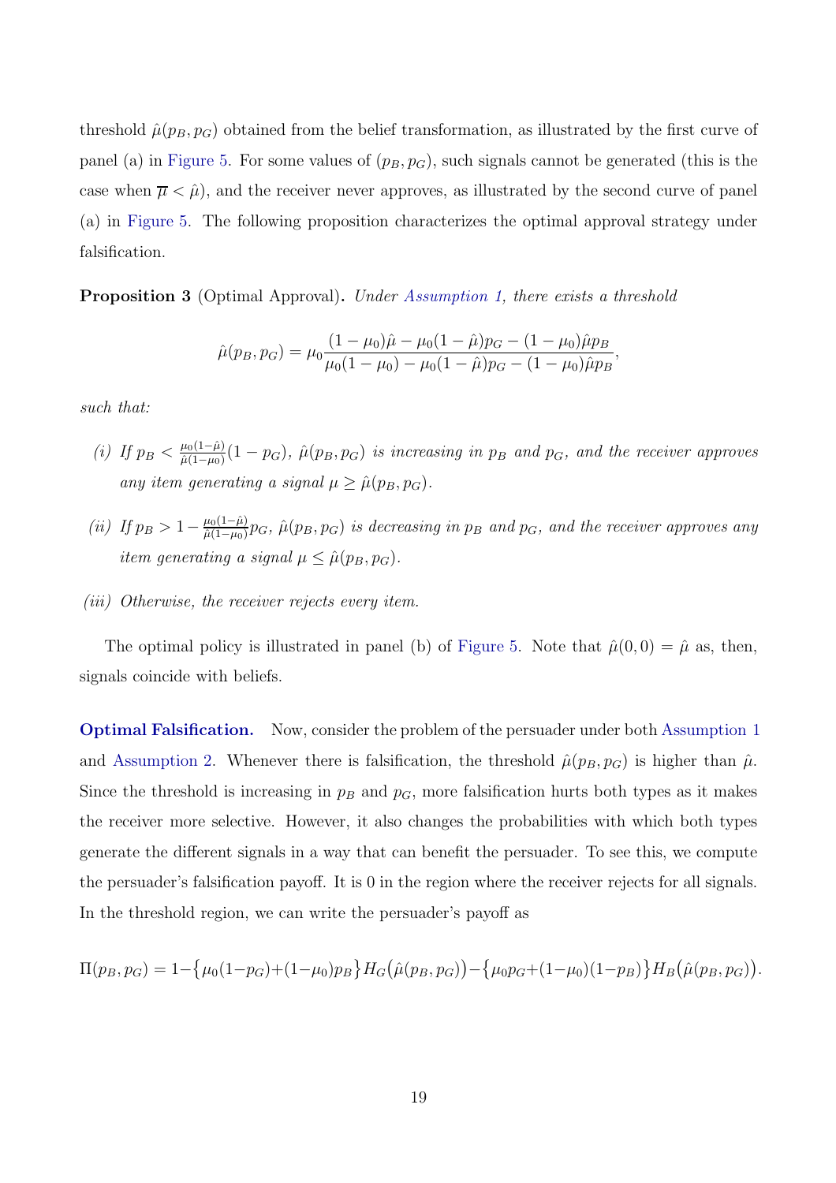threshold $\hat{\mu}(p_B, p_G)$ obtained from the belief transformation, as illustrated by the first curve of panel (a) in Figure 5. For some values of $(p_B, p_G)$, such signals cannot be generated (this is the case when $\overline{\mu} < \hat{\mu}$), and the receiver never approves, as illustrated by the second curve of panel (a) in Figure 5. The following proposition characterizes the optimal approval strategy under falsification.

**Proposition 3** (Optimal Approval)**.** *Under Assumption 1, there exists a threshold*

$$\hat{\mu}(p_B, p_G) = \mu_0 \frac{(1-\mu_0)\hat{\mu} - \mu_0(1-\hat{\mu})p_G - (1-\mu_0)\hat{\mu}p_B}{\mu_0(1-\mu_0) - \mu_0(1-\hat{\mu})p_G - (1-\mu_0)\hat{\mu}p_B},$$

*such that:*

*(i) If $p_B < \frac{\mu_0(1-\hat{\mu})}{\hat{\mu}(1-\mu_0)}(1-p_G)$, $\hat{\mu}(p_B, p_G)$ is increasing in $p_B$ and $p_G$, and the receiver approves any item generating a signal $\mu \geq \hat{\mu}(p_B, p_G)$.*

*(ii) If $p_B > 1 - \frac{\mu_0(1-\hat{\mu})}{\hat{\mu}(1-\mu_0)}p_G$, $\hat{\mu}(p_B, p_G)$ is decreasing in $p_B$ and $p_G$, and the receiver approves any item generating a signal $\mu \leq \hat{\mu}(p_B, p_G)$.*

*(iii) Otherwise, the receiver rejects every item.*

The optimal policy is illustrated in panel (b) of Figure 5. Note that $\hat{\mu}(0, 0) = \hat{\mu}$ as, then, signals coincide with beliefs.

**Optimal Falsification.** Now, consider the problem of the persuader under both Assumption 1 and Assumption 2. Whenever there is falsification, the threshold $\hat{\mu}(p_B, p_G)$ is higher than $\hat{\mu}$. Since the threshold is increasing in $p_B$ and $p_G$, more falsification hurts both types as it makes the receiver more selective. However, it also changes the probabilities with which both types generate the different signals in a way that can benefit the persuader. To see this, we compute the persuader's falsification payoff. It is 0 in the region where the receiver rejects for all signals. In the threshold region, we can write the persuader's payoff as

$$\Pi(p_B, p_G) = 1 - \big\{\mu_0(1-p_G) + (1-\mu_0)p_B\big\}H_G\big(\hat{\mu}(p_B, p_G)\big) - \big\{\mu_0 p_G + (1-\mu_0)(1-p_B)\big\}H_B\big(\hat{\mu}(p_B, p_G)\big).$$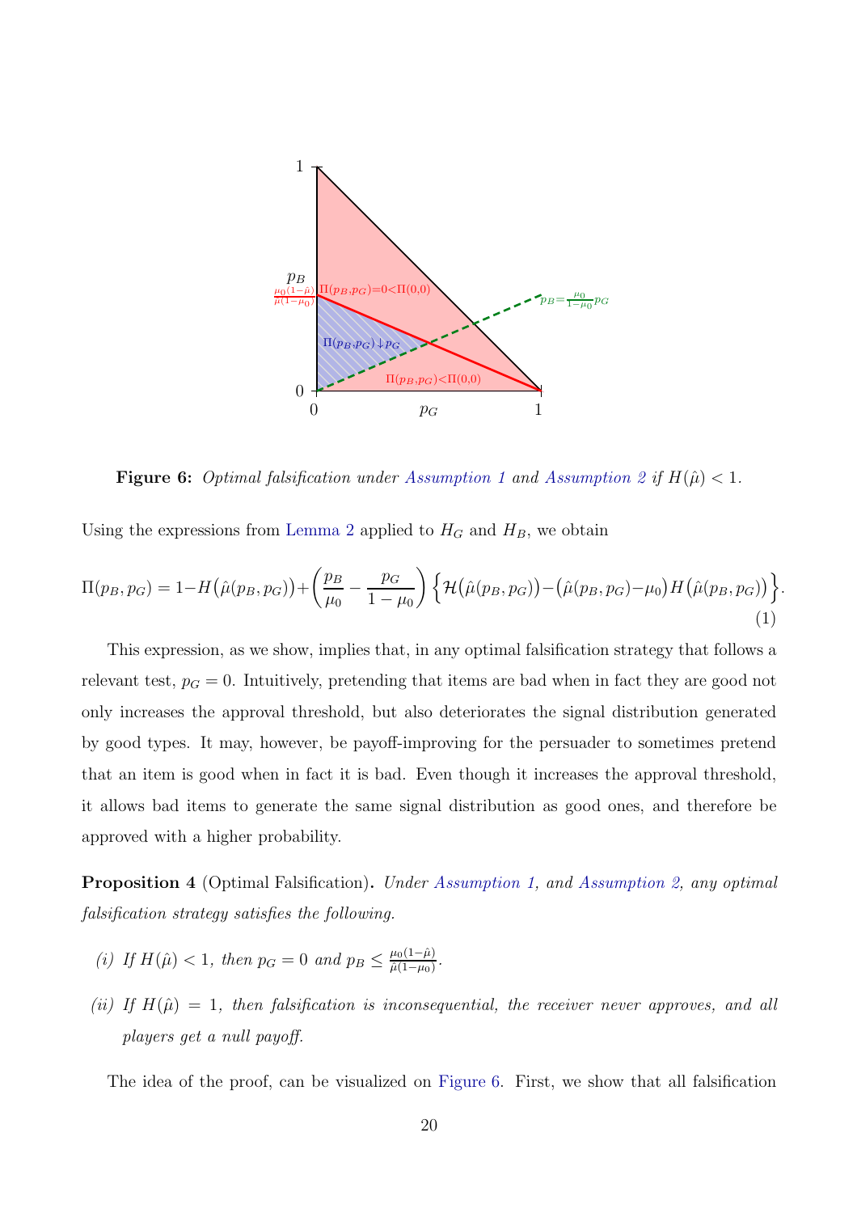**Figure 6:** *Optimal falsification under Assumption 1 and Assumption 2 if $H(\hat{\mu}) < 1$.*

Using the expressions from Lemma 2 applied to $H_G$ and $H_B$, we obtain

$$\Pi(p_B, p_G) = 1 - H\big(\hat{\mu}(p_B, p_G)\big) + \left(\frac{p_B}{\mu_0} - \frac{p_G}{1-\mu_0}\right)\Big\{\mathcal{H}\big(\hat{\mu}(p_B, p_G)\big) - \big(\hat{\mu}(p_B, p_G) - \mu_0\big) H\big(\hat{\mu}(p_B, p_G)\big)\Big\}. \tag{1}$$

This expression, as we show, implies that, in any optimal falsification strategy that follows a relevant test, $p_G = 0$. Intuitively, pretending that items are bad when in fact they are good not only increases the approval threshold, but also deteriorates the signal distribution generated by good types. It may, however, be payoff-improving for the persuader to sometimes pretend that an item is good when in fact it is bad. Even though it increases the approval threshold, it allows bad items to generate the same signal distribution as good ones, and therefore be approved with a higher probability.

**Proposition 4** (Optimal Falsification)**.** *Under Assumption 1, and Assumption 2, any optimal falsification strategy satisfies the following.*

*(i) If $H(\hat{\mu}) < 1$, then $p_G = 0$ and $p_B \leq \frac{\mu_0(1-\hat{\mu})}{\hat{\mu}(1-\mu_0)}$.*

*(ii) If $H(\hat{\mu}) = 1$, then falsification is inconsequential, the receiver never approves, and all players get a null payoff.*

The idea of the proof, can be visualized on Figure 6. First, we show that all falsification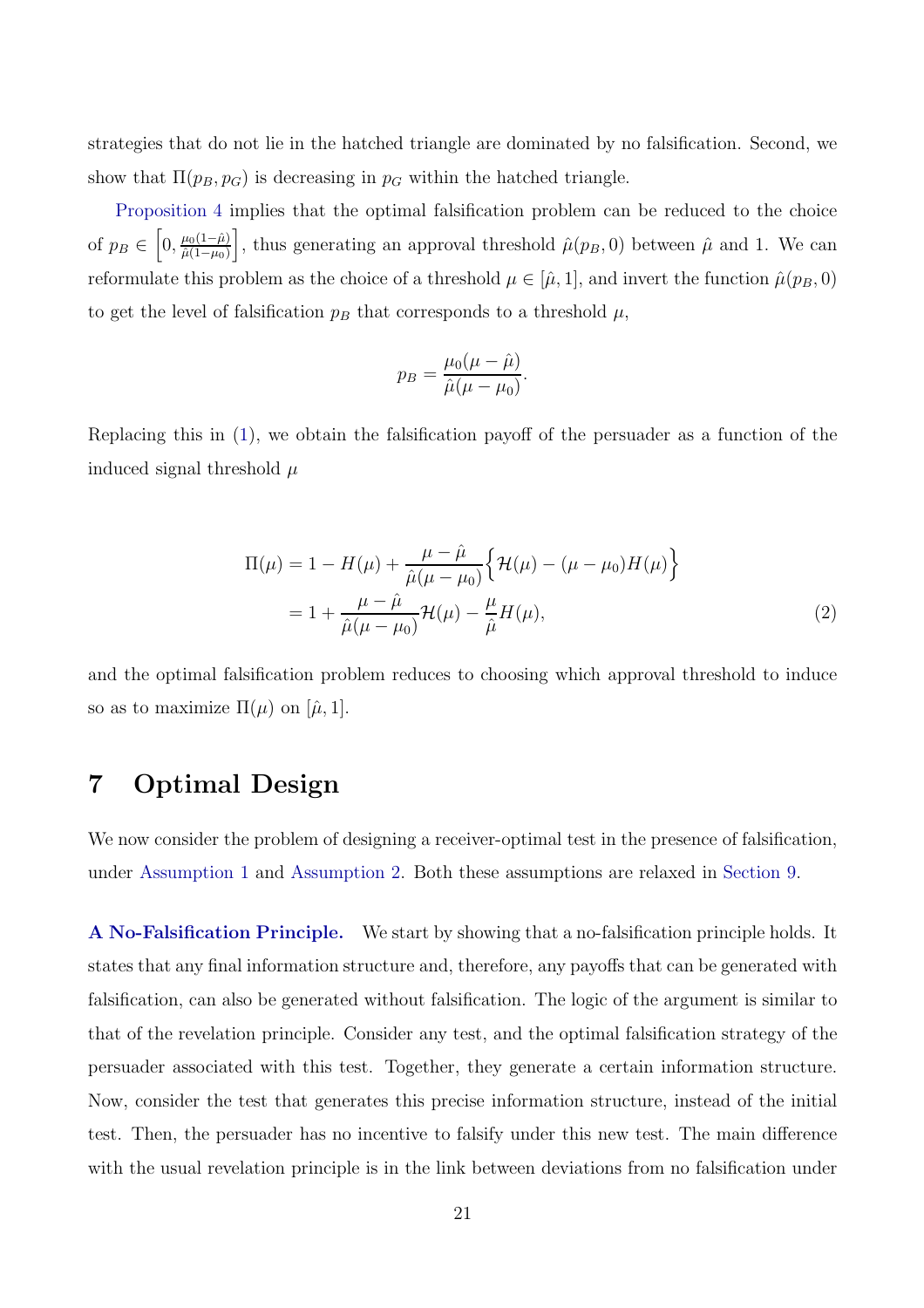strategies that do not lie in the hatched triangle are dominated by no falsification. Second, we show that $\Pi(p_B, p_G)$ is decreasing in $p_G$ within the hatched triangle.

Proposition 4 implies that the optimal falsification problem can be reduced to the choice of $p_B \in \left[0, \frac{\mu_0(1-\hat{\mu})}{\hat{\mu}(1-\mu_0)}\right]$, thus generating an approval threshold $\hat{\mu}(p_B, 0)$ between $\hat{\mu}$ and 1. We can reformulate this problem as the choice of a threshold $\mu \in [\hat{\mu}, 1]$, and invert the function $\hat{\mu}(p_B, 0)$ to get the level of falsification $p_B$ that corresponds to a threshold $\mu$,

$$p_B = \frac{\mu_0(\mu - \hat{\mu})}{\hat{\mu}(\mu - \mu_0)}.$$

Replacing this in (1), we obtain the falsification payoff of the persuader as a function of the induced signal threshold $\mu$

$$\begin{aligned}\Pi(\mu) &= 1 - H(\mu) + \frac{\mu - \hat{\mu}}{\hat{\mu}(\mu - \mu_0)}\Big\{\mathcal{H}(\mu) - (\mu - \mu_0)H(\mu)\Big\} \\ &= 1 + \frac{\mu - \hat{\mu}}{\hat{\mu}(\mu - \mu_0)}\mathcal{H}(\mu) - \frac{\mu}{\hat{\mu}}H(\mu),\end{aligned} \tag{2}$$

and the optimal falsification problem reduces to choosing which approval threshold to induce so as to maximize $\Pi(\mu)$ on $[\hat{\mu}, 1]$.

# 7 Optimal Design

We now consider the problem of designing a receiver-optimal test in the presence of falsification, under Assumption 1 and Assumption 2. Both these assumptions are relaxed in Section 9.

**A No-Falsification Principle.** We start by showing that a no-falsification principle holds. It states that any final information structure and, therefore, any payoffs that can be generated with falsification, can also be generated without falsification. The logic of the argument is similar to that of the revelation principle. Consider any test, and the optimal falsification strategy of the persuader associated with this test. Together, they generate a certain information structure. Now, consider the test that generates this precise information structure, instead of the initial test. Then, the persuader has no incentive to falsify under this new test. The main difference with the usual revelation principle is in the link between deviations from no falsification under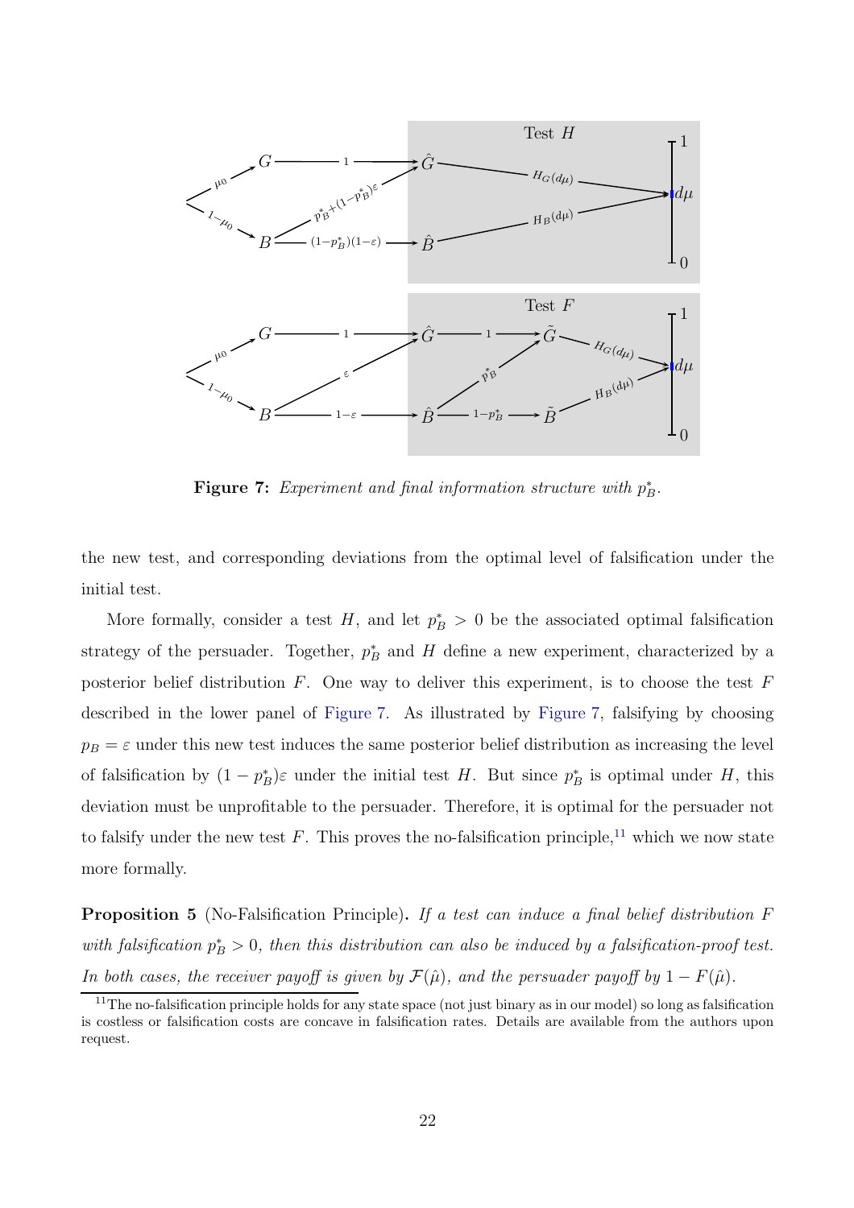Test $H$

$G$ — $1$ → $\hat{G}$ — $H_G(d\mu)$ → $d\mu$

$\mu_0$

$1-\mu_0$

$B$ — $p_B^* + (1-p_B^*)\varepsilon$ → $\hat{G}$

$B$ — $(1-p_B^*)(1-\varepsilon)$ → $\hat{B}$ — $H_B(d\mu)$ → $d\mu$

1

0

Test $F$

$G$ — $1$ → $\hat{G}$ — $1$ → $\tilde{G}$ — $H_G(d\mu)$ → $d\mu$

$\mu_0$

$1-\mu_0$

$B$ — $\varepsilon$ → $\hat{G}$

$B$ — $1-\varepsilon$ → $\hat{B}$ — $1-p_B^*$ → $\tilde{B}$ — $H_B(d\mu)$ → $d\mu$

$\hat{B}$ — $p_B^*$ → $\tilde{G}$

1

0

**Figure 7:** *Experiment and final information structure with $p_B^*$.*

the new test, and corresponding deviations from the optimal level of falsification under the initial test.

More formally, consider a test $H$, and let $p_B^* > 0$ be the associated optimal falsification strategy of the persuader. Together, $p_B^*$ and $H$ define a new experiment, characterized by a posterior belief distribution $F$. One way to deliver this experiment, is to choose the test $F$ described in the lower panel of Figure 7. As illustrated by Figure 7, falsifying by choosing $p_B = \varepsilon$ under this new test induces the same posterior belief distribution as increasing the level of falsification by $(1 - p_B^*)\varepsilon$ under the initial test $H$. But since $p_B^*$ is optimal under $H$, this deviation must be unprofitable to the persuader. Therefore, it is optimal for the persuader not to falsify under the new test $F$. This proves the no-falsification principle,[11] which we now state more formally.

**Proposition 5** (No-Falsification Principle)**.** *If a test can induce a final belief distribution $F$ with falsification $p_B^* > 0$, then this distribution can also be induced by a falsification-proof test. In both cases, the receiver payoff is given by $\mathcal{F}(\hat{\mu})$, and the persuader payoff by $1 - F(\hat{\mu})$.*

[11] The no-falsification principle holds for any state space (not just binary as in our model) so long as falsification is costless or falsification costs are concave in falsification rates. Details are available from the authors upon request.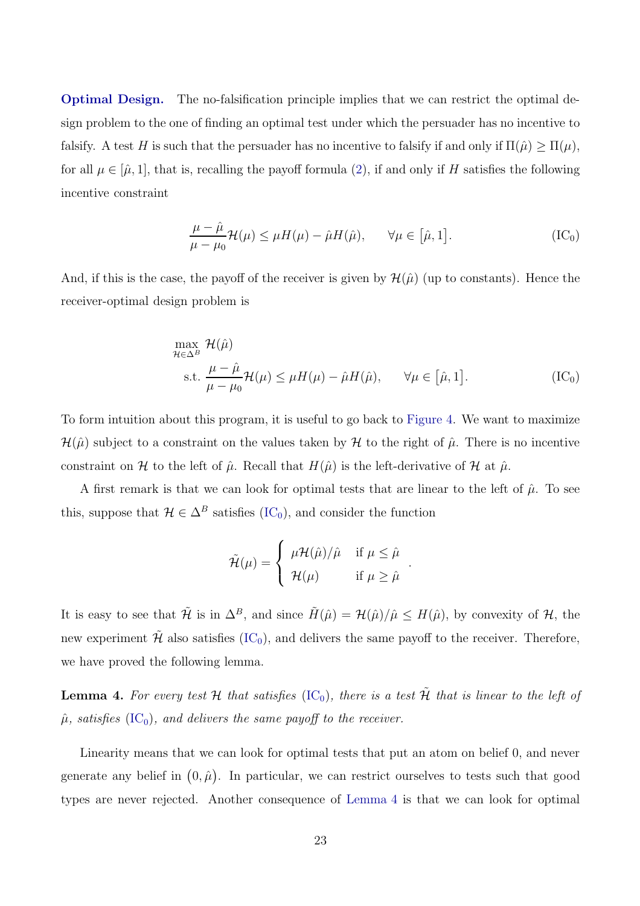**Optimal Design.** The no-falsification principle implies that we can restrict the optimal design problem to the one of finding an optimal test under which the persuader has no incentive to falsify. A test $H$ is such that the persuader has no incentive to falsify if and only if $\Pi(\hat{\mu}) \geq \Pi(\mu)$, for all $\mu \in [\hat{\mu}, 1]$, that is, recalling the payoff formula (2), if and only if $H$ satisfies the following incentive constraint

$$\frac{\mu - \hat{\mu}}{\mu - \mu_0}\mathcal{H}(\mu) \leq \mu H(\mu) - \hat{\mu}H(\hat{\mu}), \qquad \forall \mu \in \big[\hat{\mu}, 1\big]. \tag{IC$_0$}$$

And, if this is the case, the payoff of the receiver is given by $\mathcal{H}(\hat{\mu})$ (up to constants). Hence the receiver-optimal design problem is

$$\begin{aligned} \max_{\mathcal{H} \in \Delta^B} \ & \mathcal{H}(\hat{\mu}) \\ \text{s.t.} \ & \frac{\mu - \hat{\mu}}{\mu - \mu_0}\mathcal{H}(\mu) \leq \mu H(\mu) - \hat{\mu}H(\hat{\mu}), \qquad \forall \mu \in \big[\hat{\mu}, 1\big]. \end{aligned} \tag{IC$_0$}$$

To form intuition about this program, it is useful to go back to Figure 4. We want to maximize $\mathcal{H}(\hat{\mu})$ subject to a constraint on the values taken by $\mathcal{H}$ to the right of $\hat{\mu}$. There is no incentive constraint on $\mathcal{H}$ to the left of $\hat{\mu}$. Recall that $H(\hat{\mu})$ is the left-derivative of $\mathcal{H}$ at $\hat{\mu}$.

A first remark is that we can look for optimal tests that are linear to the left of $\hat{\mu}$. To see this, suppose that $\mathcal{H} \in \Delta^B$ satisfies (IC$_0$), and consider the function

$$\tilde{\mathcal{H}}(\mu) = \begin{cases} \mu\mathcal{H}(\hat{\mu})/\hat{\mu} & \text{if } \mu \leq \hat{\mu} \\ \mathcal{H}(\mu) & \text{if } \mu \geq \hat{\mu} \end{cases}.$$

It is easy to see that $\tilde{\mathcal{H}}$ is in $\Delta^B$, and since $\tilde{H}(\hat{\mu}) = \mathcal{H}(\hat{\mu})/\hat{\mu} \leq H(\hat{\mu})$, by convexity of $\mathcal{H}$, the new experiment $\tilde{\mathcal{H}}$ also satisfies (IC$_0$), and delivers the same payoff to the receiver. Therefore, we have proved the following lemma.

**Lemma 4.** *For every test $\mathcal{H}$ that satisfies (IC$_0$), there is a test $\tilde{\mathcal{H}}$ that is linear to the left of $\hat{\mu}$, satisfies (IC$_0$), and delivers the same payoff to the receiver.*

Linearity means that we can look for optimal tests that put an atom on belief 0, and never generate any belief in $\big(0, \hat{\mu}\big)$. In particular, we can restrict ourselves to tests such that good types are never rejected. Another consequence of Lemma 4 is that we can look for optimal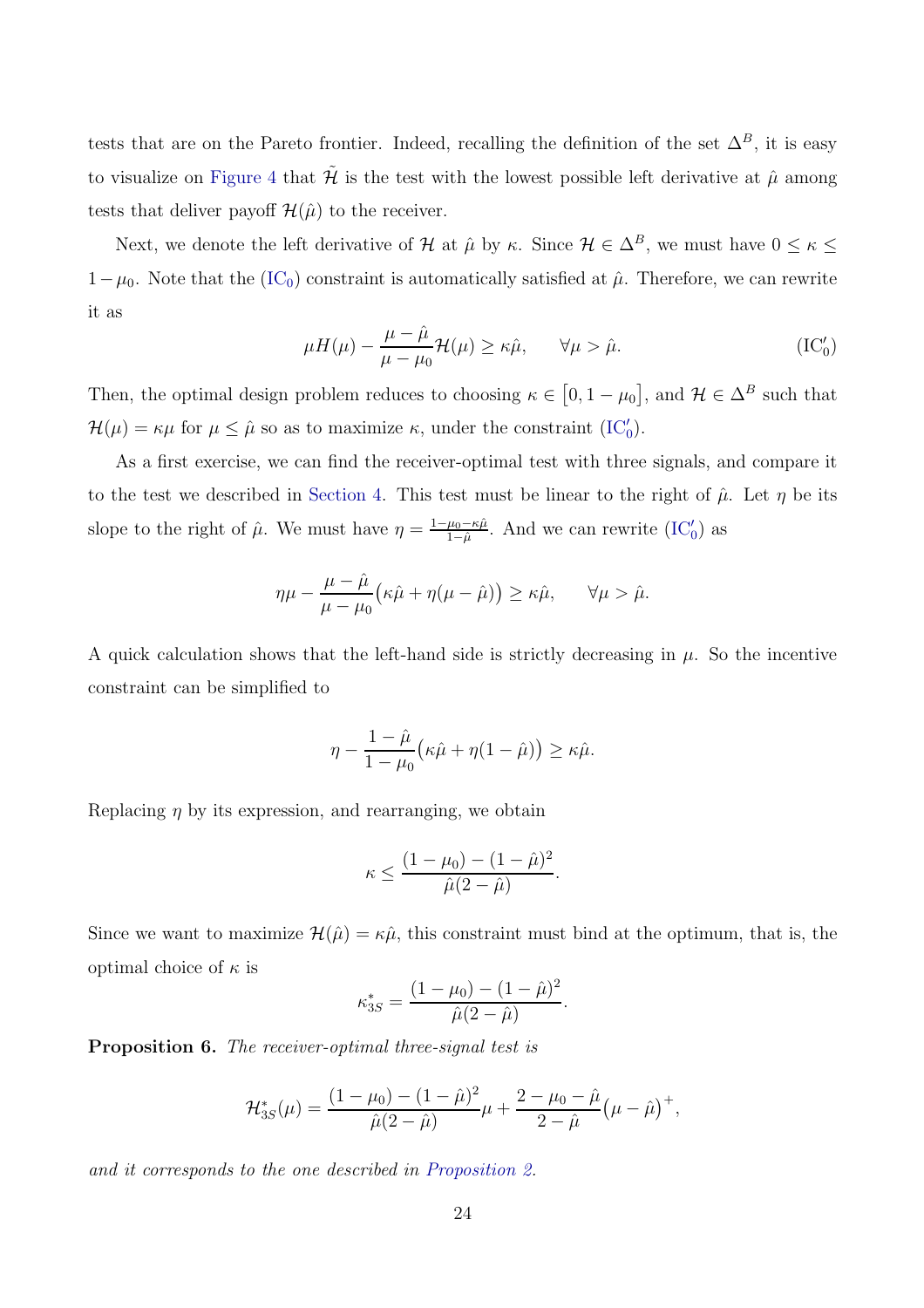tests that are on the Pareto frontier. Indeed, recalling the definition of the set $\Delta^B$, it is easy to visualize on Figure 4 that $\tilde{\mathcal{H}}$ is the test with the lowest possible left derivative at $\hat{\mu}$ among tests that deliver payoff $\mathcal{H}(\hat{\mu})$ to the receiver.

Next, we denote the left derivative of $\mathcal{H}$ at $\hat{\mu}$ by $\kappa$. Since $\mathcal{H} \in \Delta^B$, we must have $0 \leq \kappa \leq 1 - \mu_0$. Note that the (IC$_0$) constraint is automatically satisfied at $\hat{\mu}$. Therefore, we can rewrite it as

$$\mu H(\mu) - \frac{\mu - \hat{\mu}}{\mu - \mu_0}\mathcal{H}(\mu) \geq \kappa\hat{\mu}, \qquad \forall \mu > \hat{\mu}. \tag{IC$_0'$}$$

Then, the optimal design problem reduces to choosing $\kappa \in \left[0, 1 - \mu_0\right]$, and $\mathcal{H} \in \Delta^B$ such that $\mathcal{H}(\mu) = \kappa\mu$ for $\mu \leq \hat{\mu}$ so as to maximize $\kappa$, under the constraint (IC$_0'$).

As a first exercise, we can find the receiver-optimal test with three signals, and compare it to the test we described in Section 4. This test must be linear to the right of $\hat{\mu}$. Let $\eta$ be its slope to the right of $\hat{\mu}$. We must have $\eta = \frac{1-\mu_0-\kappa\hat{\mu}}{1-\hat{\mu}}$. And we can rewrite (IC$_0'$) as

$$\eta\mu - \frac{\mu - \hat{\mu}}{\mu - \mu_0}\big(\kappa\hat{\mu} + \eta(\mu - \hat{\mu})\big) \geq \kappa\hat{\mu}, \qquad \forall \mu > \hat{\mu}.$$

A quick calculation shows that the left-hand side is strictly decreasing in $\mu$. So the incentive constraint can be simplified to

$$\eta - \frac{1 - \hat{\mu}}{1 - \mu_0}\big(\kappa\hat{\mu} + \eta(1 - \hat{\mu})\big) \geq \kappa\hat{\mu}.$$

Replacing $\eta$ by its expression, and rearranging, we obtain

$$\kappa \leq \frac{(1-\mu_0) - (1-\hat{\mu})^2}{\hat{\mu}(2-\hat{\mu})}.$$

Since we want to maximize $\mathcal{H}(\hat{\mu}) = \kappa\hat{\mu}$, this constraint must bind at the optimum, that is, the optimal choice of $\kappa$ is

$$\kappa^*_{3S} = \frac{(1-\mu_0) - (1-\hat{\mu})^2}{\hat{\mu}(2-\hat{\mu})}.$$

**Proposition 6.** *The receiver-optimal three-signal test is*

$$\mathcal{H}^*_{3S}(\mu) = \frac{(1-\mu_0) - (1-\hat{\mu})^2}{\hat{\mu}(2-\hat{\mu})}\mu + \frac{2 - \mu_0 - \hat{\mu}}{2 - \hat{\mu}}\big(\mu - \hat{\mu}\big)^+,$$

*and it corresponds to the one described in Proposition 2.*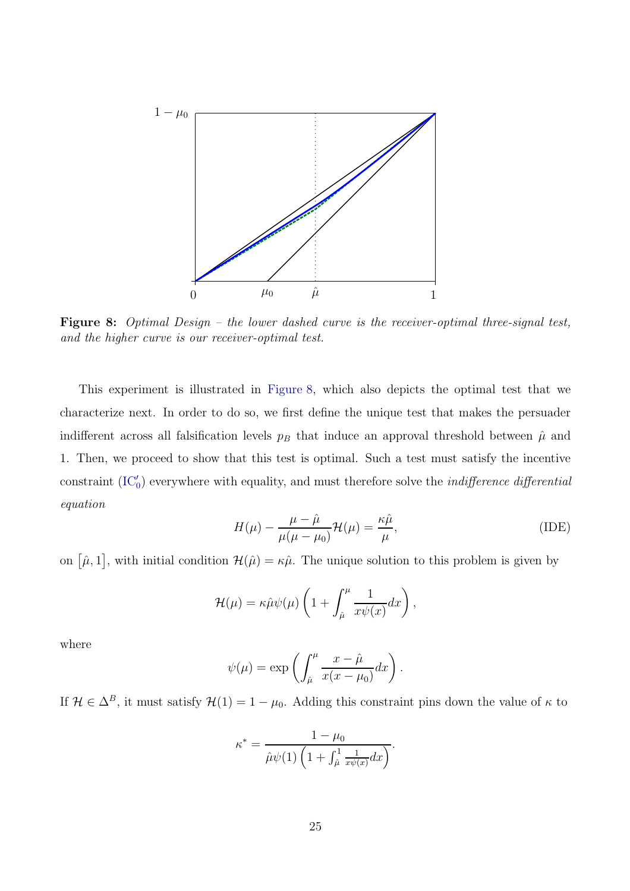$1-\mu_0$

0

$\mu_0$

$\hat{\mu}$

1

**Figure 8:** *Optimal Design – the lower dashed curve is the receiver-optimal three-signal test, and the higher curve is our receiver-optimal test.*

This experiment is illustrated in Figure 8, which also depicts the optimal test that we characterize next. In order to do so, we first define the unique test that makes the persuader indifferent across all falsification levels $p_B$ that induce an approval threshold between $\hat{\mu}$ and 1. Then, we proceed to show that this test is optimal. Such a test must satisfy the incentive constraint ($\text{IC}_0'$) everywhere with equality, and must therefore solve the *indifference differential equation*

$$H(\mu) - \frac{\mu - \hat{\mu}}{\mu(\mu - \mu_0)}\mathcal{H}(\mu) = \frac{\kappa\hat{\mu}}{\mu}, \tag{IDE}$$

on $\left[\hat{\mu}, 1\right]$, with initial condition $\mathcal{H}(\hat{\mu}) = \kappa\hat{\mu}$. The unique solution to this problem is given by

$$\mathcal{H}(\mu) = \kappa\hat{\mu}\psi(\mu)\left(1 + \int_{\hat{\mu}}^{\mu} \frac{1}{x\psi(x)}dx\right),$$

where

$$\psi(\mu) = \exp\left(\int_{\hat{\mu}}^{\mu} \frac{x - \hat{\mu}}{x(x - \mu_0)}dx\right).$$

If $\mathcal{H} \in \Delta^B$, it must satisfy $\mathcal{H}(1) = 1 - \mu_0$. Adding this constraint pins down the value of $\kappa$ to

$$\kappa^* = \frac{1 - \mu_0}{\hat{\mu}\psi(1)\left(1 + \int_{\hat{\mu}}^{1} \frac{1}{x\psi(x)}dx\right)}.$$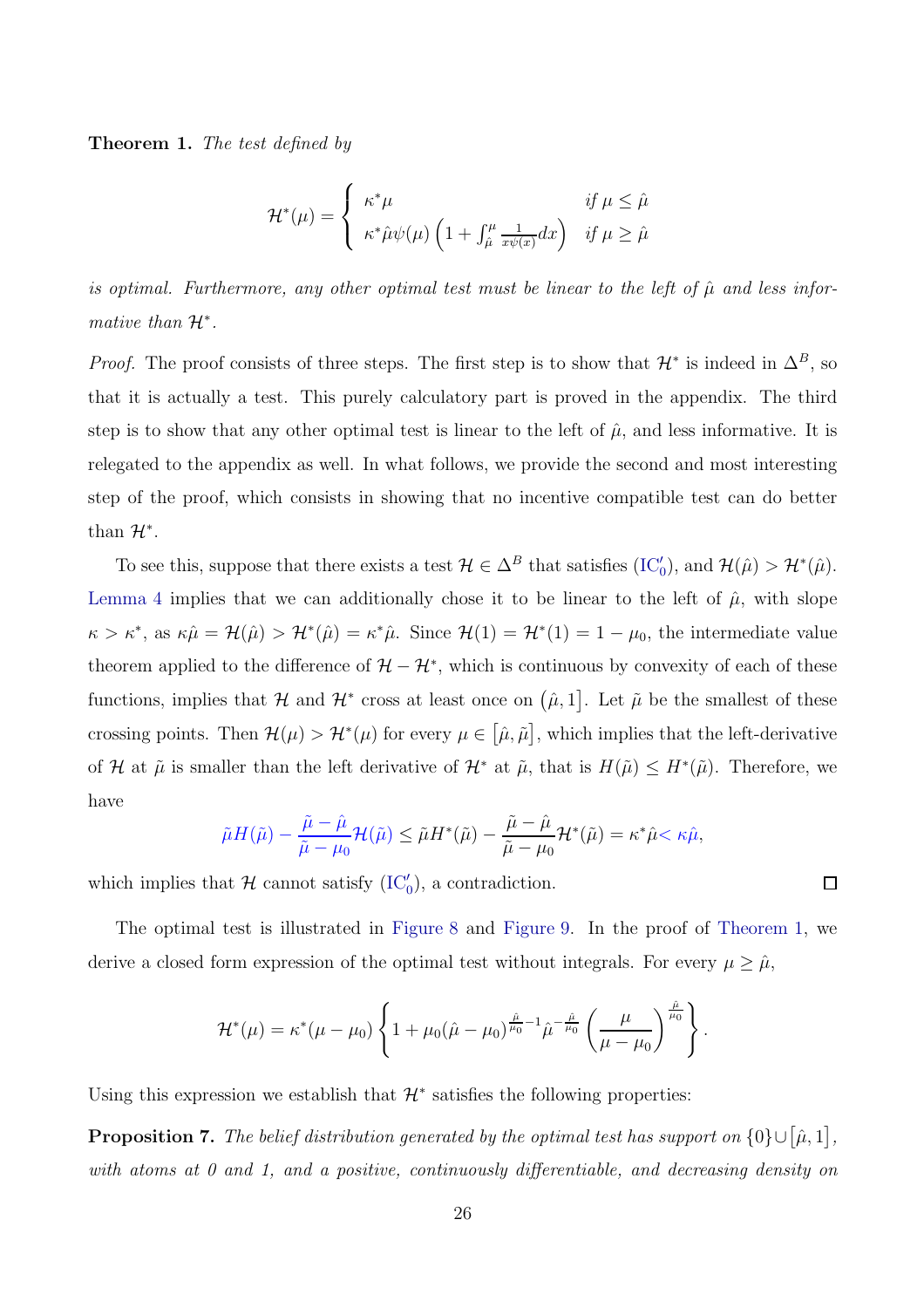**Theorem 1.** *The test defined by*

$$\mathcal{H}^*(\mu) = \begin{cases} \kappa^*\mu & \text{if } \mu \leq \hat{\mu} \\ \kappa^*\hat{\mu}\psi(\mu)\left(1 + \int_{\hat{\mu}}^{\mu} \frac{1}{x\psi(x)}dx\right) & \text{if } \mu \geq \hat{\mu} \end{cases}$$

*is optimal. Furthermore, any other optimal test must be linear to the left of $\hat{\mu}$ and less informative than $\mathcal{H}^*$.*

*Proof.* The proof consists of three steps. The first step is to show that $\mathcal{H}^*$ is indeed in $\Delta^B$, so that it is actually a test. This purely calculatory part is proved in the appendix. The third step is to show that any other optimal test is linear to the left of $\hat{\mu}$, and less informative. It is relegated to the appendix as well. In what follows, we provide the second and most interesting step of the proof, which consists in showing that no incentive compatible test can do better than $\mathcal{H}^*$.

To see this, suppose that there exists a test $\mathcal{H} \in \Delta^B$ that satisfies (IC$'_0$), and $\mathcal{H}(\hat{\mu}) > \mathcal{H}^*(\hat{\mu})$. Lemma 4 implies that we can additionally chose it to be linear to the left of $\hat{\mu}$, with slope $\kappa > \kappa^*$, as $\kappa\hat{\mu} = \mathcal{H}(\hat{\mu}) > \mathcal{H}^*(\hat{\mu}) = \kappa^*\hat{\mu}$. Since $\mathcal{H}(1) = \mathcal{H}^*(1) = 1 - \mu_0$, the intermediate value theorem applied to the difference of $\mathcal{H} - \mathcal{H}^*$, which is continuous by convexity of each of these functions, implies that $\mathcal{H}$ and $\mathcal{H}^*$ cross at least once on $(\hat{\mu}, 1]$. Let $\tilde{\mu}$ be the smallest of these crossing points. Then $\mathcal{H}(\mu) > \mathcal{H}^*(\mu)$ for every $\mu \in [\hat{\mu}, \tilde{\mu}]$, which implies that the left-derivative of $\mathcal{H}$ at $\tilde{\mu}$ is smaller than the left derivative of $\mathcal{H}^*$ at $\tilde{\mu}$, that is $H(\tilde{\mu}) \leq H^*(\tilde{\mu})$. Therefore, we have

$$\tilde{\mu}H(\tilde{\mu}) - \frac{\tilde{\mu} - \hat{\mu}}{\tilde{\mu} - \mu_0}\mathcal{H}(\tilde{\mu}) \leq \tilde{\mu}H^*(\tilde{\mu}) - \frac{\tilde{\mu} - \hat{\mu}}{\tilde{\mu} - \mu_0}\mathcal{H}^*(\tilde{\mu}) = \kappa^*\hat{\mu} < \kappa\hat{\mu},$$

which implies that $\mathcal{H}$ cannot satisfy (IC$'_0$), a contradiction. ∎

The optimal test is illustrated in Figure 8 and Figure 9. In the proof of Theorem 1, we derive a closed form expression of the optimal test without integrals. For every $\mu \geq \hat{\mu}$,

$$\mathcal{H}^*(\mu) = \kappa^*(\mu - \mu_0)\left\{1 + \mu_0(\hat{\mu} - \mu_0)^{\frac{\hat{\mu}}{\mu_0} - 1}\hat{\mu}^{-\frac{\hat{\mu}}{\mu_0}}\left(\frac{\mu}{\mu - \mu_0}\right)^{\frac{\hat{\mu}}{\mu_0}}\right\}.$$

Using this expression we establish that $\mathcal{H}^*$ satisfies the following properties:

**Proposition 7.** *The belief distribution generated by the optimal test has support on $\{0\} \cup [\hat{\mu}, 1]$, with atoms at 0 and 1, and a positive, continuously differentiable, and decreasing density on*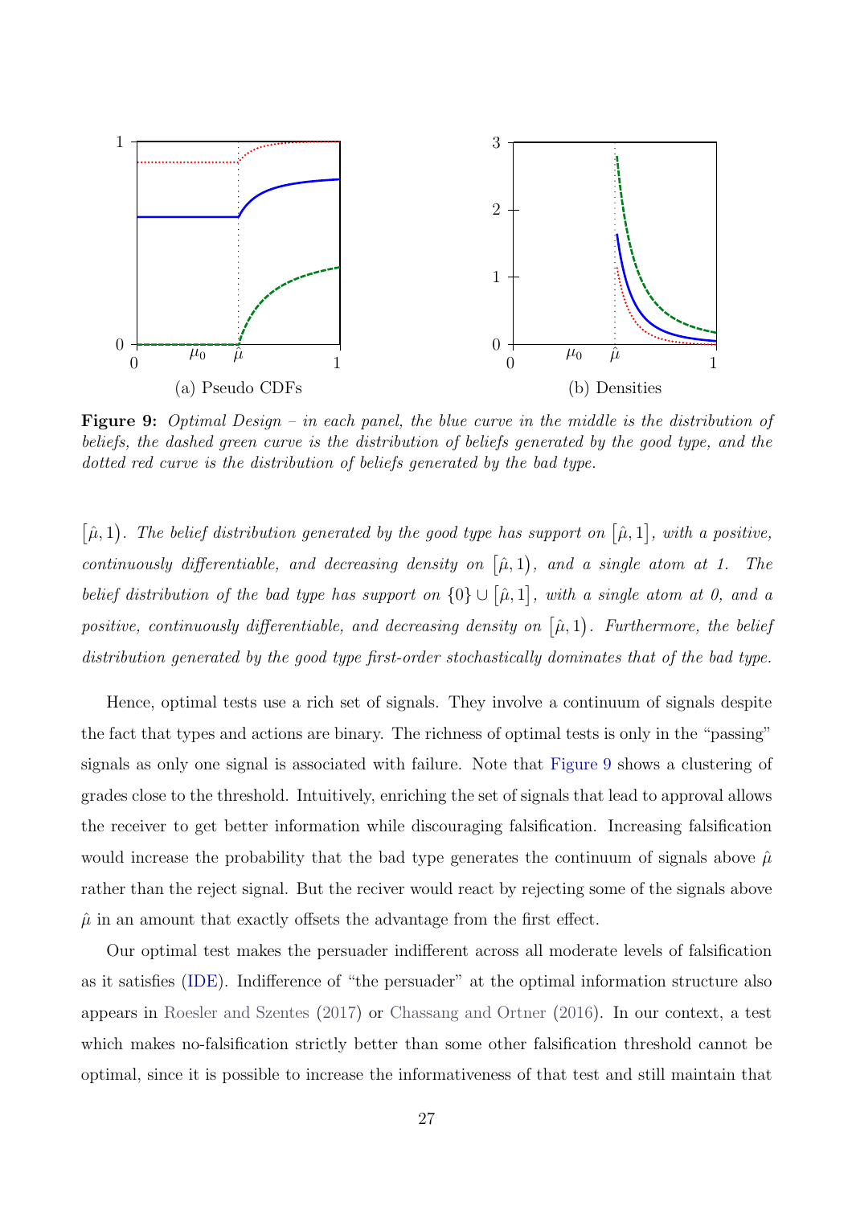1

0

0

$\mu_0$

$\hat{\mu}$

1

(a) Pseudo CDFs

3

2

1

0

0

$\mu_0$

$\hat{\mu}$

1

(b) Densities

**Figure 9:** *Optimal Design – in each panel, the blue curve in the middle is the distribution of beliefs, the dashed green curve is the distribution of beliefs generated by the good type, and the dotted red curve is the distribution of beliefs generated by the bad type.*

*$\left[\hat{\mu}, 1\right)$. The belief distribution generated by the good type has support on $\left[\hat{\mu}, 1\right]$, with a positive, continuously differentiable, and decreasing density on $\left[\hat{\mu}, 1\right)$, and a single atom at 1. The belief distribution of the bad type has support on $\{0\} \cup \left[\hat{\mu}, 1\right]$, with a single atom at 0, and a positive, continuously differentiable, and decreasing density on $\left[\hat{\mu}, 1\right)$. Furthermore, the belief distribution generated by the good type first-order stochastically dominates that of the bad type.*

Hence, optimal tests use a rich set of signals. They involve a continuum of signals despite the fact that types and actions are binary. The richness of optimal tests is only in the "passing" signals as only one signal is associated with failure. Note that Figure 9 shows a clustering of grades close to the threshold. Intuitively, enriching the set of signals that lead to approval allows the receiver to get better information while discouraging falsification. Increasing falsification would increase the probability that the bad type generates the continuum of signals above $\hat{\mu}$ rather than the reject signal. But the reciver would react by rejecting some of the signals above $\hat{\mu}$ in an amount that exactly offsets the advantage from the first effect.

Our optimal test makes the persuader indifferent across all moderate levels of falsification as it satisfies (IDE). Indifference of "the persuader" at the optimal information structure also appears in Roesler and Szentes (2017) or Chassang and Ortner (2016). In our context, a test which makes no-falsification strictly better than some other falsification threshold cannot be optimal, since it is possible to increase the informativeness of that test and still maintain that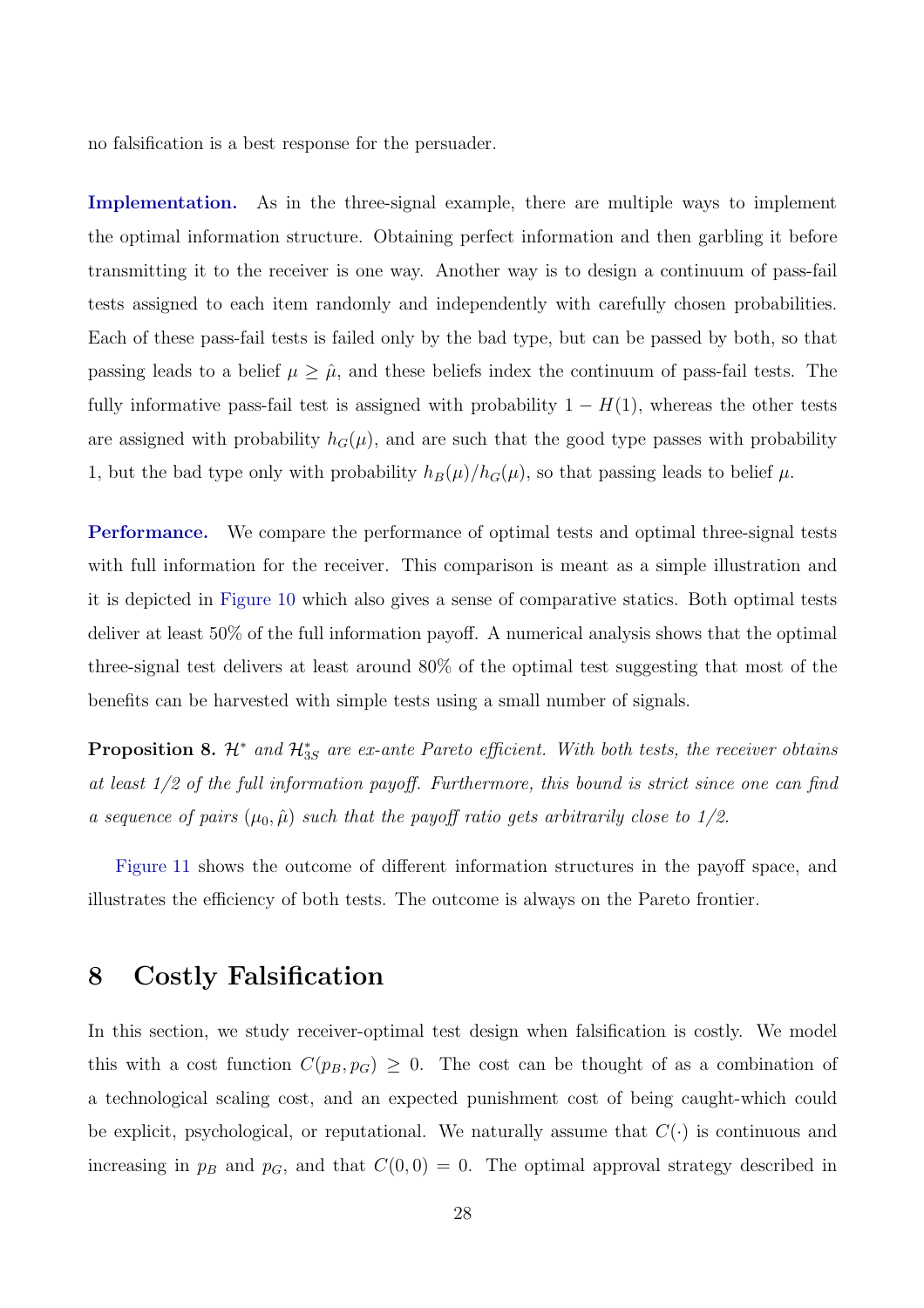no falsification is a best response for the persuader.

**Implementation.** As in the three-signal example, there are multiple ways to implement the optimal information structure. Obtaining perfect information and then garbling it before transmitting it to the receiver is one way. Another way is to design a continuum of pass-fail tests assigned to each item randomly and independently with carefully chosen probabilities. Each of these pass-fail tests is failed only by the bad type, but can be passed by both, so that passing leads to a belief $\mu \geq \hat{\mu}$, and these beliefs index the continuum of pass-fail tests. The fully informative pass-fail test is assigned with probability $1 - H(1)$, whereas the other tests are assigned with probability $h_G(\mu)$, and are such that the good type passes with probability 1, but the bad type only with probability $h_B(\mu)/h_G(\mu)$, so that passing leads to belief $\mu$.

**Performance.** We compare the performance of optimal tests and optimal three-signal tests with full information for the receiver. This comparison is meant as a simple illustration and it is depicted in Figure 10 which also gives a sense of comparative statics. Both optimal tests deliver at least 50% of the full information payoff. A numerical analysis shows that the optimal three-signal test delivers at least around 80% of the optimal test suggesting that most of the benefits can be harvested with simple tests using a small number of signals.

**Proposition 8.** *$\mathcal{H}^*$ and $\mathcal{H}^*_{3S}$ are ex-ante Pareto efficient. With both tests, the receiver obtains at least 1/2 of the full information payoff. Furthermore, this bound is strict since one can find a sequence of pairs $(\mu_0, \hat{\mu})$ such that the payoff ratio gets arbitrarily close to 1/2.*

Figure 11 shows the outcome of different information structures in the payoff space, and illustrates the efficiency of both tests. The outcome is always on the Pareto frontier.

# 8 Costly Falsification

In this section, we study receiver-optimal test design when falsification is costly. We model this with a cost function $C(p_B, p_G) \geq 0$. The cost can be thought of as a combination of a technological scaling cost, and an expected punishment cost of being caught-which could be explicit, psychological, or reputational. We naturally assume that $C(\cdot)$ is continuous and increasing in $p_B$ and $p_G$, and that $C(0, 0) = 0$. The optimal approval strategy described in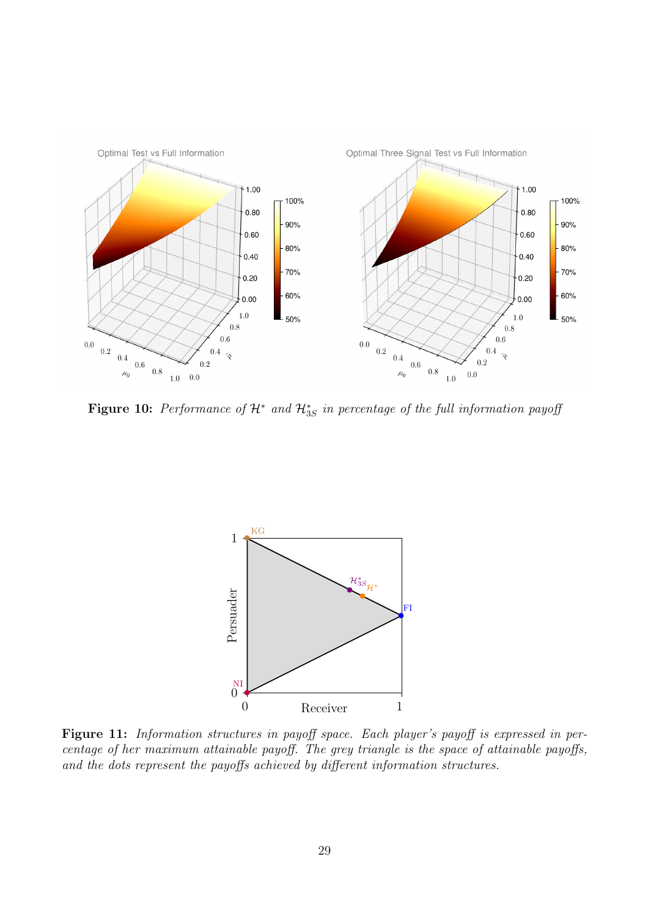Optimal Test vs Full Information

1.00
0.80
0.60
0.40
0.20
0.00

100%
90%
80%
70%
60%
50%

0.0
0.2
0.4
0.6
0.8
1.0
$\mu_0$

0.0
0.2
0.4
0.6
0.8
1.0
$\hat{\mu}$

Optimal Three Signal Test vs Full Information

1.00
0.80
0.60
0.40
0.20
0.00

100%
90%
80%
70%
60%
50%

0.0
0.2
0.4
0.6
0.8
1.0
$\mu_0$

0.0
0.2
0.4
0.6
0.8
1.0
$\hat{\mu}$

**Figure 10:** *Performance of $\mathcal{H}^*$ and $\mathcal{H}^*_{3S}$ in percentage of the full information payoff*

KG
$\mathcal{H}^*_{3S}$
$\mathcal{H}^*$
FI
NI

1
0
Persuader

0
Receiver
1

**Figure 11:** *Information structures in payoff space. Each player's payoff is expressed in percentage of her maximum attainable payoff. The grey triangle is the space of attainable payoffs, and the dots represent the payoffs achieved by different information structures.*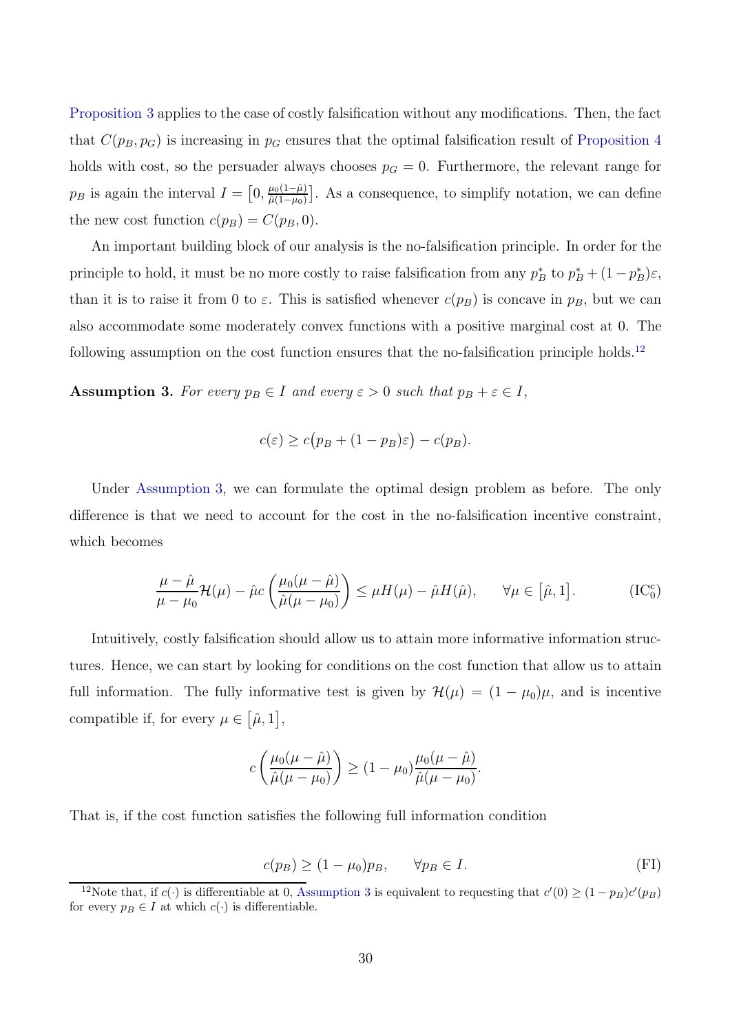Proposition 3 applies to the case of costly falsification without any modifications. Then, the fact that $C(p_B, p_G)$ is increasing in $p_G$ ensures that the optimal falsification result of Proposition 4 holds with cost, so the persuader always chooses $p_G = 0$. Furthermore, the relevant range for $p_B$ is again the interval $I = \left[0, \frac{\mu_0(1-\hat{\mu})}{\hat{\mu}(1-\mu_0)}\right]$. As a consequence, to simplify notation, we can define the new cost function $c(p_B) = C(p_B, 0)$.

An important building block of our analysis is the no-falsification principle. In order for the principle to hold, it must be no more costly to raise falsification from any $p_B^*$ to $p_B^* + (1-p_B^*)\varepsilon$, than it is to raise it from 0 to $\varepsilon$. This is satisfied whenever $c(p_B)$ is concave in $p_B$, but we can also accommodate some moderately convex functions with a positive marginal cost at 0. The following assumption on the cost function ensures that the no-falsification principle holds.[12]

**Assumption 3.** *For every $p_B \in I$ and every $\varepsilon > 0$ such that $p_B + \varepsilon \in I$,*

$$c(\varepsilon) \geq c\big(p_B + (1-p_B)\varepsilon\big) - c(p_B).$$

Under Assumption 3, we can formulate the optimal design problem as before. The only difference is that we need to account for the cost in the no-falsification incentive constraint, which becomes

$$\frac{\mu - \hat{\mu}}{\mu - \mu_0}\mathcal{H}(\mu) - \hat{\mu} c\left(\frac{\mu_0(\mu - \hat{\mu})}{\hat{\mu}(\mu - \mu_0)}\right) \leq \mu H(\mu) - \hat{\mu} H(\hat{\mu}), \qquad \forall \mu \in \left[\hat{\mu}, 1\right]. \tag{IC$_0^c$}$$

Intuitively, costly falsification should allow us to attain more informative information structures. Hence, we can start by looking for conditions on the cost function that allow us to attain full information. The fully informative test is given by $\mathcal{H}(\mu) = (1-\mu_0)\mu$, and is incentive compatible if, for every $\mu \in \left[\hat{\mu}, 1\right]$,

$$c\left(\frac{\mu_0(\mu - \hat{\mu})}{\hat{\mu}(\mu - \mu_0)}\right) \geq (1-\mu_0)\frac{\mu_0(\mu - \hat{\mu})}{\hat{\mu}(\mu - \mu_0)}.$$

That is, if the cost function satisfies the following full information condition

$$c(p_B) \geq (1-\mu_0)p_B, \qquad \forall p_B \in I. \tag{FI}$$

[12]Note that, if $c(\cdot)$ is differentiable at 0, Assumption 3 is equivalent to requesting that $c'(0) \geq (1-p_B)c'(p_B)$ for every $p_B \in I$ at which $c(\cdot)$ is differentiable.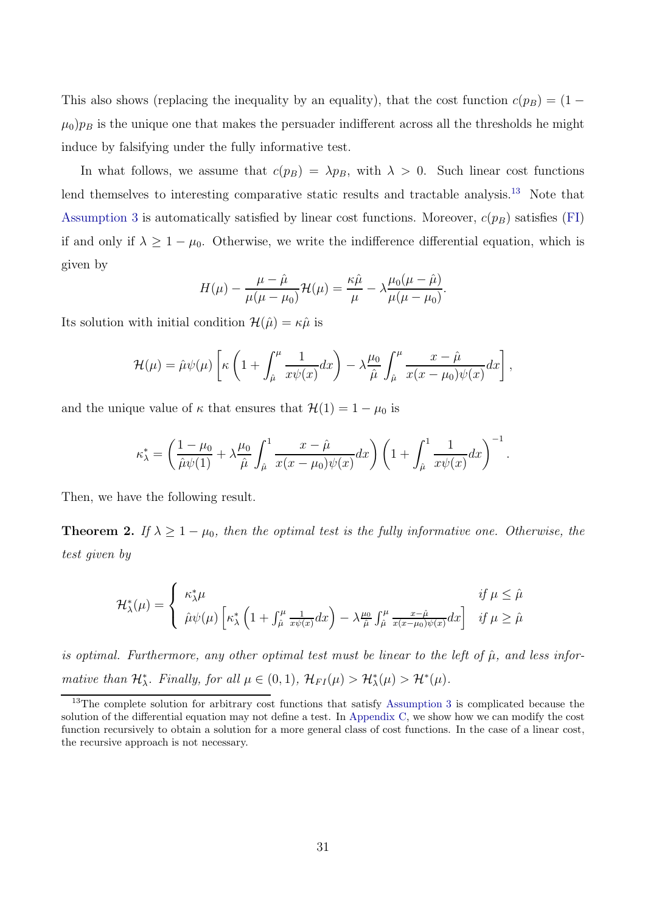This also shows (replacing the inequality by an equality), that the cost function $c(p_B) = (1 - \mu_0)p_B$ is the unique one that makes the persuader indifferent across all the thresholds he might induce by falsifying under the fully informative test.

In what follows, we assume that $c(p_B) = \lambda p_B$, with $\lambda > 0$. Such linear cost functions lend themselves to interesting comparative static results and tractable analysis.[13] Note that Assumption 3 is automatically satisfied by linear cost functions. Moreover, $c(p_B)$ satisfies (FI) if and only if $\lambda \geq 1 - \mu_0$. Otherwise, we write the indifference differential equation, which is given by

$$H(\mu) - \frac{\mu - \hat{\mu}}{\mu(\mu - \mu_0)}\mathcal{H}(\mu) = \frac{\kappa\hat{\mu}}{\mu} - \lambda\frac{\mu_0(\mu - \hat{\mu})}{\mu(\mu - \mu_0)}.$$

Its solution with initial condition $\mathcal{H}(\hat{\mu}) = \kappa\hat{\mu}$ is

$$\mathcal{H}(\mu) = \hat{\mu}\psi(\mu)\left[\kappa\left(1 + \int_{\hat{\mu}}^{\mu}\frac{1}{x\psi(x)}dx\right) - \lambda\frac{\mu_0}{\hat{\mu}}\int_{\hat{\mu}}^{\mu}\frac{x - \hat{\mu}}{x(x - \mu_0)\psi(x)}dx\right],$$

and the unique value of $\kappa$ that ensures that $\mathcal{H}(1) = 1 - \mu_0$ is

$$\kappa_\lambda^* = \left(\frac{1 - \mu_0}{\hat{\mu}\psi(1)} + \lambda\frac{\mu_0}{\hat{\mu}}\int_{\hat{\mu}}^{1}\frac{x - \hat{\mu}}{x(x - \mu_0)\psi(x)}dx\right)\left(1 + \int_{\hat{\mu}}^{1}\frac{1}{x\psi(x)}dx\right)^{-1}.$$

Then, we have the following result.

**Theorem 2.** *If $\lambda \geq 1 - \mu_0$, then the optimal test is the fully informative one. Otherwise, the test given by*

$$\mathcal{H}_\lambda^*(\mu) = \begin{cases} \kappa_\lambda^*\mu & \text{if } \mu \leq \hat{\mu} \\ \hat{\mu}\psi(\mu)\left[\kappa_\lambda^*\left(1 + \int_{\hat{\mu}}^{\mu}\frac{1}{x\psi(x)}dx\right) - \lambda\frac{\mu_0}{\hat{\mu}}\int_{\hat{\mu}}^{\mu}\frac{x - \hat{\mu}}{x(x - \mu_0)\psi(x)}dx\right] & \text{if } \mu \geq \hat{\mu} \end{cases}$$

*is optimal. Furthermore, any other optimal test must be linear to the left of $\hat{\mu}$, and less informative than $\mathcal{H}_\lambda^*$. Finally, for all $\mu \in (0, 1)$, $\mathcal{H}_{FI}(\mu) > \mathcal{H}_\lambda^*(\mu) > \mathcal{H}^*(\mu)$.*

[13] The complete solution for arbitrary cost functions that satisfy Assumption 3 is complicated because the solution of the differential equation may not define a test. In Appendix C, we show how we can modify the cost function recursively to obtain a solution for a more general class of cost functions. In the case of a linear cost, the recursive approach is not necessary.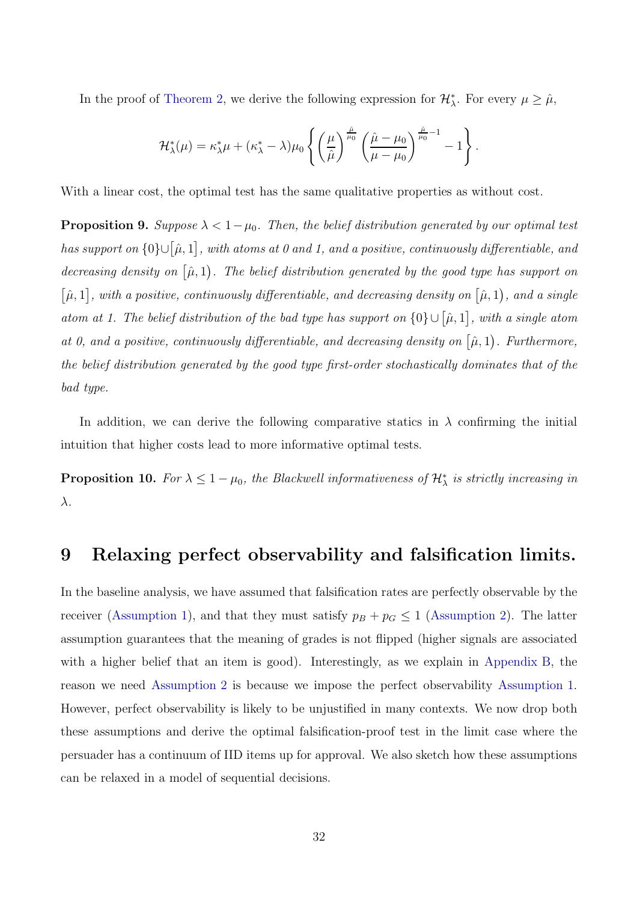In the proof of Theorem 2, we derive the following expression for $\mathcal{H}^*_\lambda$. For every $\mu \geq \hat{\mu}$,

$$\mathcal{H}^*_\lambda(\mu) = \kappa^*_\lambda \mu + (\kappa^*_\lambda - \lambda)\mu_0 \left\{ \left(\frac{\mu}{\hat{\mu}}\right)^{\frac{\hat{\mu}}{\mu_0}} \left(\frac{\hat{\mu} - \mu_0}{\mu - \mu_0}\right)^{\frac{\hat{\mu}}{\mu_0} - 1} - 1 \right\}.$$

With a linear cost, the optimal test has the same qualitative properties as without cost.

**Proposition 9.** *Suppose $\lambda < 1 - \mu_0$. Then, the belief distribution generated by our optimal test has support on $\{0\} \cup [\hat{\mu}, 1]$, with atoms at 0 and 1, and a positive, continuously differentiable, and decreasing density on $[\hat{\mu}, 1)$. The belief distribution generated by the good type has support on $[\hat{\mu}, 1]$, with a positive, continuously differentiable, and decreasing density on $[\hat{\mu}, 1)$, and a single atom at 1. The belief distribution of the bad type has support on $\{0\} \cup [\hat{\mu}, 1]$, with a single atom at 0, and a positive, continuously differentiable, and decreasing density on $[\hat{\mu}, 1)$. Furthermore, the belief distribution generated by the good type first-order stochastically dominates that of the bad type.*

In addition, we can derive the following comparative statics in $\lambda$ confirming the initial intuition that higher costs lead to more informative optimal tests.

**Proposition 10.** *For $\lambda \leq 1 - \mu_0$, the Blackwell informativeness of $\mathcal{H}^*_\lambda$ is strictly increasing in $\lambda$.*

# 9 Relaxing perfect observability and falsification limits.

In the baseline analysis, we have assumed that falsification rates are perfectly observable by the receiver (Assumption 1), and that they must satisfy $p_B + p_G \leq 1$ (Assumption 2). The latter assumption guarantees that the meaning of grades is not flipped (higher signals are associated with a higher belief that an item is good). Interestingly, as we explain in Appendix B, the reason we need Assumption 2 is because we impose the perfect observability Assumption 1. However, perfect observability is likely to be unjustified in many contexts. We now drop both these assumptions and derive the optimal falsification-proof test in the limit case where the persuader has a continuum of IID items up for approval. We also sketch how these assumptions can be relaxed in a model of sequential decisions.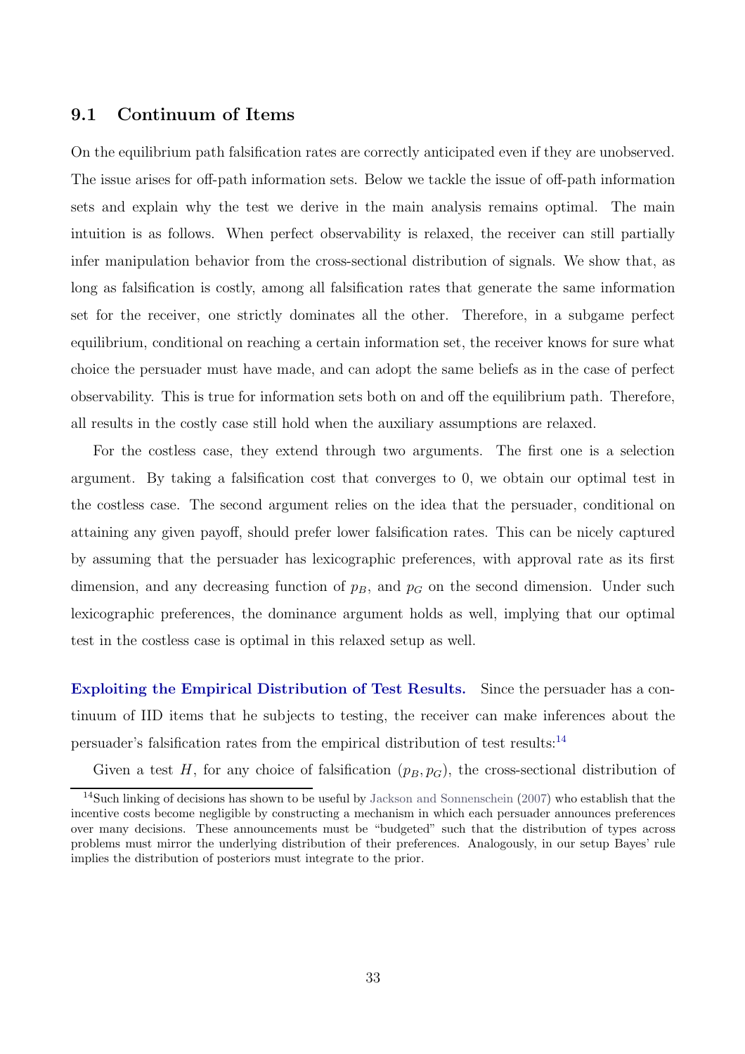### 9.1 Continuum of Items

On the equilibrium path falsification rates are correctly anticipated even if they are unobserved. The issue arises for off-path information sets. Below we tackle the issue of off-path information sets and explain why the test we derive in the main analysis remains optimal. The main intuition is as follows. When perfect observability is relaxed, the receiver can still partially infer manipulation behavior from the cross-sectional distribution of signals. We show that, as long as falsification is costly, among all falsification rates that generate the same information set for the receiver, one strictly dominates all the other. Therefore, in a subgame perfect equilibrium, conditional on reaching a certain information set, the receiver knows for sure what choice the persuader must have made, and can adopt the same beliefs as in the case of perfect observability. This is true for information sets both on and off the equilibrium path. Therefore, all results in the costly case still hold when the auxiliary assumptions are relaxed.

For the costless case, they extend through two arguments. The first one is a selection argument. By taking a falsification cost that converges to 0, we obtain our optimal test in the costless case. The second argument relies on the idea that the persuader, conditional on attaining any given payoff, should prefer lower falsification rates. This can be nicely captured by assuming that the persuader has lexicographic preferences, with approval rate as its first dimension, and any decreasing function of $p_B$, and $p_G$ on the second dimension. Under such lexicographic preferences, the dominance argument holds as well, implying that our optimal test in the costless case is optimal in this relaxed setup as well.

**Exploiting the Empirical Distribution of Test Results.** Since the persuader has a continuum of IID items that he subjects to testing, the receiver can make inferences about the persuader's falsification rates from the empirical distribution of test results:[14]

Given a test $H$, for any choice of falsification $(p_B, p_G)$, the cross-sectional distribution of

[14] Such linking of decisions has shown to be useful by Jackson and Sonnenschein (2007) who establish that the incentive costs become negligible by constructing a mechanism in which each persuader announces preferences over many decisions. These announcements must be "budgeted" such that the distribution of types across problems must mirror the underlying distribution of their preferences. Analogously, in our setup Bayes' rule implies the distribution of posteriors must integrate to the prior.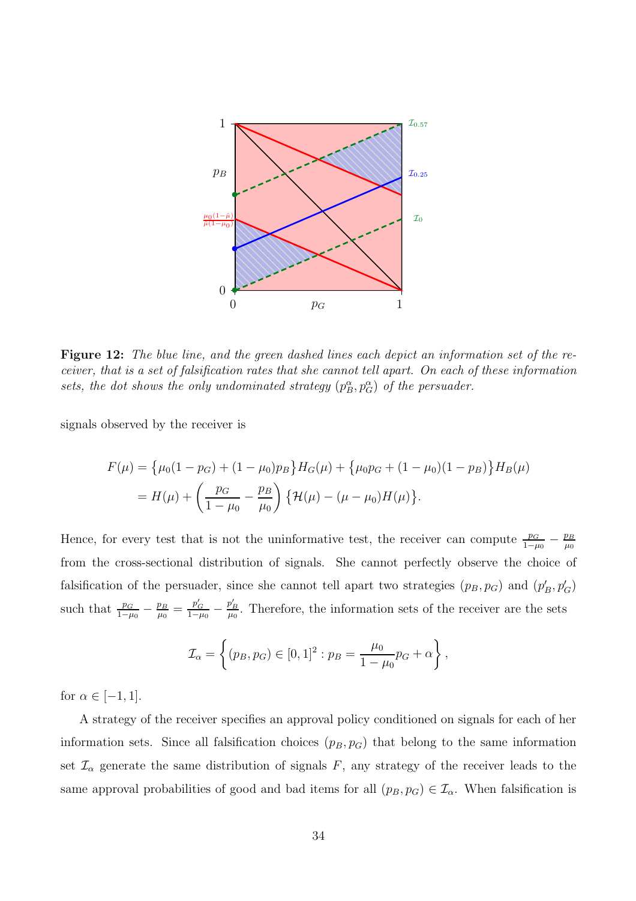1

$p_B$

$\frac{\mu_0(1-\bar{\mu})}{\bar{\mu}(1-\mu_0)}$

0

0

$p_G$

1

$\mathcal{I}_{0.57}$

$\mathcal{I}_{0.25}$

$\mathcal{I}_0$

**Figure 12:** *The blue line, and the green dashed lines each depict an information set of the receiver, that is a set of falsification rates that she cannot tell apart. On each of these information sets, the dot shows the only undominated strategy $(p_B^\alpha, p_G^\alpha)$ of the persuader.*

signals observed by the receiver is

$$
\begin{aligned}
F(\mu) &= \big\{\mu_0(1-p_G) + (1-\mu_0)p_B\big\}H_G(\mu) + \big\{\mu_0 p_G + (1-\mu_0)(1-p_B)\big\}H_B(\mu) \\
&= H(\mu) + \left(\frac{p_G}{1-\mu_0} - \frac{p_B}{\mu_0}\right)\big\{\mathcal{H}(\mu) - (\mu-\mu_0)H(\mu)\big\}.
\end{aligned}
$$

Hence, for every test that is not the uninformative test, the receiver can compute $\frac{p_G}{1-\mu_0} - \frac{p_B}{\mu_0}$ from the cross-sectional distribution of signals. She cannot perfectly observe the choice of falsification of the persuader, since she cannot tell apart two strategies $(p_B, p_G)$ and $(p'_B, p'_G)$ such that $\frac{p_G}{1-\mu_0} - \frac{p_B}{\mu_0} = \frac{p'_G}{1-\mu_0} - \frac{p'_B}{\mu_0}$. Therefore, the information sets of the receiver are the sets

$$
\mathcal{I}_\alpha = \left\{(p_B, p_G) \in [0,1]^2 : p_B = \frac{\mu_0}{1-\mu_0}p_G + \alpha\right\},
$$

for $\alpha \in [-1, 1]$.

A strategy of the receiver specifies an approval policy conditioned on signals for each of her information sets. Since all falsification choices $(p_B, p_G)$ that belong to the same information set $\mathcal{I}_\alpha$ generate the same distribution of signals $F$, any strategy of the receiver leads to the same approval probabilities of good and bad items for all $(p_B, p_G) \in \mathcal{I}_\alpha$. When falsification is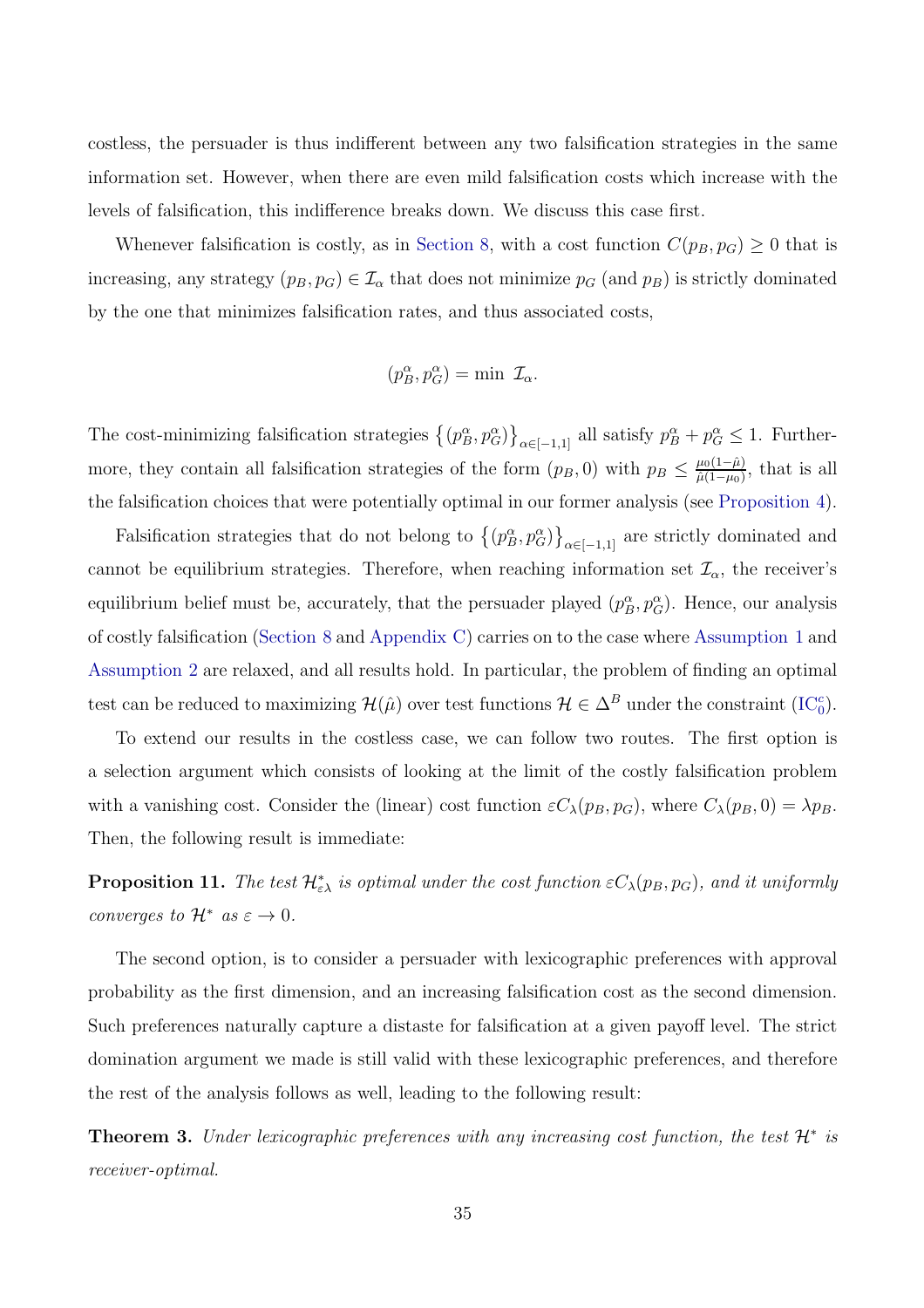costless, the persuader is thus indifferent between any two falsification strategies in the same information set. However, when there are even mild falsification costs which increase with the levels of falsification, this indifference breaks down. We discuss this case first.

Whenever falsification is costly, as in Section 8, with a cost function $C(p_B, p_G) \geq 0$ that is increasing, any strategy $(p_B, p_G) \in \mathcal{I}_\alpha$ that does not minimize $p_G$ (and $p_B$) is strictly dominated by the one that minimizes falsification rates, and thus associated costs,

$$(p_B^\alpha, p_G^\alpha) = \min \ \mathcal{I}_\alpha.$$

The cost-minimizing falsification strategies $\left\{(p_B^\alpha, p_G^\alpha)\right\}_{\alpha \in [-1,1]}$ all satisfy $p_B^\alpha + p_G^\alpha \leq 1$. Furthermore, they contain all falsification strategies of the form $(p_B, 0)$ with $p_B \leq \frac{\mu_0(1-\hat{\mu})}{\hat{\mu}(1-\mu_0)}$, that is all the falsification choices that were potentially optimal in our former analysis (see Proposition 4).

Falsification strategies that do not belong to $\left\{(p_B^\alpha, p_G^\alpha)\right\}_{\alpha \in [-1,1]}$ are strictly dominated and cannot be equilibrium strategies. Therefore, when reaching information set $\mathcal{I}_\alpha$, the receiver's equilibrium belief must be, accurately, that the persuader played $(p_B^\alpha, p_G^\alpha)$. Hence, our analysis of costly falsification (Section 8 and Appendix C) carries on to the case where Assumption 1 and Assumption 2 are relaxed, and all results hold. In particular, the problem of finding an optimal test can be reduced to maximizing $\mathcal{H}(\hat{\mu})$ over test functions $\mathcal{H} \in \Delta^B$ under the constraint ($\text{IC}_0^c$).

To extend our results in the costless case, we can follow two routes. The first option is a selection argument which consists of looking at the limit of the costly falsification problem with a vanishing cost. Consider the (linear) cost function $\varepsilon C_\lambda(p_B, p_G)$, where $C_\lambda(p_B, 0) = \lambda p_B$. Then, the following result is immediate:

**Proposition 11.** *The test $\mathcal{H}^*_{\varepsilon\lambda}$ is optimal under the cost function $\varepsilon C_\lambda(p_B, p_G)$, and it uniformly converges to $\mathcal{H}^*$ as $\varepsilon \to 0$.*

The second option, is to consider a persuader with lexicographic preferences with approval probability as the first dimension, and an increasing falsification cost as the second dimension. Such preferences naturally capture a distaste for falsification at a given payoff level. The strict domination argument we made is still valid with these lexicographic preferences, and therefore the rest of the analysis follows as well, leading to the following result:

**Theorem 3.** *Under lexicographic preferences with any increasing cost function, the test $\mathcal{H}^*$ is receiver-optimal.*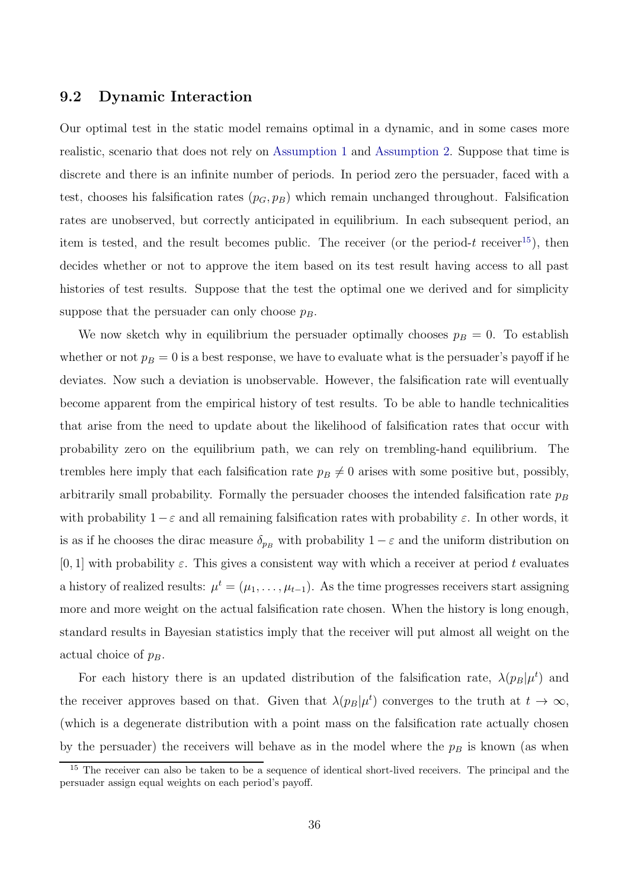## 9.2 Dynamic Interaction

Our optimal test in the static model remains optimal in a dynamic, and in some cases more realistic, scenario that does not rely on Assumption 1 and Assumption 2. Suppose that time is discrete and there is an infinite number of periods. In period zero the persuader, faced with a test, chooses his falsification rates $(p_G, p_B)$ which remain unchanged throughout. Falsification rates are unobserved, but correctly anticipated in equilibrium. In each subsequent period, an item is tested, and the result becomes public. The receiver (or the period-$t$ receiver[15]), then decides whether or not to approve the item based on its test result having access to all past histories of test results. Suppose that the test the optimal one we derived and for simplicity suppose that the persuader can only choose $p_B$.

We now sketch why in equilibrium the persuader optimally chooses $p_B = 0$. To establish whether or not $p_B = 0$ is a best response, we have to evaluate what is the persuader's payoff if he deviates. Now such a deviation is unobservable. However, the falsification rate will eventually become apparent from the empirical history of test results. To be able to handle technicalities that arise from the need to update about the likelihood of falsification rates that occur with probability zero on the equilibrium path, we can rely on trembling-hand equilibrium. The trembles here imply that each falsification rate $p_B \neq 0$ arises with some positive but, possibly, arbitrarily small probability. Formally the persuader chooses the intended falsification rate $p_B$ with probability $1 - \varepsilon$ and all remaining falsification rates with probability $\varepsilon$. In other words, it is as if he chooses the dirac measure $\delta_{p_B}$ with probability $1 - \varepsilon$ and the uniform distribution on $[0, 1]$ with probability $\varepsilon$. This gives a consistent way with which a receiver at period $t$ evaluates a history of realized results: $\mu^t = (\mu_1, \ldots, \mu_{t-1})$. As the time progresses receivers start assigning more and more weight on the actual falsification rate chosen. When the history is long enough, standard results in Bayesian statistics imply that the receiver will put almost all weight on the actual choice of $p_B$.

For each history there is an updated distribution of the falsification rate, $\lambda(p_B|\mu^t)$ and the receiver approves based on that. Given that $\lambda(p_B|\mu^t)$ converges to the truth at $t \to \infty$, (which is a degenerate distribution with a point mass on the falsification rate actually chosen by the persuader) the receivers will behave as in the model where the $p_B$ is known (as when

[15] The receiver can also be taken to be a sequence of identical short-lived receivers. The principal and the persuader assign equal weights on each period's payoff.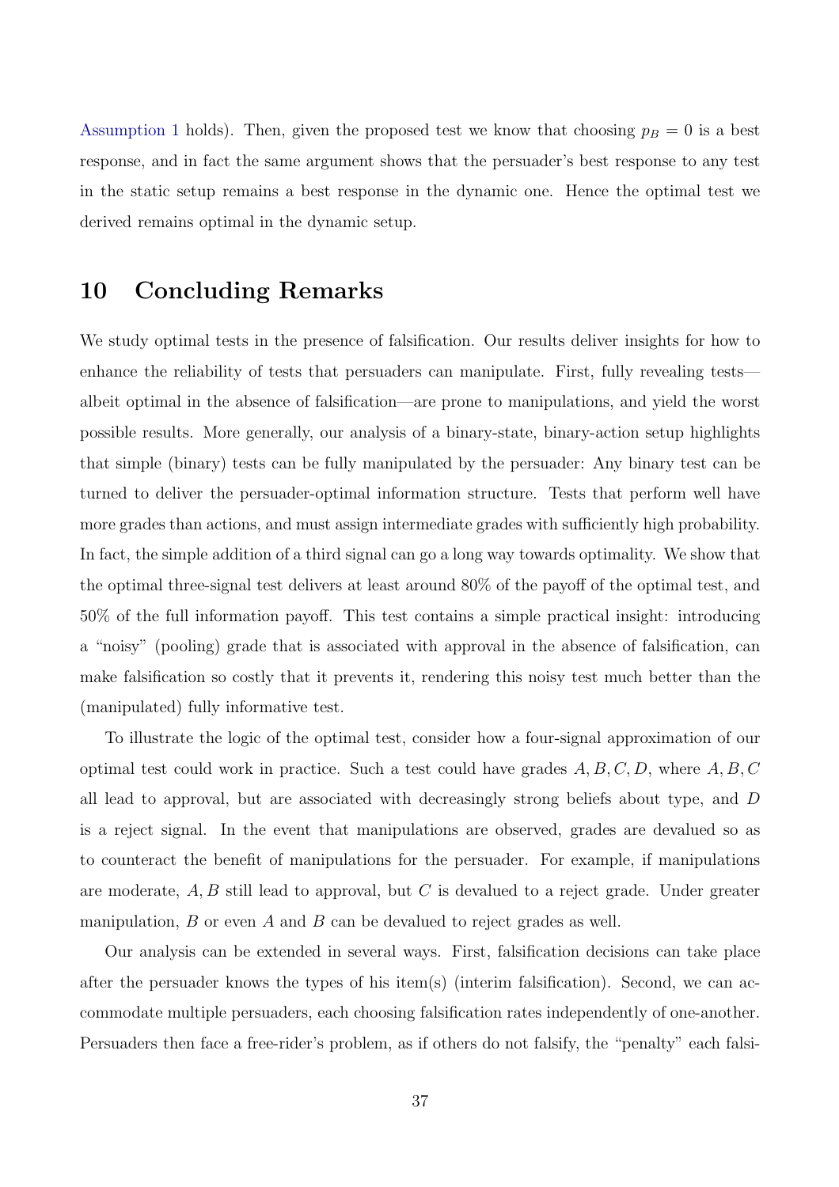Assumption 1 holds). Then, given the proposed test we know that choosing $p_B = 0$ is a best response, and in fact the same argument shows that the persuader's best response to any test in the static setup remains a best response in the dynamic one. Hence the optimal test we derived remains optimal in the dynamic setup.

## 10 Concluding Remarks

We study optimal tests in the presence of falsification. Our results deliver insights for how to enhance the reliability of tests that persuaders can manipulate. First, fully revealing tests—albeit optimal in the absence of falsification—are prone to manipulations, and yield the worst possible results. More generally, our analysis of a binary-state, binary-action setup highlights that simple (binary) tests can be fully manipulated by the persuader: Any binary test can be turned to deliver the persuader-optimal information structure. Tests that perform well have more grades than actions, and must assign intermediate grades with sufficiently high probability. In fact, the simple addition of a third signal can go a long way towards optimality. We show that the optimal three-signal test delivers at least around 80% of the payoff of the optimal test, and 50% of the full information payoff. This test contains a simple practical insight: introducing a "noisy" (pooling) grade that is associated with approval in the absence of falsification, can make falsification so costly that it prevents it, rendering this noisy test much better than the (manipulated) fully informative test.

To illustrate the logic of the optimal test, consider how a four-signal approximation of our optimal test could work in practice. Such a test could have grades $A, B, C, D$, where $A, B, C$ all lead to approval, but are associated with decreasingly strong beliefs about type, and $D$ is a reject signal. In the event that manipulations are observed, grades are devalued so as to counteract the benefit of manipulations for the persuader. For example, if manipulations are moderate, $A, B$ still lead to approval, but $C$ is devalued to a reject grade. Under greater manipulation, $B$ or even $A$ and $B$ can be devalued to reject grades as well.

Our analysis can be extended in several ways. First, falsification decisions can take place after the persuader knows the types of his item(s) (interim falsification). Second, we can accommodate multiple persuaders, each choosing falsification rates independently of one-another. Persuaders then face a free-rider's problem, as if others do not falsify, the "penalty" each falsi-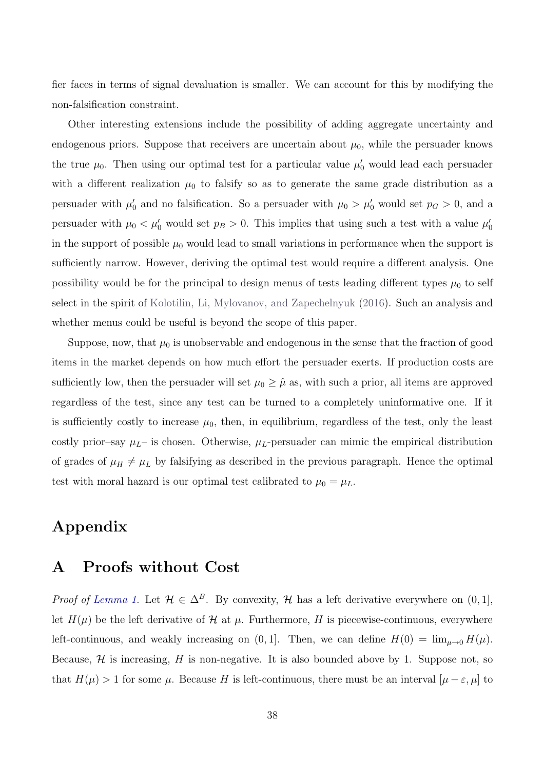fier faces in terms of signal devaluation is smaller. We can account for this by modifying the non-falsification constraint.

Other interesting extensions include the possibility of adding aggregate uncertainty and endogenous priors. Suppose that receivers are uncertain about $\mu_0$, while the persuader knows the true $\mu_0$. Then using our optimal test for a particular value $\mu_0'$ would lead each persuader with a different realization $\mu_0$ to falsify so as to generate the same grade distribution as a persuader with $\mu_0'$ and no falsification. So a persuader with $\mu_0 > \mu_0'$ would set $p_G > 0$, and a persuader with $\mu_0 < \mu_0'$ would set $p_B > 0$. This implies that using such a test with a value $\mu_0'$ in the support of possible $\mu_0$ would lead to small variations in performance when the support is sufficiently narrow. However, deriving the optimal test would require a different analysis. One possibility would be for the principal to design menus of tests leading different types $\mu_0$ to self select in the spirit of Kolotilin, Li, Mylovanov, and Zapechelnyuk (2016). Such an analysis and whether menus could be useful is beyond the scope of this paper.

Suppose, now, that $\mu_0$ is unobservable and endogenous in the sense that the fraction of good items in the market depends on how much effort the persuader exerts. If production costs are sufficiently low, then the persuader will set $\mu_0 \geq \hat{\mu}$ as, with such a prior, all items are approved regardless of the test, since any test can be turned to a completely uninformative one. If it is sufficiently costly to increase $\mu_0$, then, in equilibrium, regardless of the test, only the least costly prior–say $\mu_L$– is chosen. Otherwise, $\mu_L$-persuader can mimic the empirical distribution of grades of $\mu_H \neq \mu_L$ by falsifying as described in the previous paragraph. Hence the optimal test with moral hazard is our optimal test calibrated to $\mu_0 = \mu_L$.

# Appendix

## A Proofs without Cost

*Proof of Lemma 1.* Let $\mathcal{H} \in \Delta^B$. By convexity, $\mathcal{H}$ has a left derivative everywhere on $(0, 1]$, let $H(\mu)$ be the left derivative of $\mathcal{H}$ at $\mu$. Furthermore, $H$ is piecewise-continuous, everywhere left-continuous, and weakly increasing on $(0, 1]$. Then, we can define $H(0) = \lim_{\mu \to 0} H(\mu)$. Because, $\mathcal{H}$ is increasing, $H$ is non-negative. It is also bounded above by 1. Suppose not, so that $H(\mu) > 1$ for some $\mu$. Because $H$ is left-continuous, there must be an interval $[\mu - \varepsilon, \mu]$ to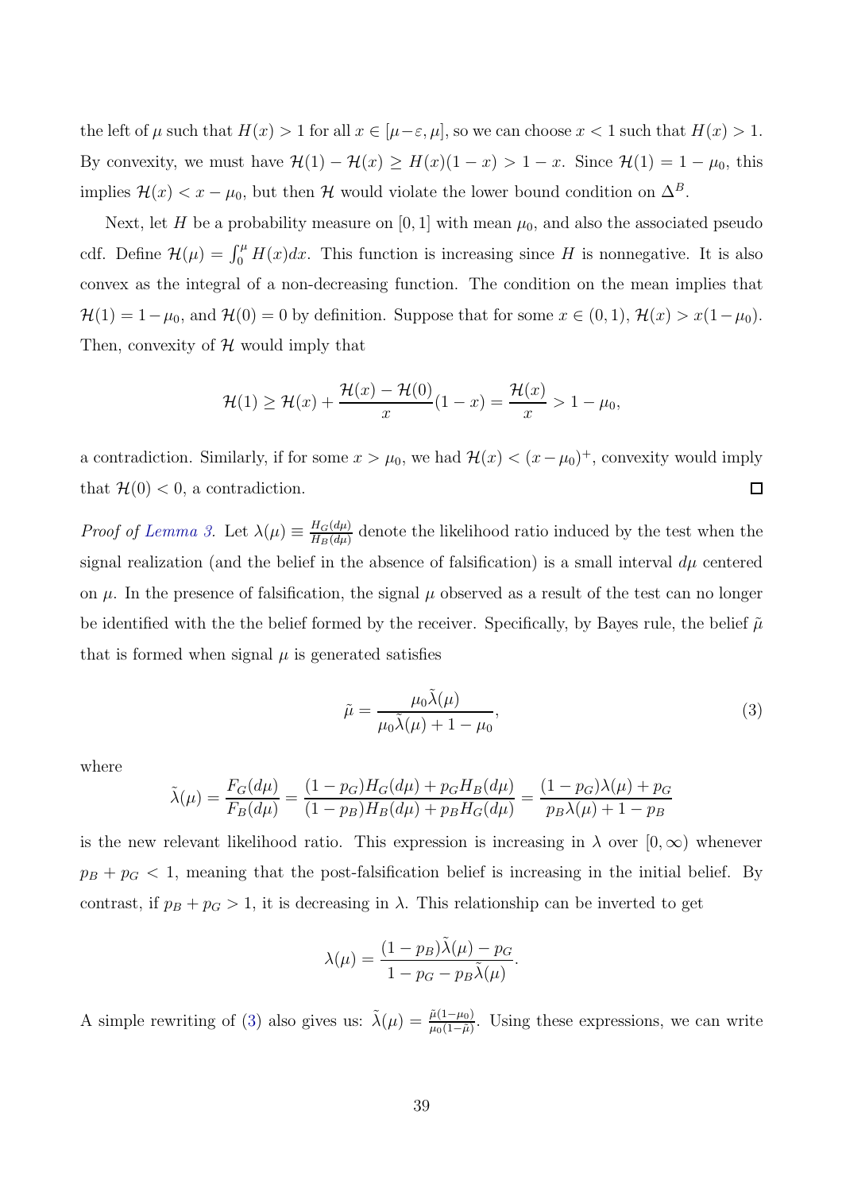the left of $\mu$ such that $H(x) > 1$ for all $x \in [\mu - \varepsilon, \mu]$, so we can choose $x < 1$ such that $H(x) > 1$. By convexity, we must have $\mathcal{H}(1) - \mathcal{H}(x) \geq H(x)(1-x) > 1 - x$. Since $\mathcal{H}(1) = 1 - \mu_0$, this implies $\mathcal{H}(x) < x - \mu_0$, but then $\mathcal{H}$ would violate the lower bound condition on $\Delta^B$.

Next, let $H$ be a probability measure on $[0,1]$ with mean $\mu_0$, and also the associated pseudo cdf. Define $\mathcal{H}(\mu) = \int_0^\mu H(x)dx$. This function is increasing since $H$ is nonnegative. It is also convex as the integral of a non-decreasing function. The condition on the mean implies that $\mathcal{H}(1) = 1 - \mu_0$, and $\mathcal{H}(0) = 0$ by definition. Suppose that for some $x \in (0,1)$, $\mathcal{H}(x) > x(1-\mu_0)$. Then, convexity of $\mathcal{H}$ would imply that

$$\mathcal{H}(1) \geq \mathcal{H}(x) + \frac{\mathcal{H}(x) - \mathcal{H}(0)}{x}(1-x) = \frac{\mathcal{H}(x)}{x} > 1 - \mu_0,$$

a contradiction. Similarly, if for some $x > \mu_0$, we had $\mathcal{H}(x) < (x - \mu_0)^+$, convexity would imply that $\mathcal{H}(0) < 0$, a contradiction. $\square$

*Proof of Lemma 3.* Let $\lambda(\mu) \equiv \frac{H_G(d\mu)}{H_B(d\mu)}$ denote the likelihood ratio induced by the test when the signal realization (and the belief in the absence of falsification) is a small interval $d\mu$ centered on $\mu$. In the presence of falsification, the signal $\mu$ observed as a result of the test can no longer be identified with the the belief formed by the receiver. Specifically, by Bayes rule, the belief $\tilde{\mu}$ that is formed when signal $\mu$ is generated satisfies

$$\tilde{\mu} = \frac{\mu_0 \tilde{\lambda}(\mu)}{\mu_0 \tilde{\lambda}(\mu) + 1 - \mu_0}, \tag{3}$$

where

$$\tilde{\lambda}(\mu) = \frac{F_G(d\mu)}{F_B(d\mu)} = \frac{(1-p_G)H_G(d\mu) + p_G H_B(d\mu)}{(1-p_B)H_B(d\mu) + p_B H_G(d\mu)} = \frac{(1-p_G)\lambda(\mu) + p_G}{p_B \lambda(\mu) + 1 - p_B}$$

is the new relevant likelihood ratio. This expression is increasing in $\lambda$ over $[0, \infty)$ whenever $p_B + p_G < 1$, meaning that the post-falsification belief is increasing in the initial belief. By contrast, if $p_B + p_G > 1$, it is decreasing in $\lambda$. This relationship can be inverted to get

$$\lambda(\mu) = \frac{(1-p_B)\tilde{\lambda}(\mu) - p_G}{1 - p_G - p_B \tilde{\lambda}(\mu)}.$$

A simple rewriting of (3) also gives us: $\tilde{\lambda}(\mu) = \frac{\tilde{\mu}(1-\mu_0)}{\mu_0(1-\tilde{\mu})}$. Using these expressions, we can write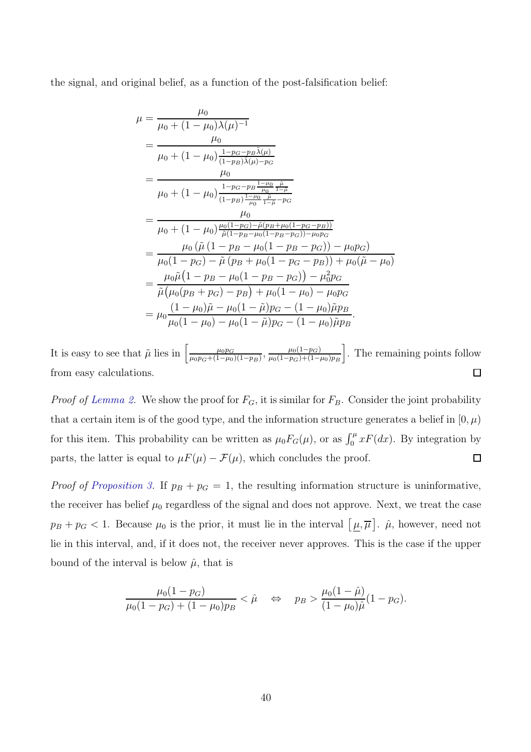the signal, and original belief, as a function of the post-falsification belief:

$$
\begin{aligned}
\mu &= \frac{\mu_0}{\mu_0 + (1-\mu_0)\lambda(\mu)^{-1}} \\
&= \frac{\mu_0}{\mu_0 + (1-\mu_0)\frac{1-p_G-p_B\tilde{\lambda}(\mu)}{(1-p_B)\lambda(\mu)-p_G}} \\
&= \frac{\mu_0}{\mu_0 + (1-\mu_0)\frac{1-p_G-p_B\frac{1-\mu_0}{\mu_0}\frac{\tilde{\mu}}{1-\tilde{\mu}}}{(1-p_B)\frac{1-\mu_0}{\mu_0}\frac{\tilde{\mu}}{1-\tilde{\mu}}-p_G}} \\
&= \frac{\mu_0}{\mu_0 + (1-\mu_0)\frac{\mu_0(1-p_G)-\tilde{\mu}(p_B+\mu_0(1-p_G-p_B))}{\tilde{\mu}(1-p_B-\mu_0(1-p_B-p_G))-\mu_0 p_G}} \\
&= \frac{\mu_0\left(\tilde{\mu}\left(1-p_B-\mu_0(1-p_B-p_G)\right)-\mu_0 p_G\right)}{\mu_0(1-p_G)-\tilde{\mu}\left(p_B+\mu_0(1-p_G-p_B)\right)+\mu_0(\tilde{\mu}-\mu_0)} \\
&= \frac{\mu_0\tilde{\mu}\big(1-p_B-\mu_0(1-p_B-p_G)\big)-\mu_0^2 p_G}{\tilde{\mu}\big(\mu_0(p_B+p_G)-p_B\big)+\mu_0(1-\mu_0)-\mu_0 p_G} \\
&= \mu_0\frac{(1-\mu_0)\tilde{\mu}-\mu_0(1-\tilde{\mu})p_G-(1-\mu_0)\tilde{\mu}p_B}{\mu_0(1-\mu_0)-\mu_0(1-\tilde{\mu})p_G-(1-\mu_0)\tilde{\mu}p_B}.
\end{aligned}
$$

It is easy to see that $\tilde{\mu}$ lies in $\left[\frac{\mu_0 p_G}{\mu_0 p_G+(1-\mu_0)(1-p_B)}, \frac{\mu_0(1-p_G)}{\mu_0(1-p_G)+(1-\mu_0)p_B}\right]$. The remaining points follow from easy calculations. □

*Proof of Lemma 2.* We show the proof for $F_G$, it is similar for $F_B$. Consider the joint probability that a certain item is of the good type, and the information structure generates a belief in $[0,\mu)$ for this item. This probability can be written as $\mu_0 F_G(\mu)$, or as $\int_0^\mu xF(dx)$. By integration by parts, the latter is equal to $\mu F(\mu)-\mathcal{F}(\mu)$, which concludes the proof. □

*Proof of Proposition 3.* If $p_B+p_G=1$, the resulting information structure is uninformative, the receiver has belief $\mu_0$ regardless of the signal and does not approve. Next, we treat the case $p_B+p_G<1$. Because $\mu_0$ is the prior, it must lie in the interval $\left[\underline{\mu},\overline{\mu}\right]$. $\hat{\mu}$, however, need not lie in this interval, and, if it does not, the receiver never approves. This is the case if the upper bound of the interval is below $\hat{\mu}$, that is

$$
\frac{\mu_0(1-p_G)}{\mu_0(1-p_G)+(1-\mu_0)p_B} < \hat{\mu} \quad \Leftrightarrow \quad p_B > \frac{\mu_0(1-\hat{\mu})}{(1-\mu_0)\hat{\mu}}(1-p_G).
$$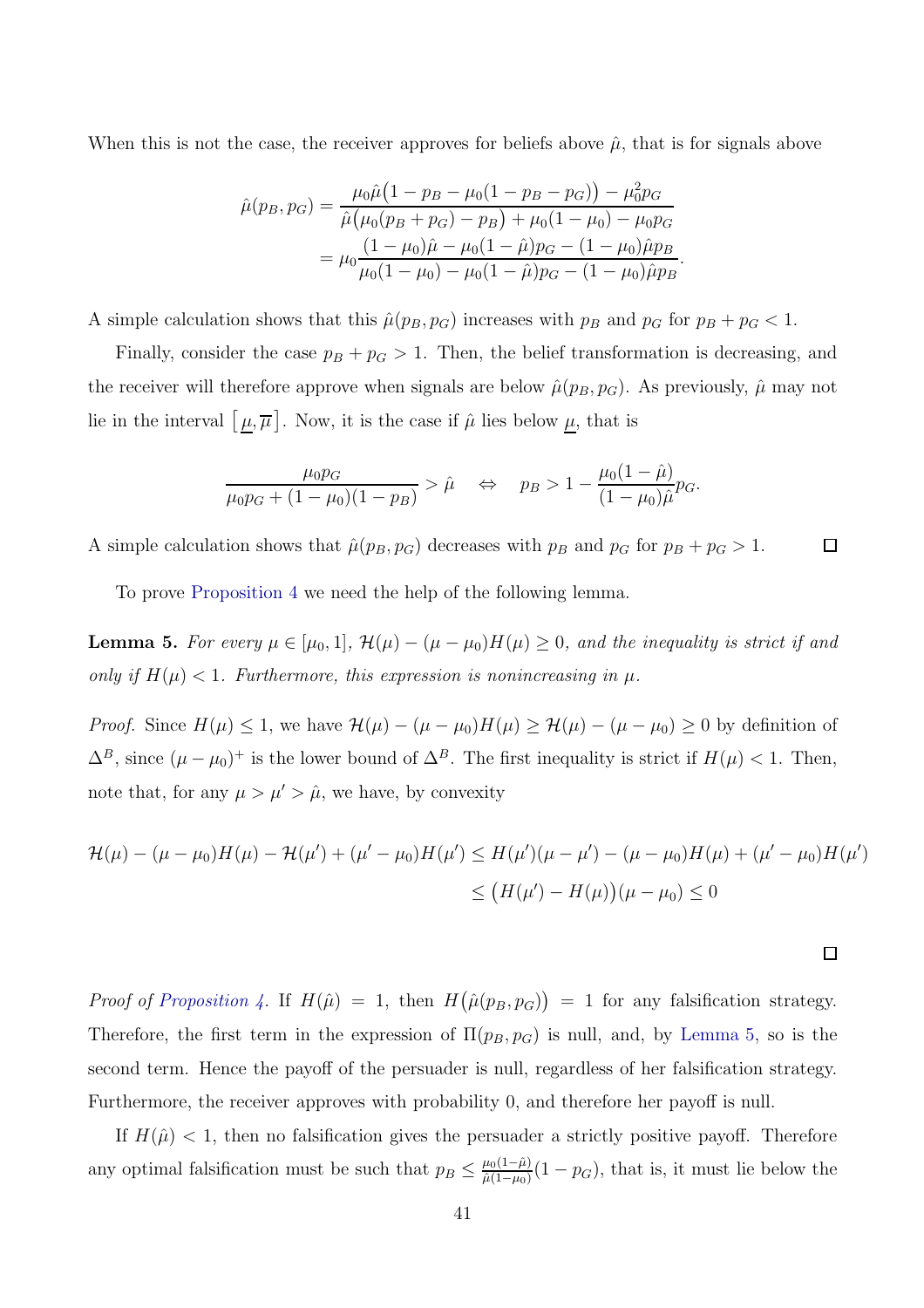When this is not the case, the receiver approves for beliefs above $\hat{\mu}$, that is for signals above

$$
\begin{aligned}
\hat{\mu}(p_B, p_G) &= \frac{\mu_0 \hat{\mu}\big(1 - p_B - \mu_0(1 - p_B - p_G)\big) - \mu_0^2 p_G}{\hat{\mu}\big(\mu_0(p_B + p_G) - p_B\big) + \mu_0(1-\mu_0) - \mu_0 p_G} \\
&= \mu_0 \frac{(1-\mu_0)\hat{\mu} - \mu_0(1-\hat{\mu})p_G - (1-\mu_0)\hat{\mu} p_B}{\mu_0(1-\mu_0) - \mu_0(1-\hat{\mu})p_G - (1-\mu_0)\hat{\mu} p_B}.
\end{aligned}
$$

A simple calculation shows that this $\hat{\mu}(p_B, p_G)$ increases with $p_B$ and $p_G$ for $p_B + p_G < 1$.

Finally, consider the case $p_B + p_G > 1$. Then, the belief transformation is decreasing, and the receiver will therefore approve when signals are below $\hat{\mu}(p_B, p_G)$. As previously, $\hat{\mu}$ may not lie in the interval $\big[\underline{\mu}, \overline{\mu}\big]$. Now, it is the case if $\hat{\mu}$ lies below $\underline{\mu}$, that is

$$
\frac{\mu_0 p_G}{\mu_0 p_G + (1-\mu_0)(1-p_B)} > \hat{\mu} \quad \Leftrightarrow \quad p_B > 1 - \frac{\mu_0(1-\hat{\mu})}{(1-\mu_0)\hat{\mu}} p_G.
$$

A simple calculation shows that $\hat{\mu}(p_B, p_G)$ decreases with $p_B$ and $p_G$ for $p_B + p_G > 1$. $\square$

To prove Proposition 4 we need the help of the following lemma.

**Lemma 5.** *For every $\mu \in [\mu_0, 1]$, $\mathcal{H}(\mu) - (\mu - \mu_0)H(\mu) \geq 0$, and the inequality is strict if and only if $H(\mu) < 1$. Furthermore, this expression is nonincreasing in $\mu$.*

*Proof.* Since $H(\mu) \leq 1$, we have $\mathcal{H}(\mu) - (\mu - \mu_0)H(\mu) \geq \mathcal{H}(\mu) - (\mu - \mu_0) \geq 0$ by definition of $\Delta^B$, since $(\mu - \mu_0)^+$ is the lower bound of $\Delta^B$. The first inequality is strict if $H(\mu) < 1$. Then, note that, for any $\mu > \mu' > \hat{\mu}$, we have, by convexity

$$
\begin{aligned}
\mathcal{H}(\mu) - (\mu - \mu_0)H(\mu) - \mathcal{H}(\mu') + (\mu' - \mu_0)H(\mu') &\leq H(\mu')(\mu - \mu') - (\mu - \mu_0)H(\mu) + (\mu' - \mu_0)H(\mu') \\
&\leq \big(H(\mu') - H(\mu)\big)(\mu - \mu_0) \leq 0
\end{aligned}
$$

$\square$

*Proof of Proposition 4.* If $H(\hat{\mu}) = 1$, then $H\big(\hat{\mu}(p_B, p_G)\big) = 1$ for any falsification strategy. Therefore, the first term in the expression of $\Pi(p_B, p_G)$ is null, and, by Lemma 5, so is the second term. Hence the payoff of the persuader is null, regardless of her falsification strategy. Furthermore, the receiver approves with probability 0, and therefore her payoff is null.

If $H(\hat{\mu}) < 1$, then no falsification gives the persuader a strictly positive payoff. Therefore any optimal falsification must be such that $p_B \leq \frac{\mu_0(1-\hat{\mu})}{\hat{\mu}(1-\mu_0)}(1 - p_G)$, that is, it must lie below the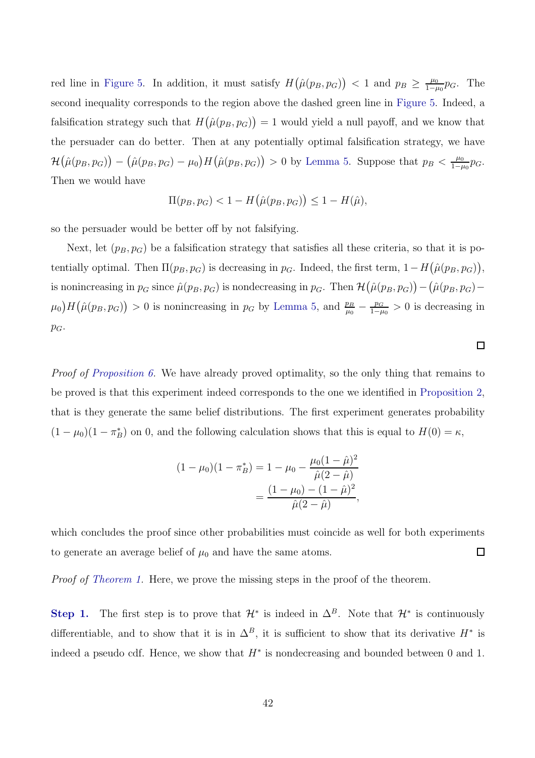red line in Figure 5. In addition, it must satisfy $H\big(\hat{\mu}(p_B, p_G)\big) < 1$ and $p_B \geq \frac{\mu_0}{1-\mu_0} p_G$. The second inequality corresponds to the region above the dashed green line in Figure 5. Indeed, a falsification strategy such that $H\big(\hat{\mu}(p_B, p_G)\big) = 1$ would yield a null payoff, and we know that the persuader can do better. Then at any potentially optimal falsification strategy, we have $\mathcal{H}\big(\hat{\mu}(p_B, p_G)\big) - \big(\hat{\mu}(p_B, p_G) - \mu_0\big) H\big(\hat{\mu}(p_B, p_G)\big) > 0$ by Lemma 5. Suppose that $p_B < \frac{\mu_0}{1-\mu_0} p_G$. Then we would have

$$\Pi(p_B, p_G) < 1 - H\big(\hat{\mu}(p_B, p_G)\big) \leq 1 - H(\hat{\mu}),$$

so the persuader would be better off by not falsifying.

Next, let $(p_B, p_G)$ be a falsification strategy that satisfies all these criteria, so that it is potentially optimal. Then $\Pi(p_B, p_G)$ is decreasing in $p_G$. Indeed, the first term, $1 - H\big(\hat{\mu}(p_B, p_G)\big)$, is nonincreasing in $p_G$ since $\hat{\mu}(p_B, p_G)$ is nondecreasing in $p_G$. Then $\mathcal{H}\big(\hat{\mu}(p_B, p_G)\big) - \big(\hat{\mu}(p_B, p_G) - \mu_0\big) H\big(\hat{\mu}(p_B, p_G)\big) > 0$ is nonincreasing in $p_G$ by Lemma 5, and $\frac{p_B}{\mu_0} - \frac{p_G}{1-\mu_0} > 0$ is decreasing in $p_G$. □

*Proof of Proposition 6.* We have already proved optimality, so the only thing that remains to be proved is that this experiment indeed corresponds to the one we identified in Proposition 2, that is they generate the same belief distributions. The first experiment generates probability $(1-\mu_0)(1-\pi_B^*)$ on 0, and the following calculation shows that this is equal to $H(0) = \kappa$,

$$\begin{aligned}(1-\mu_0)(1-\pi_B^*) &= 1 - \mu_0 - \frac{\mu_0(1-\hat{\mu})^2}{\hat{\mu}(2-\hat{\mu})} \\ &= \frac{(1-\mu_0) - (1-\hat{\mu})^2}{\hat{\mu}(2-\hat{\mu})},\end{aligned}$$

which concludes the proof since other probabilities must coincide as well for both experiments to generate an average belief of $\mu_0$ and have the same atoms. □

*Proof of Theorem 1.* Here, we prove the missing steps in the proof of the theorem.

**Step 1.** The first step is to prove that $\mathcal{H}^*$ is indeed in $\Delta^B$. Note that $\mathcal{H}^*$ is continuously differentiable, and to show that it is in $\Delta^B$, it is sufficient to show that its derivative $H^*$ is indeed a pseudo cdf. Hence, we show that $H^*$ is nondecreasing and bounded between 0 and 1.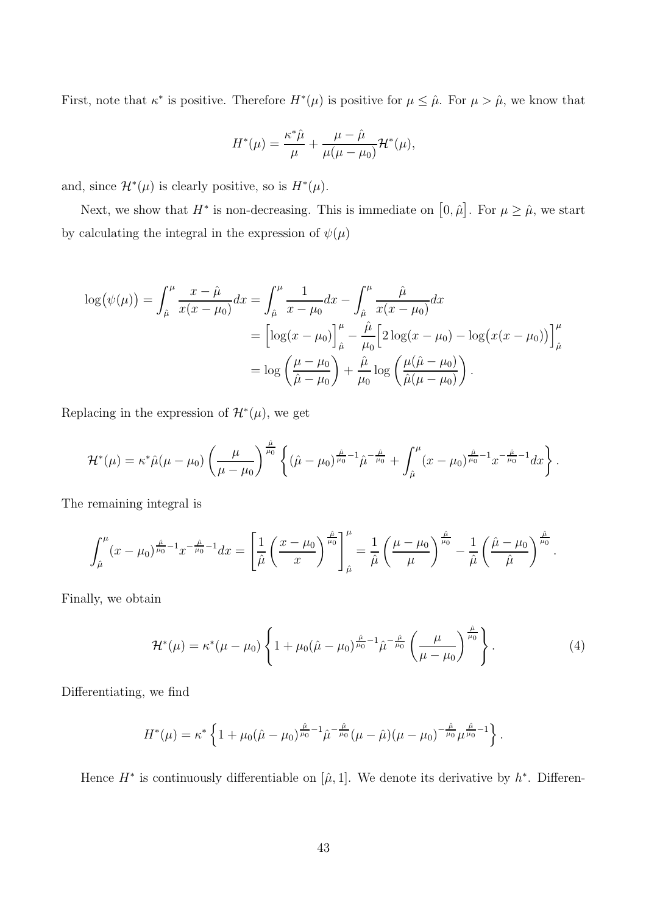First, note that $\kappa^*$ is positive. Therefore $H^*(\mu)$ is positive for $\mu \leq \hat{\mu}$. For $\mu > \hat{\mu}$, we know that

$$H^*(\mu) = \frac{\kappa^* \hat{\mu}}{\mu} + \frac{\mu - \hat{\mu}}{\mu(\mu - \mu_0)} \mathcal{H}^*(\mu),$$

and, since $\mathcal{H}^*(\mu)$ is clearly positive, so is $H^*(\mu)$.

Next, we show that $H^*$ is non-decreasing. This is immediate on $\left[0, \hat{\mu}\right]$. For $\mu \geq \hat{\mu}$, we start by calculating the integral in the expression of $\psi(\mu)$

$$\begin{aligned}
\log\bigl(\psi(\mu)\bigr) = \int_{\hat{\mu}}^{\mu} \frac{x - \hat{\mu}}{x(x - \mu_0)} dx &= \int_{\hat{\mu}}^{\mu} \frac{1}{x - \mu_0} dx - \int_{\hat{\mu}}^{\mu} \frac{\hat{\mu}}{x(x - \mu_0)} dx \\
&= \Bigl[\log(x - \mu_0)\Bigr]_{\hat{\mu}}^{\mu} - \frac{\hat{\mu}}{\mu_0} \Bigl[2\log(x - \mu_0) - \log\bigl(x(x - \mu_0)\bigr)\Bigr]_{\hat{\mu}}^{\mu} \\
&= \log\left(\frac{\mu - \mu_0}{\hat{\mu} - \mu_0}\right) + \frac{\hat{\mu}}{\mu_0} \log\left(\frac{\mu(\hat{\mu} - \mu_0)}{\hat{\mu}(\mu - \mu_0)}\right).
\end{aligned}$$

Replacing in the expression of $\mathcal{H}^*(\mu)$, we get

$$\mathcal{H}^*(\mu) = \kappa^* \hat{\mu}(\mu - \mu_0) \left(\frac{\mu}{\mu - \mu_0}\right)^{\frac{\hat{\mu}}{\mu_0}} \left\{ (\hat{\mu} - \mu_0)^{\frac{\hat{\mu}}{\mu_0} - 1} \hat{\mu}^{-\frac{\hat{\mu}}{\mu_0}} + \int_{\hat{\mu}}^{\mu} (x - \mu_0)^{\frac{\hat{\mu}}{\mu_0} - 1} x^{-\frac{\hat{\mu}}{\mu_0} - 1} dx \right\}.$$

The remaining integral is

$$\int_{\hat{\mu}}^{\mu} (x - \mu_0)^{\frac{\hat{\mu}}{\mu_0} - 1} x^{-\frac{\hat{\mu}}{\mu_0} - 1} dx = \left[\frac{1}{\hat{\mu}} \left(\frac{x - \mu_0}{x}\right)^{\frac{\hat{\mu}}{\mu_0}}\right]_{\hat{\mu}}^{\mu} = \frac{1}{\hat{\mu}} \left(\frac{\mu - \mu_0}{\mu}\right)^{\frac{\hat{\mu}}{\mu_0}} - \frac{1}{\hat{\mu}} \left(\frac{\hat{\mu} - \mu_0}{\hat{\mu}}\right)^{\frac{\hat{\mu}}{\mu_0}}.$$

Finally, we obtain

$$\mathcal{H}^*(\mu) = \kappa^*(\mu - \mu_0) \left\{ 1 + \mu_0 (\hat{\mu} - \mu_0)^{\frac{\hat{\mu}}{\mu_0} - 1} \hat{\mu}^{-\frac{\hat{\mu}}{\mu_0}} \left(\frac{\mu}{\mu - \mu_0}\right)^{\frac{\hat{\mu}}{\mu_0}} \right\}. \tag{4}$$

Differentiating, we find

$$H^*(\mu) = \kappa^* \left\{ 1 + \mu_0 (\hat{\mu} - \mu_0)^{\frac{\hat{\mu}}{\mu_0} - 1} \hat{\mu}^{-\frac{\hat{\mu}}{\mu_0}} (\mu - \hat{\mu}) (\mu - \mu_0)^{-\frac{\hat{\mu}}{\mu_0}} \mu^{\frac{\hat{\mu}}{\mu_0} - 1} \right\}.$$

Hence $H^*$ is continuously differentiable on $[\hat{\mu}, 1]$. We denote its derivative by $h^*$. Differen-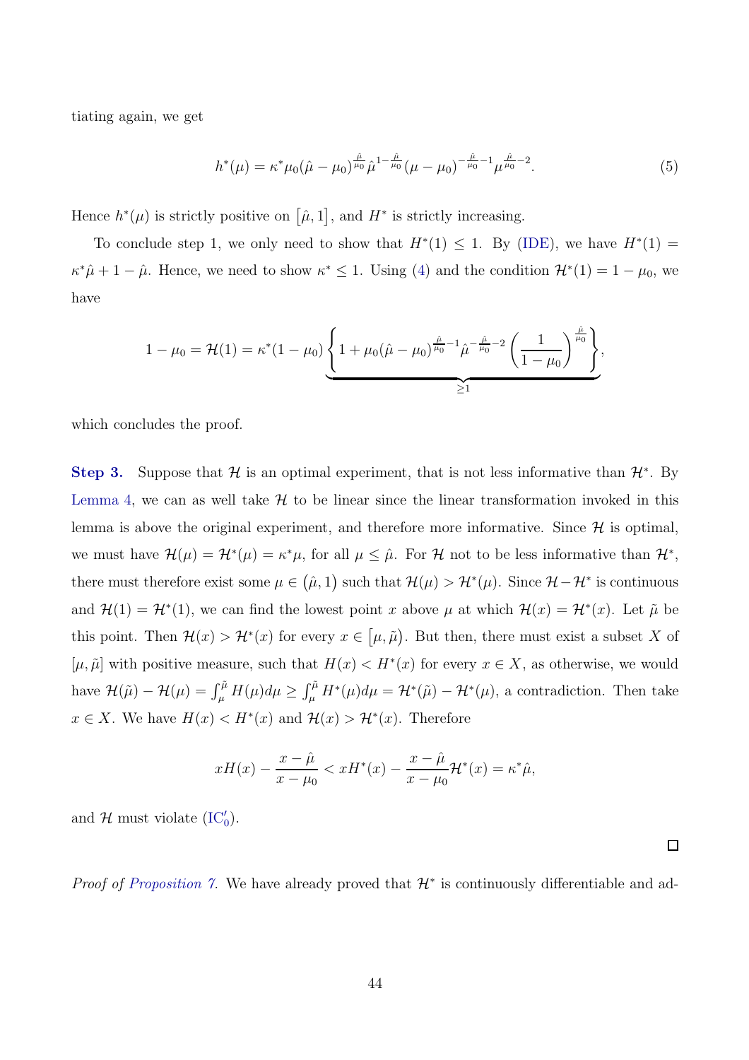tiating again, we get

$$h^*(\mu) = \kappa^* \mu_0 (\hat{\mu} - \mu_0)^{\frac{\hat{\mu}}{\mu_0}} \hat{\mu}^{1-\frac{\hat{\mu}}{\mu_0}} (\mu - \mu_0)^{-\frac{\hat{\mu}}{\mu_0}-1} \mu^{\frac{\hat{\mu}}{\mu_0}-2}. \tag{5}$$

Hence $h^*(\mu)$ is strictly positive on $[\hat{\mu}, 1]$, and $H^*$ is strictly increasing.

To conclude step 1, we only need to show that $H^*(1) \leq 1$. By (IDE), we have $H^*(1) = \kappa^* \hat{\mu} + 1 - \hat{\mu}$. Hence, we need to show $\kappa^* \leq 1$. Using (4) and the condition $\mathcal{H}^*(1) = 1 - \mu_0$, we have

$$1 - \mu_0 = \mathcal{H}(1) = \kappa^*(1 - \mu_0) \underbrace{\left\{ 1 + \mu_0 (\hat{\mu} - \mu_0)^{\frac{\hat{\mu}}{\mu_0}-1} \hat{\mu}^{-\frac{\hat{\mu}}{\mu_0}-2} \left( \frac{1}{1 - \mu_0} \right)^{\frac{\hat{\mu}}{\mu_0}} \right\}}_{\geq 1},$$

which concludes the proof.

**Step 3.** Suppose that $\mathcal{H}$ is an optimal experiment, that is not less informative than $\mathcal{H}^*$. By Lemma 4, we can as well take $\mathcal{H}$ to be linear since the linear transformation invoked in this lemma is above the original experiment, and therefore more informative. Since $\mathcal{H}$ is optimal, we must have $\mathcal{H}(\mu) = \mathcal{H}^*(\mu) = \kappa^* \mu$, for all $\mu \leq \hat{\mu}$. For $\mathcal{H}$ not to be less informative than $\mathcal{H}^*$, there must therefore exist some $\mu \in (\hat{\mu}, 1)$ such that $\mathcal{H}(\mu) > \mathcal{H}^*(\mu)$. Since $\mathcal{H} - \mathcal{H}^*$ is continuous and $\mathcal{H}(1) = \mathcal{H}^*(1)$, we can find the lowest point $x$ above $\mu$ at which $\mathcal{H}(x) = \mathcal{H}^*(x)$. Let $\tilde{\mu}$ be this point. Then $\mathcal{H}(x) > \mathcal{H}^*(x)$ for every $x \in [\mu, \tilde{\mu})$. But then, there must exist a subset $X$ of $[\mu, \tilde{\mu}]$ with positive measure, such that $H(x) < H^*(x)$ for every $x \in X$, as otherwise, we would have $\mathcal{H}(\tilde{\mu}) - \mathcal{H}(\mu) = \int_\mu^{\tilde{\mu}} H(\mu) d\mu \geq \int_\mu^{\tilde{\mu}} H^*(\mu) d\mu = \mathcal{H}^*(\tilde{\mu}) - \mathcal{H}^*(\mu)$, a contradiction. Then take $x \in X$. We have $H(x) < H^*(x)$ and $\mathcal{H}(x) > \mathcal{H}^*(x)$. Therefore

$$xH(x) - \frac{x - \hat{\mu}}{x - \mu_0} < xH^*(x) - \frac{x - \hat{\mu}}{x - \mu_0} \mathcal{H}^*(x) = \kappa^* \hat{\mu},$$

and $\mathcal{H}$ must violate ($\text{IC}_0'$).

∎

*Proof of Proposition 7.* We have already proved that $\mathcal{H}^*$ is continuously differentiable and ad-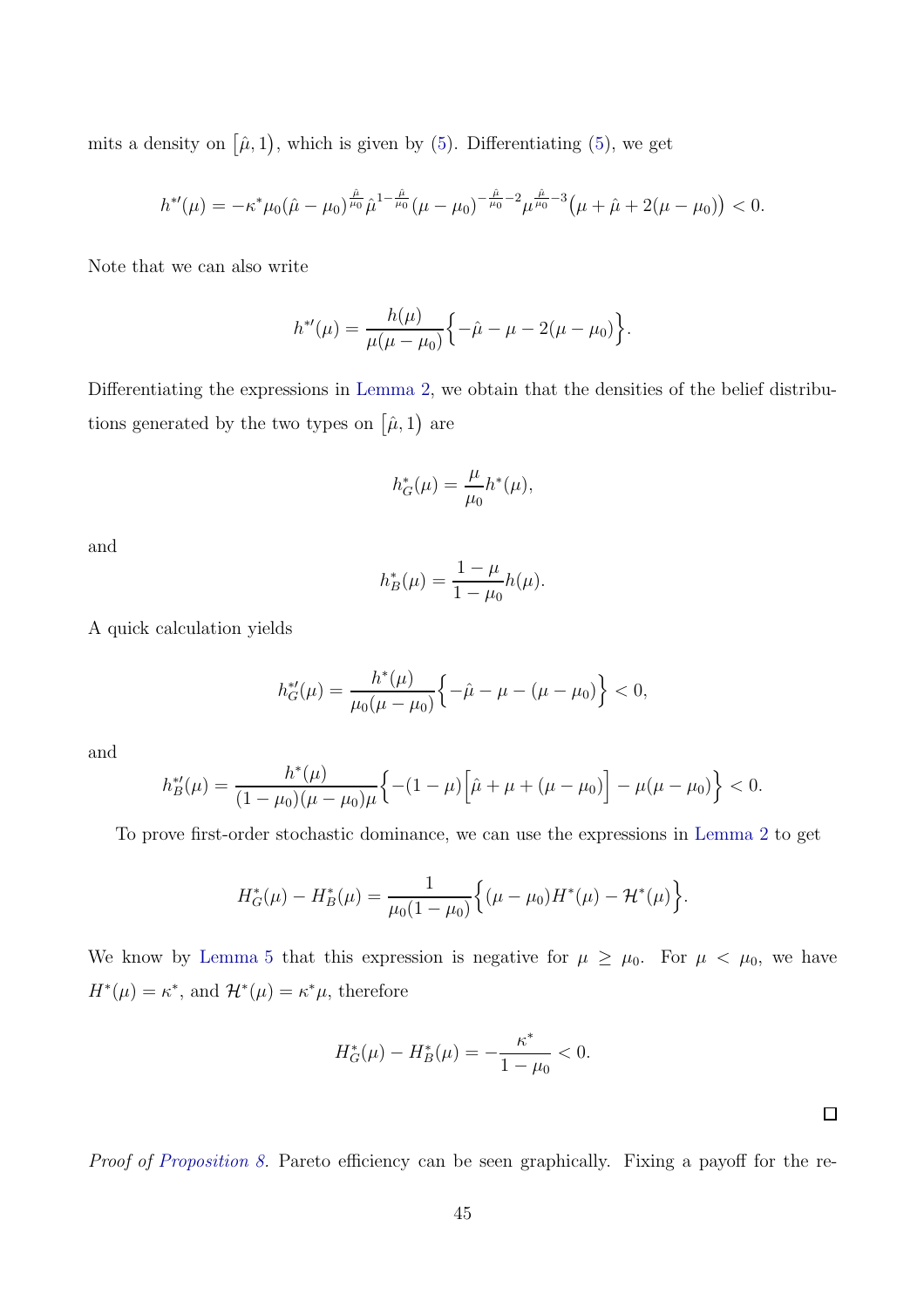mits a density on $\big[\hat{\mu}, 1\big)$, which is given by (5). Differentiating (5), we get

$$h^{*\prime}(\mu) = -\kappa^* \mu_0 (\hat{\mu} - \mu_0)^{\frac{\hat{\mu}}{\mu_0}} \hat{\mu}^{1-\frac{\hat{\mu}}{\mu_0}} (\mu - \mu_0)^{-\frac{\hat{\mu}}{\mu_0}-2} \mu^{\frac{\hat{\mu}}{\mu_0}-3} \big(\mu + \hat{\mu} + 2(\mu - \mu_0)\big) < 0.$$

Note that we can also write

$$h^{*\prime}(\mu) = \frac{h(\mu)}{\mu(\mu - \mu_0)} \Big\{ -\hat{\mu} - \mu - 2(\mu - \mu_0) \Big\}.$$

Differentiating the expressions in Lemma 2, we obtain that the densities of the belief distributions generated by the two types on $\big[\hat{\mu}, 1\big)$ are

$$h_G^*(\mu) = \frac{\mu}{\mu_0} h^*(\mu),$$

and

$$h_B^*(\mu) = \frac{1-\mu}{1-\mu_0} h(\mu).$$

A quick calculation yields

$$h_G^{*\prime}(\mu) = \frac{h^*(\mu)}{\mu_0(\mu - \mu_0)} \Big\{ -\hat{\mu} - \mu - (\mu - \mu_0) \Big\} < 0,$$

and

$$h_B^{*\prime}(\mu) = \frac{h^*(\mu)}{(1-\mu_0)(\mu - \mu_0)\mu} \Big\{ -(1-\mu)\Big[\hat{\mu} + \mu + (\mu - \mu_0)\Big] - \mu(\mu - \mu_0) \Big\} < 0.$$

To prove first-order stochastic dominance, we can use the expressions in Lemma 2 to get

$$H_G^*(\mu) - H_B^*(\mu) = \frac{1}{\mu_0(1-\mu_0)} \Big\{ (\mu - \mu_0) H^*(\mu) - \mathcal{H}^*(\mu) \Big\}.$$

We know by Lemma 5 that this expression is negative for $\mu \geq \mu_0$. For $\mu < \mu_0$, we have $H^*(\mu) = \kappa^*$, and $\mathcal{H}^*(\mu) = \kappa^* \mu$, therefore

$$H_G^*(\mu) - H_B^*(\mu) = -\frac{\kappa^*}{1-\mu_0} < 0.$$

□

*Proof of Proposition 8.* Pareto efficiency can be seen graphically. Fixing a payoff for the re-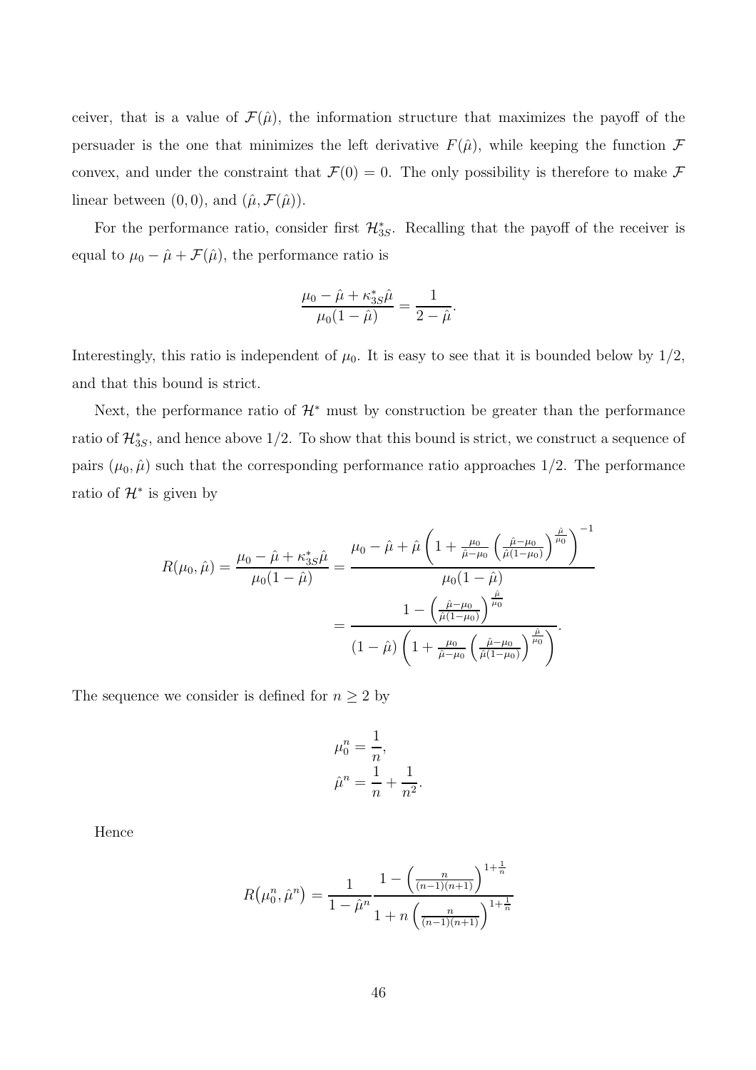ceiver, that is a value of $\mathcal{F}(\hat{\mu})$, the information structure that maximizes the payoff of the persuader is the one that minimizes the left derivative $F(\hat{\mu})$, while keeping the function $\mathcal{F}$ convex, and under the constraint that $\mathcal{F}(0) = 0$. The only possibility is therefore to make $\mathcal{F}$ linear between $(0, 0)$, and $(\hat{\mu}, \mathcal{F}(\hat{\mu}))$.

For the performance ratio, consider first $\mathcal{H}^*_{3S}$. Recalling that the payoff of the receiver is equal to $\mu_0 - \hat{\mu} + \mathcal{F}(\hat{\mu})$, the performance ratio is

$$\frac{\mu_0 - \hat{\mu} + \kappa^*_{3S}\hat{\mu}}{\mu_0(1-\hat{\mu})} = \frac{1}{2-\hat{\mu}}.$$

Interestingly, this ratio is independent of $\mu_0$. It is easy to see that it is bounded below by $1/2$, and that this bound is strict.

Next, the performance ratio of $\mathcal{H}^*$ must by construction be greater than the performance ratio of $\mathcal{H}^*_{3S}$, and hence above $1/2$. To show that this bound is strict, we construct a sequence of pairs $(\mu_0, \hat{\mu})$ such that the corresponding performance ratio approaches $1/2$. The performance ratio of $\mathcal{H}^*$ is given by

$$R(\mu_0, \hat{\mu}) = \frac{\mu_0 - \hat{\mu} + \kappa^*_{3S}\hat{\mu}}{\mu_0(1-\hat{\mu})} = \frac{\mu_0 - \hat{\mu} + \hat{\mu}\left(1 + \frac{\mu_0}{\hat{\mu}-\mu_0}\left(\frac{\hat{\mu}-\mu_0}{\hat{\mu}(1-\mu_0)}\right)^{\frac{\hat{\mu}}{\mu_0}}\right)^{-1}}{\mu_0(1-\hat{\mu})}$$
$$= \frac{1 - \left(\frac{\hat{\mu}-\mu_0}{\hat{\mu}(1-\mu_0)}\right)^{\frac{\hat{\mu}}{\mu_0}}}{(1-\hat{\mu})\left(1 + \frac{\mu_0}{\hat{\mu}-\mu_0}\left(\frac{\hat{\mu}-\mu_0}{\hat{\mu}(1-\mu_0)}\right)^{\frac{\hat{\mu}}{\mu_0}}\right)}.$$

The sequence we consider is defined for $n \geq 2$ by

$$\mu_0^n = \frac{1}{n},$$
$$\hat{\mu}^n = \frac{1}{n} + \frac{1}{n^2}.$$

Hence

$$R\big(\mu_0^n, \hat{\mu}^n\big) = \frac{1}{1-\hat{\mu}^n}\frac{1 - \left(\frac{n}{(n-1)(n+1)}\right)^{1+\frac{1}{n}}}{1 + n\left(\frac{n}{(n-1)(n+1)}\right)^{1+\frac{1}{n}}}$$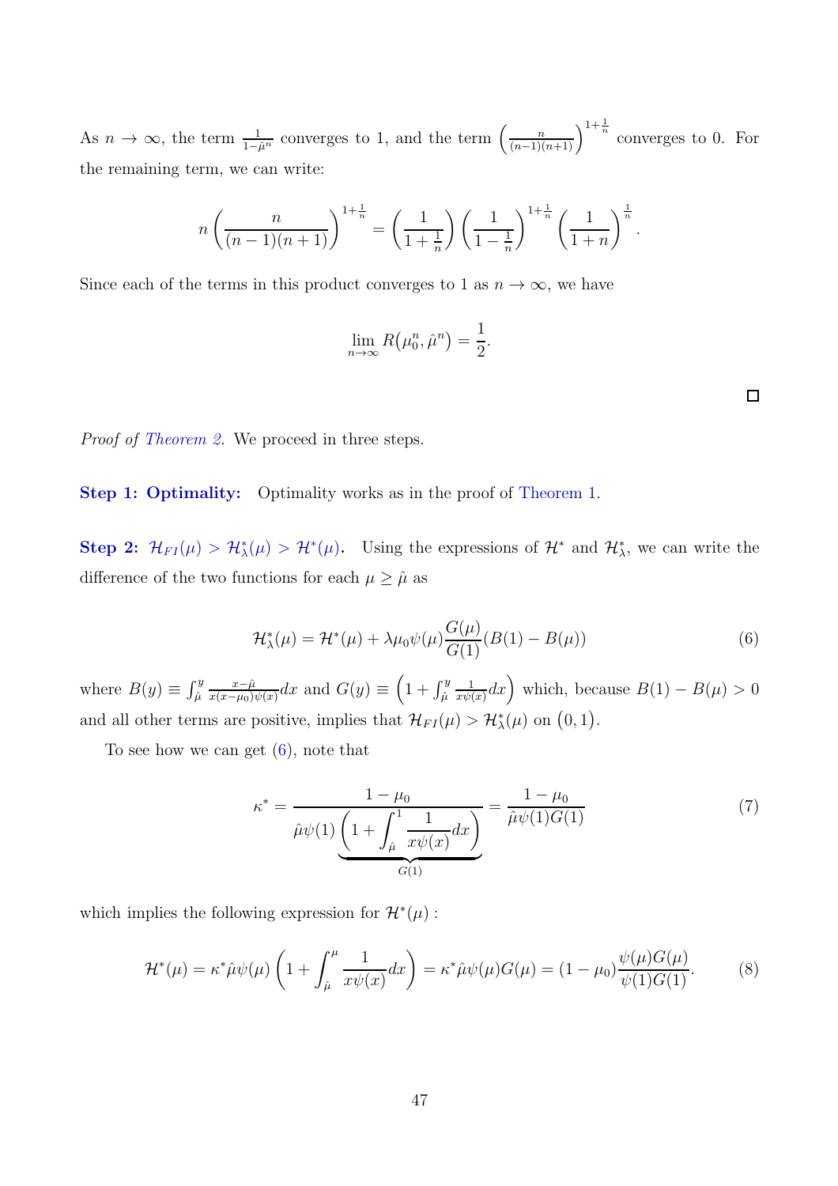As $n \to \infty$, the term $\frac{1}{1-\hat{\mu}^n}$ converges to 1, and the term $\left(\frac{n}{(n-1)(n+1)}\right)^{1+\frac{1}{n}}$ converges to 0. For the remaining term, we can write:

$$n\left(\frac{n}{(n-1)(n+1)}\right)^{1+\frac{1}{n}} = \left(\frac{1}{1+\frac{1}{n}}\right)\left(\frac{1}{1-\frac{1}{n}}\right)^{1+\frac{1}{n}}\left(\frac{1}{1+n}\right)^{\frac{1}{n}}.$$

Since each of the terms in this product converges to 1 as $n \to \infty$, we have

$$\lim_{n\to\infty} R\big(\mu_0^n, \hat{\mu}^n\big) = \frac{1}{2}.$$

□

*Proof of Theorem 2.* We proceed in three steps.

**Step 1: Optimality:** Optimality works as in the proof of Theorem 1.

**Step 2: $\mathcal{H}_{FI}(\mu) > \mathcal{H}^*_\lambda(\mu) > \mathcal{H}^*(\mu)$.** Using the expressions of $\mathcal{H}^*$ and $\mathcal{H}^*_\lambda$, we can write the difference of the two functions for each $\mu \geq \hat{\mu}$ as

$$\mathcal{H}^*_\lambda(\mu) = \mathcal{H}^*(\mu) + \lambda\mu_0\psi(\mu)\frac{G(\mu)}{G(1)}(B(1) - B(\mu)) \tag{6}$$

where $B(y) \equiv \int_{\hat{\mu}}^{y} \frac{x-\hat{\mu}}{x(x-\mu_0)\psi(x)}dx$ and $G(y) \equiv \left(1 + \int_{\hat{\mu}}^{y} \frac{1}{x\psi(x)}dx\right)$ which, because $B(1) - B(\mu) > 0$ and all other terms are positive, implies that $\mathcal{H}_{FI}(\mu) > \mathcal{H}^*_\lambda(\mu)$ on $(0, 1)$.

To see how we can get (6), note that

$$\kappa^* = \frac{1-\mu_0}{\hat{\mu}\psi(1)\underbrace{\left(1 + \int_{\hat{\mu}}^{1} \frac{1}{x\psi(x)}dx\right)}_{G(1)}} = \frac{1-\mu_0}{\hat{\mu}\psi(1)G(1)} \tag{7}$$

which implies the following expression for $\mathcal{H}^*(\mu)$ :

$$\mathcal{H}^*(\mu) = \kappa^*\hat{\mu}\psi(\mu)\left(1 + \int_{\hat{\mu}}^{\mu} \frac{1}{x\psi(x)}dx\right) = \kappa^*\hat{\mu}\psi(\mu)G(\mu) = (1-\mu_0)\frac{\psi(\mu)G(\mu)}{\psi(1)G(1)}. \tag{8}$$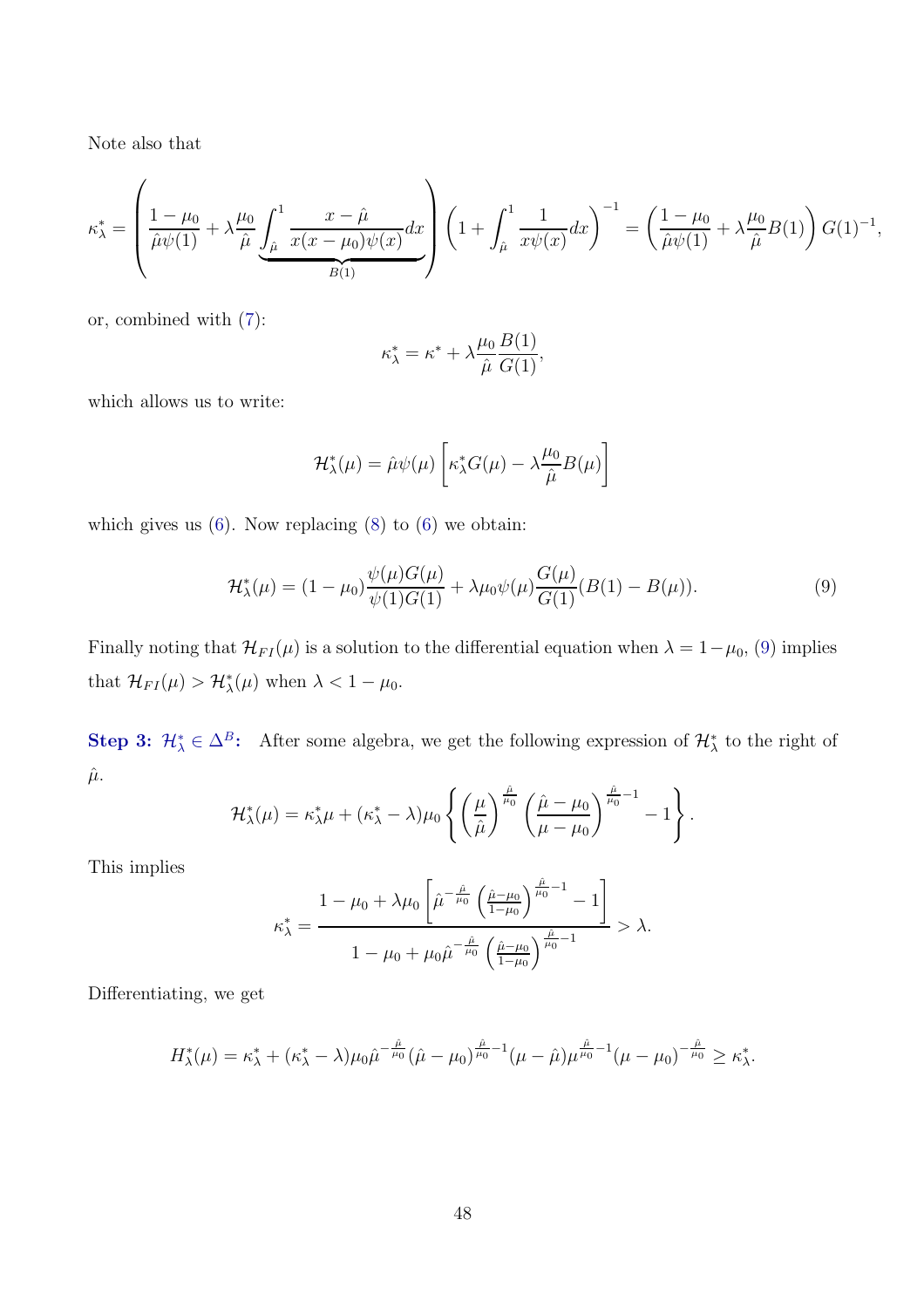Note also that

$$\kappa^*_\lambda = \left( \frac{1-\mu_0}{\hat{\mu}\psi(1)} + \lambda \frac{\mu_0}{\hat{\mu}} \underbrace{\int_{\hat{\mu}}^1 \frac{x-\hat{\mu}}{x(x-\mu_0)\psi(x)} dx}_{B(1)} \right) \left( 1 + \int_{\hat{\mu}}^1 \frac{1}{x\psi(x)} dx \right)^{-1} = \left( \frac{1-\mu_0}{\hat{\mu}\psi(1)} + \lambda \frac{\mu_0}{\hat{\mu}} B(1) \right) G(1)^{-1},$$

or, combined with (7):

$$\kappa^*_\lambda = \kappa^* + \lambda \frac{\mu_0}{\hat{\mu}} \frac{B(1)}{G(1)},$$

which allows us to write:

$$\mathcal{H}^*_\lambda(\mu) = \hat{\mu}\psi(\mu) \left[ \kappa^*_\lambda G(\mu) - \lambda \frac{\mu_0}{\hat{\mu}} B(\mu) \right]$$

which gives us (6). Now replacing (8) to (6) we obtain:

$$\mathcal{H}^*_\lambda(\mu) = (1-\mu_0) \frac{\psi(\mu) G(\mu)}{\psi(1) G(1)} + \lambda \mu_0 \psi(\mu) \frac{G(\mu)}{G(1)} (B(1) - B(\mu)). \tag{9}$$

Finally noting that $\mathcal{H}_{FI}(\mu)$ is a solution to the differential equation when $\lambda = 1-\mu_0$, (9) implies that $\mathcal{H}_{FI}(\mu) > \mathcal{H}^*_\lambda(\mu)$ when $\lambda < 1-\mu_0$.

**Step 3: $\mathcal{H}^*_\lambda \in \Delta^B$:** After some algebra, we get the following expression of $\mathcal{H}^*_\lambda$ to the right of $\hat{\mu}$.

$$\mathcal{H}^*_\lambda(\mu) = \kappa^*_\lambda \mu + (\kappa^*_\lambda - \lambda)\mu_0 \left\{ \left( \frac{\mu}{\hat{\mu}} \right)^{\frac{\hat{\mu}}{\mu_0}} \left( \frac{\hat{\mu}-\mu_0}{\mu-\mu_0} \right)^{\frac{\hat{\mu}}{\mu_0}-1} - 1 \right\}.$$

This implies

$$\kappa^*_\lambda = \frac{1-\mu_0 + \lambda\mu_0 \left[ \hat{\mu}^{-\frac{\hat{\mu}}{\mu_0}} \left( \frac{\hat{\mu}-\mu_0}{1-\mu_0} \right)^{\frac{\hat{\mu}}{\mu_0}-1} - 1 \right]}{1-\mu_0 + \mu_0 \hat{\mu}^{-\frac{\hat{\mu}}{\mu_0}} \left( \frac{\hat{\mu}-\mu_0}{1-\mu_0} \right)^{\frac{\hat{\mu}}{\mu_0}-1}} > \lambda.$$

Differentiating, we get

$$H^*_\lambda(\mu) = \kappa^*_\lambda + (\kappa^*_\lambda - \lambda)\mu_0 \hat{\mu}^{-\frac{\hat{\mu}}{\mu_0}} (\hat{\mu}-\mu_0)^{\frac{\hat{\mu}}{\mu_0}-1} (\mu - \hat{\mu}) \mu^{\frac{\hat{\mu}}{\mu_0}-1} (\mu-\mu_0)^{-\frac{\hat{\mu}}{\mu_0}} \geq \kappa^*_\lambda.$$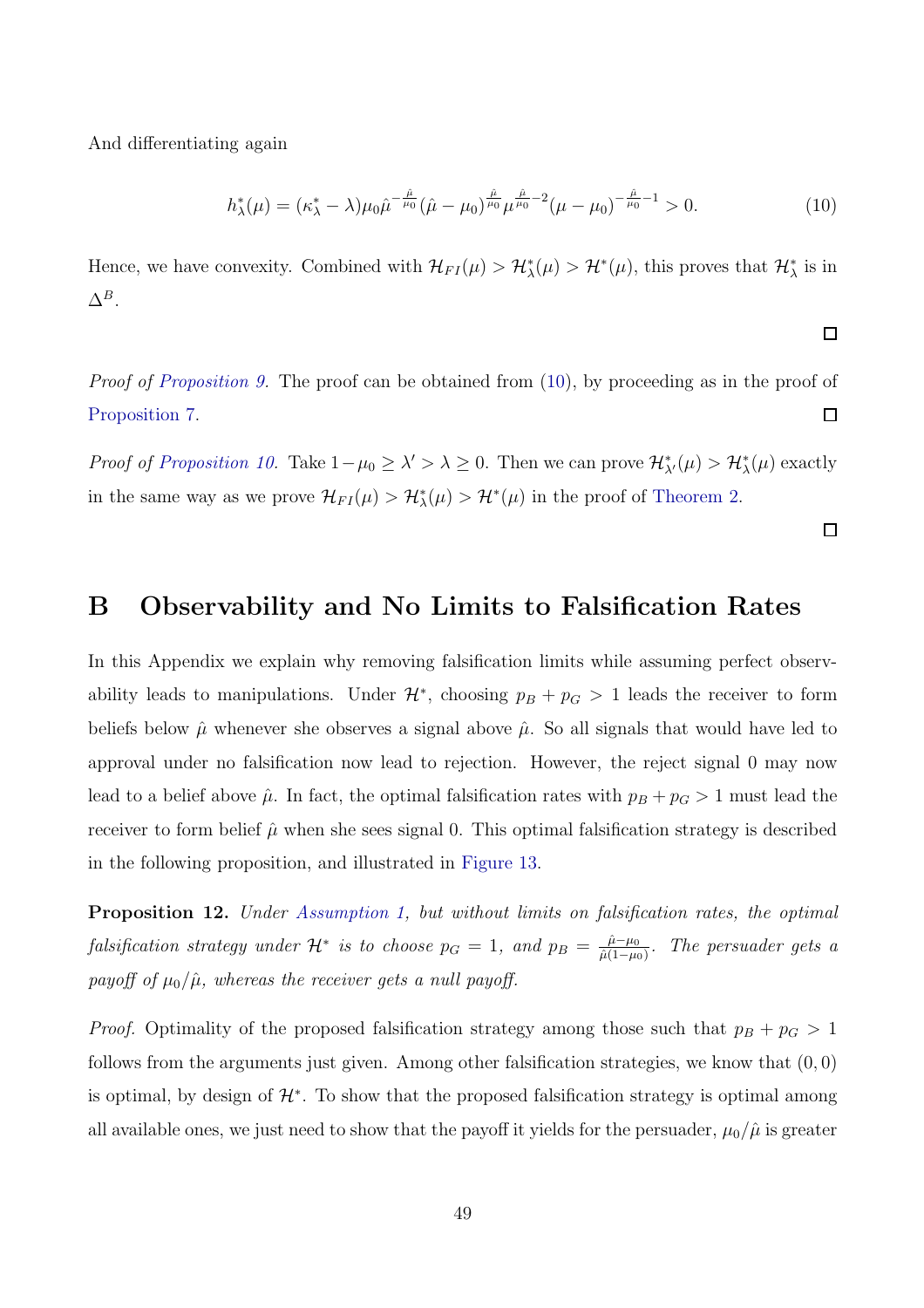And differentiating again

$$h_{\lambda}^{*}(\mu) = (\kappa_{\lambda}^{*} - \lambda)\mu_0 \hat{\mu}^{-\frac{\hat{\mu}}{\mu_0}} (\hat{\mu} - \mu_0)^{\frac{\hat{\mu}}{\mu_0}} \mu^{\frac{\hat{\mu}}{\mu_0} - 2} (\mu - \mu_0)^{-\frac{\hat{\mu}}{\mu_0} - 1} > 0. \tag{10}$$

Hence, we have convexity. Combined with $\mathcal{H}_{FI}(\mu) > \mathcal{H}_{\lambda}^{*}(\mu) > \mathcal{H}^{*}(\mu)$, this proves that $\mathcal{H}_{\lambda}^{*}$ is in $\Delta^{B}$.

□

*Proof of Proposition 9.* The proof can be obtained from (10), by proceeding as in the proof of Proposition 7. □

*Proof of Proposition 10.* Take $1 - \mu_0 \geq \lambda' > \lambda \geq 0$. Then we can prove $\mathcal{H}_{\lambda'}^{*}(\mu) > \mathcal{H}_{\lambda}^{*}(\mu)$ exactly in the same way as we prove $\mathcal{H}_{FI}(\mu) > \mathcal{H}_{\lambda}^{*}(\mu) > \mathcal{H}^{*}(\mu)$ in the proof of Theorem 2.

□

# B Observability and No Limits to Falsification Rates

In this Appendix we explain why removing falsification limits while assuming perfect observability leads to manipulations. Under $\mathcal{H}^{*}$, choosing $p_B + p_G > 1$ leads the receiver to form beliefs below $\hat{\mu}$ whenever she observes a signal above $\hat{\mu}$. So all signals that would have led to approval under no falsification now lead to rejection. However, the reject signal 0 may now lead to a belief above $\hat{\mu}$. In fact, the optimal falsification rates with $p_B + p_G > 1$ must lead the receiver to form belief $\hat{\mu}$ when she sees signal 0. This optimal falsification strategy is described in the following proposition, and illustrated in Figure 13.

**Proposition 12.** *Under Assumption 1, but without limits on falsification rates, the optimal falsification strategy under $\mathcal{H}^{*}$ is to choose $p_G = 1$, and $p_B = \frac{\hat{\mu} - \mu_0}{\hat{\mu}(1 - \mu_0)}$. The persuader gets a payoff of $\mu_0/\hat{\mu}$, whereas the receiver gets a null payoff.*

*Proof.* Optimality of the proposed falsification strategy among those such that $p_B + p_G > 1$ follows from the arguments just given. Among other falsification strategies, we know that $(0, 0)$ is optimal, by design of $\mathcal{H}^{*}$. To show that the proposed falsification strategy is optimal among all available ones, we just need to show that the payoff it yields for the persuader, $\mu_0/\hat{\mu}$ is greater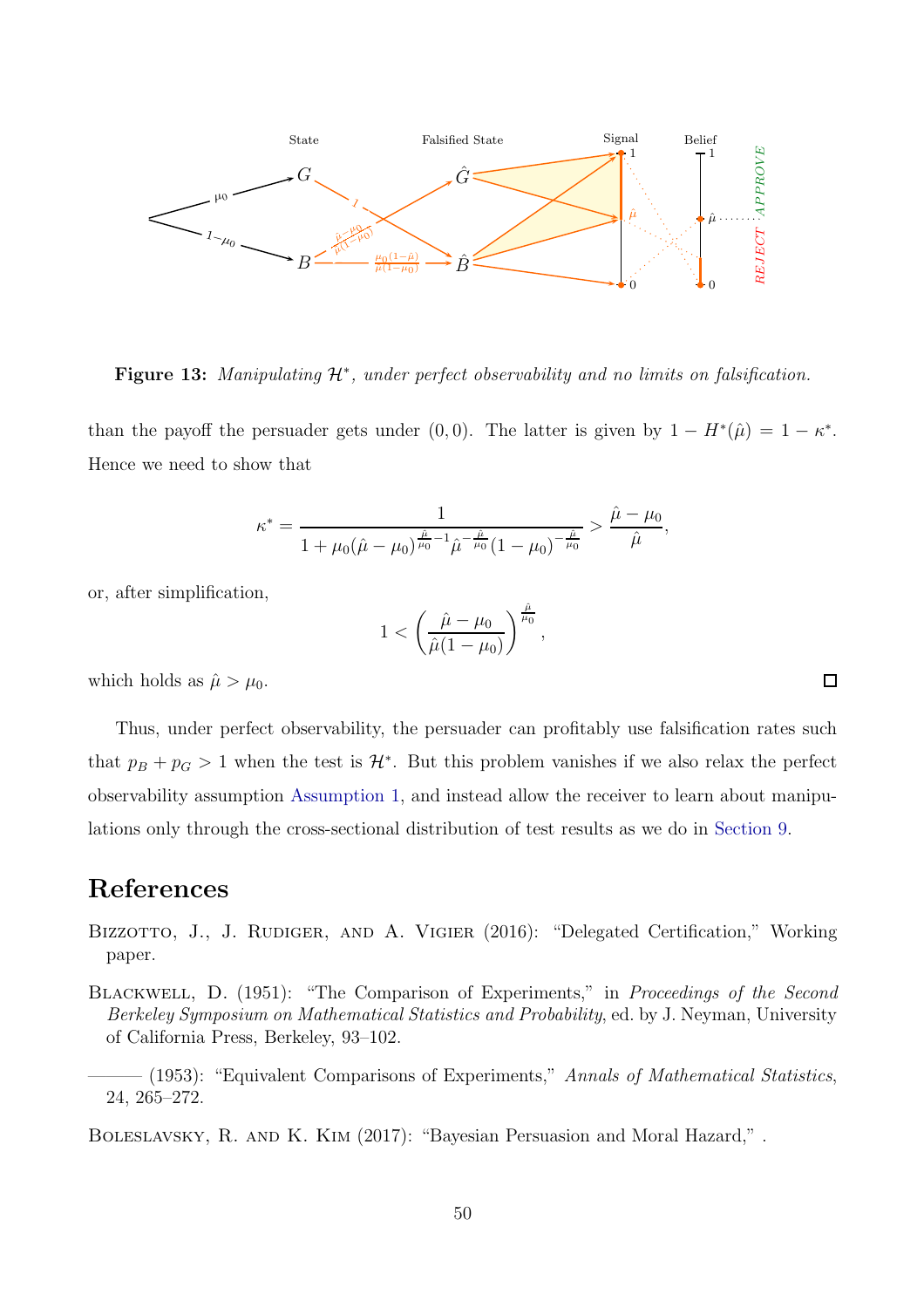State

Falsified State

Signal

Belief

$\mu_0$

$1-\mu_0$

$G$

$B$

$1$

$\frac{\hat{\mu}-\mu_0}{\hat{\mu}(1-\mu_0)}$

$\frac{\mu_0(1-\hat{\mu})}{\hat{\mu}(1-\mu_0)}$

$\hat{G}$

$\hat{B}$

1

$\hat{\mu}$

0

1

$\hat{\mu}$

0

APPROVE

REJECT

**Figure 13:** *Manipulating $\mathcal{H}^*$, under perfect observability and no limits on falsification.*

than the payoff the persuader gets under $(0,0)$. The latter is given by $1 - H^*(\hat{\mu}) = 1 - \kappa^*$. Hence we need to show that

$$\kappa^* = \frac{1}{1 + \mu_0(\hat{\mu} - \mu_0)^{\frac{\hat{\mu}}{\mu_0}-1}\hat{\mu}^{-\frac{\hat{\mu}}{\mu_0}}(1-\mu_0)^{-\frac{\hat{\mu}}{\mu_0}}} > \frac{\hat{\mu} - \mu_0}{\hat{\mu}},$$

or, after simplification,

$$1 < \left(\frac{\hat{\mu} - \mu_0}{\hat{\mu}(1-\mu_0)}\right)^{\frac{\hat{\mu}}{\mu_0}},$$

which holds as $\hat{\mu} > \mu_0$. □

Thus, under perfect observability, the persuader can profitably use falsification rates such that $p_B + p_G > 1$ when the test is $\mathcal{H}^*$. But this problem vanishes if we also relax the perfect observability assumption Assumption 1, and instead allow the receiver to learn about manipulations only through the cross-sectional distribution of test results as we do in Section 9.

## References

Bizzotto, J., J. Rudiger, and A. Vigier (2016): "Delegated Certification," Working paper.

Blackwell, D. (1951): "The Comparison of Experiments," in *Proceedings of the Second Berkeley Symposium on Mathematical Statistics and Probability*, ed. by J. Neyman, University of California Press, Berkeley, 93–102.

——— (1953): "Equivalent Comparisons of Experiments," *Annals of Mathematical Statistics*, 24, 265–272.

Boleslavsky, R. and K. Kim (2017): "Bayesian Persuasion and Moral Hazard," .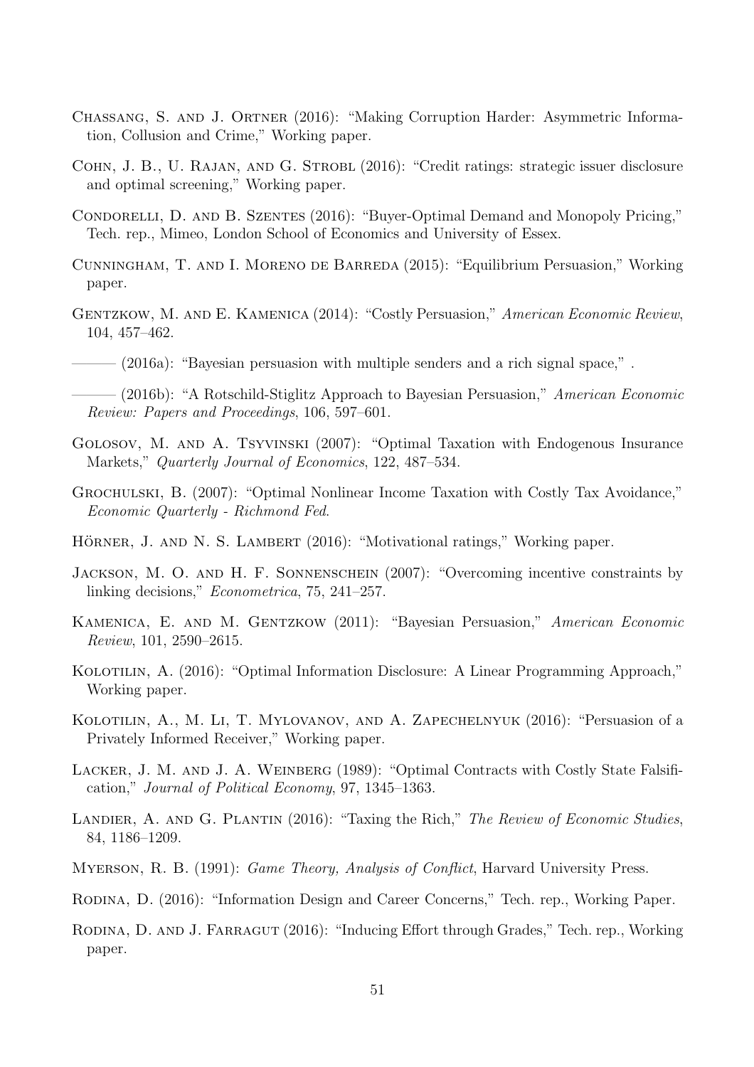Chassang, S. and J. Ortner (2016): "Making Corruption Harder: Asymmetric Information, Collusion and Crime," Working paper.

Cohn, J. B., U. Rajan, and G. Strobl (2016): "Credit ratings: strategic issuer disclosure and optimal screening," Working paper.

Condorelli, D. and B. Szentes (2016): "Buyer-Optimal Demand and Monopoly Pricing," Tech. rep., Mimeo, London School of Economics and University of Essex.

Cunningham, T. and I. Moreno de Barreda (2015): "Equilibrium Persuasion," Working paper.

Gentzkow, M. and E. Kamenica (2014): "Costly Persuasion," *American Economic Review*, 104, 457–462.

——— (2016a): "Bayesian persuasion with multiple senders and a rich signal space," .

——— (2016b): "A Rotschild-Stiglitz Approach to Bayesian Persuasion," *American Economic Review: Papers and Proceedings*, 106, 597–601.

Golosov, M. and A. Tsyvinski (2007): "Optimal Taxation with Endogenous Insurance Markets," *Quarterly Journal of Economics*, 122, 487–534.

Grochulski, B. (2007): "Optimal Nonlinear Income Taxation with Costly Tax Avoidance," *Economic Quarterly - Richmond Fed*.

Hörner, J. and N. S. Lambert (2016): "Motivational ratings," Working paper.

Jackson, M. O. and H. F. Sonnenschein (2007): "Overcoming incentive constraints by linking decisions," *Econometrica*, 75, 241–257.

Kamenica, E. and M. Gentzkow (2011): "Bayesian Persuasion," *American Economic Review*, 101, 2590–2615.

Kolotilin, A. (2016): "Optimal Information Disclosure: A Linear Programming Approach," Working paper.

Kolotilin, A., M. Li, T. Mylovanov, and A. Zapechelnyuk (2016): "Persuasion of a Privately Informed Receiver," Working paper.

Lacker, J. M. and J. A. Weinberg (1989): "Optimal Contracts with Costly State Falsification," *Journal of Political Economy*, 97, 1345–1363.

Landier, A. and G. Plantin (2016): "Taxing the Rich," *The Review of Economic Studies*, 84, 1186–1209.

Myerson, R. B. (1991): *Game Theory, Analysis of Conflict*, Harvard University Press.

Rodina, D. (2016): "Information Design and Career Concerns," Tech. rep., Working Paper.

Rodina, D. and J. Farragut (2016): "Inducing Effort through Grades," Tech. rep., Working paper.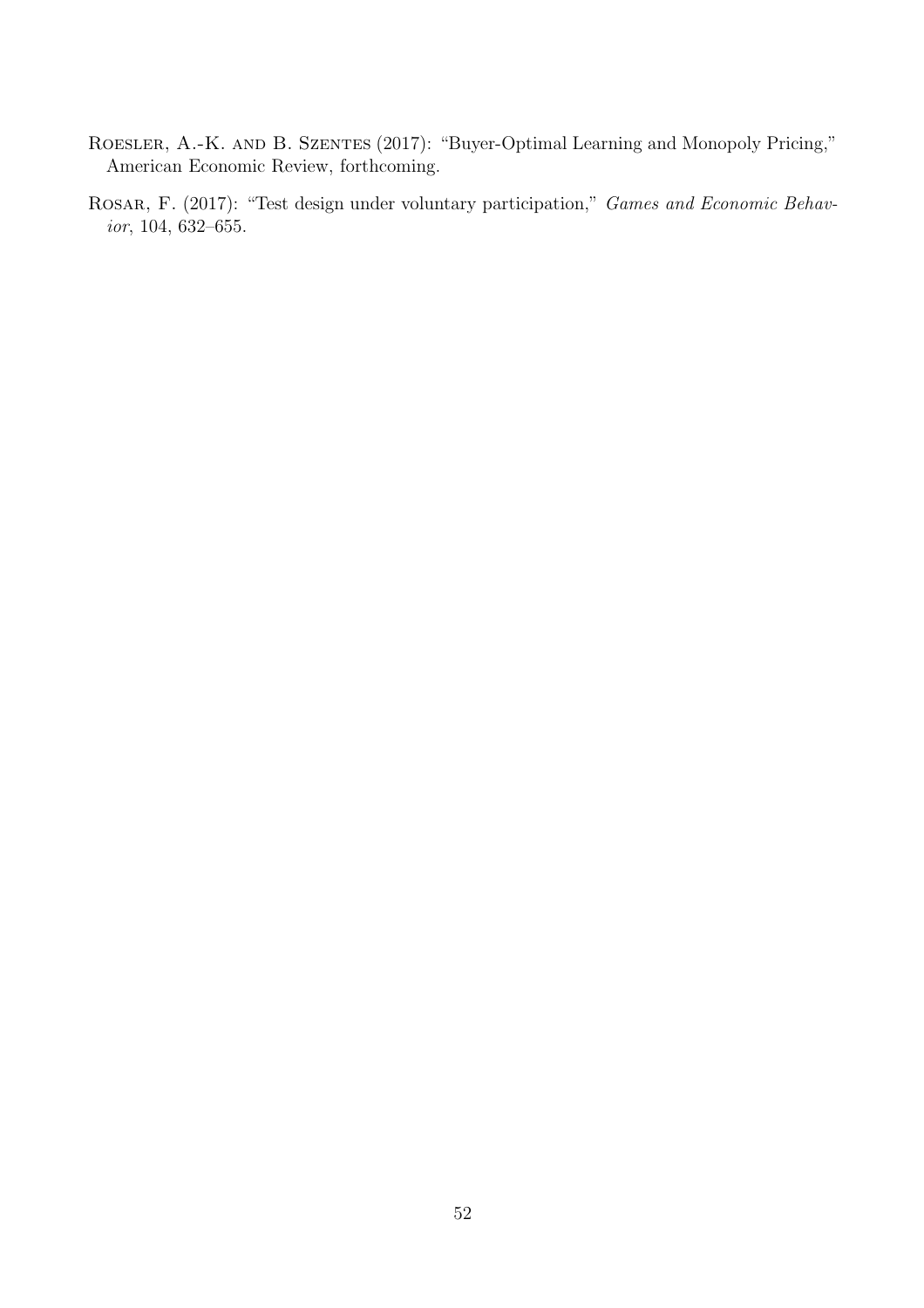Roesler, A.-K. and B. Szentes (2017): "Buyer-Optimal Learning and Monopoly Pricing," American Economic Review, forthcoming.

Rosar, F. (2017): "Test design under voluntary participation," *Games and Economic Behavior*, 104, 632–655.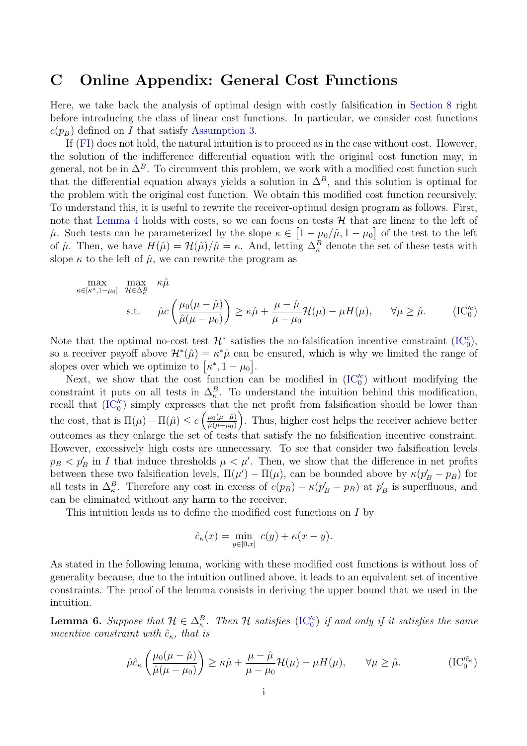# C Online Appendix: General Cost Functions

Here, we take back the analysis of optimal design with costly falsification in Section 8 right before introducing the class of linear cost functions. In particular, we consider cost functions $c(p_B)$ defined on $I$ that satisfy Assumption 3.

If (FI) does not hold, the natural intuition is to proceed as in the case without cost. However, the solution of the indifference differential equation with the original cost function may, in general, not be in $\Delta^B$. To circumvent this problem, we work with a modified cost function such that the differential equation always yields a solution in $\Delta^B$, and this solution is optimal for the problem with the original cost function. We obtain this modified cost function recursively. To understand this, it is useful to rewrite the receiver-optimal design program as follows. First, note that Lemma 4 holds with costs, so we can focus on tests $\mathcal{H}$ that are linear to the left of $\hat{\mu}$. Such tests can be parameterized by the slope $\kappa \in \left[1 - \mu_0/\hat{\mu}, 1 - \mu_0\right]$ of the test to the left of $\hat{\mu}$. Then, we have $H(\hat{\mu}) = \mathcal{H}(\hat{\mu})/\hat{\mu} = \kappa$. And, letting $\Delta^B_\kappa$ denote the set of these tests with slope $\kappa$ to the left of $\hat{\mu}$, we can rewrite the program as

$$
\max_{\kappa \in [\kappa^*, 1-\mu_0]} \max_{\mathcal{H} \in \Delta^B_\kappa} \kappa\hat{\mu}
$$

$$
\text{s.t.} \quad \hat{\mu} c\left(\frac{\mu_0(\mu - \hat{\mu})}{\hat{\mu}(\mu - \mu_0)}\right) \geq \kappa\hat{\mu} + \frac{\mu - \hat{\mu}}{\mu - \mu_0}\mathcal{H}(\mu) - \mu H(\mu), \qquad \forall \mu \geq \hat{\mu}. \qquad (\text{IC}_0'^c)
$$

Note that the optimal no-cost test $\mathcal{H}^*$ satisfies the no-falsification incentive constraint ($\text{IC}_0^c$), so a receiver payoff above $\mathcal{H}^*(\hat{\mu}) = \kappa^*\hat{\mu}$ can be ensured, which is why we limited the range of slopes over which we optimize to $\left[\kappa^*, 1 - \mu_0\right]$.

Next, we show that the cost function can be modified in ($\text{IC}_0'^c$) without modifying the constraint it puts on all tests in $\Delta^B_\kappa$. To understand the intuition behind this modification, recall that ($\text{IC}_0'^c$) simply expresses that the net profit from falsification should be lower than the cost, that is $\Pi(\mu) - \Pi(\hat{\mu}) \leq c\left(\frac{\mu_0(\mu-\hat{\mu})}{\hat{\mu}(\mu-\mu_0)}\right)$. Thus, higher cost helps the receiver achieve better outcomes as they enlarge the set of tests that satisfy the no falsification incentive constraint. However, excessively high costs are unnecessary. To see that consider two falsification levels $p_B < p_B'$ in $I$ that induce thresholds $\mu < \mu'$. Then, we show that the difference in net profits between these two falsification levels, $\Pi(\mu') - \Pi(\mu)$, can be bounded above by $\kappa(p_B' - p_B)$ for all tests in $\Delta^B_\kappa$. Therefore any cost in excess of $c(p_B) + \kappa(p_B' - p_B)$ at $p_B'$ is superfluous, and can be eliminated without any harm to the receiver.

This intuition leads us to define the modified cost functions on $I$ by

$$
\hat{c}_\kappa(x) = \min_{y \in [0,x]} c(y) + \kappa(x - y).
$$

As stated in the following lemma, working with these modified cost functions is without loss of generality because, due to the intuition outlined above, it leads to an equivalent set of incentive constraints. The proof of the lemma consists in deriving the upper bound that we used in the intuition.

**Lemma 6.** *Suppose that $\mathcal{H} \in \Delta^B_\kappa$. Then $\mathcal{H}$ satisfies ($\text{IC}_0'^c$) if and only if it satisfies the same incentive constraint with $\hat{c}_\kappa$, that is*

$$
\hat{\mu}\hat{c}_\kappa\left(\frac{\mu_0(\mu - \hat{\mu})}{\hat{\mu}(\mu - \mu_0)}\right) \geq \kappa\hat{\mu} + \frac{\mu - \hat{\mu}}{\mu - \mu_0}\mathcal{H}(\mu) - \mu H(\mu), \qquad \forall \mu \geq \hat{\mu}. \qquad (\text{IC}_0'^{\hat{c}_\kappa})
$$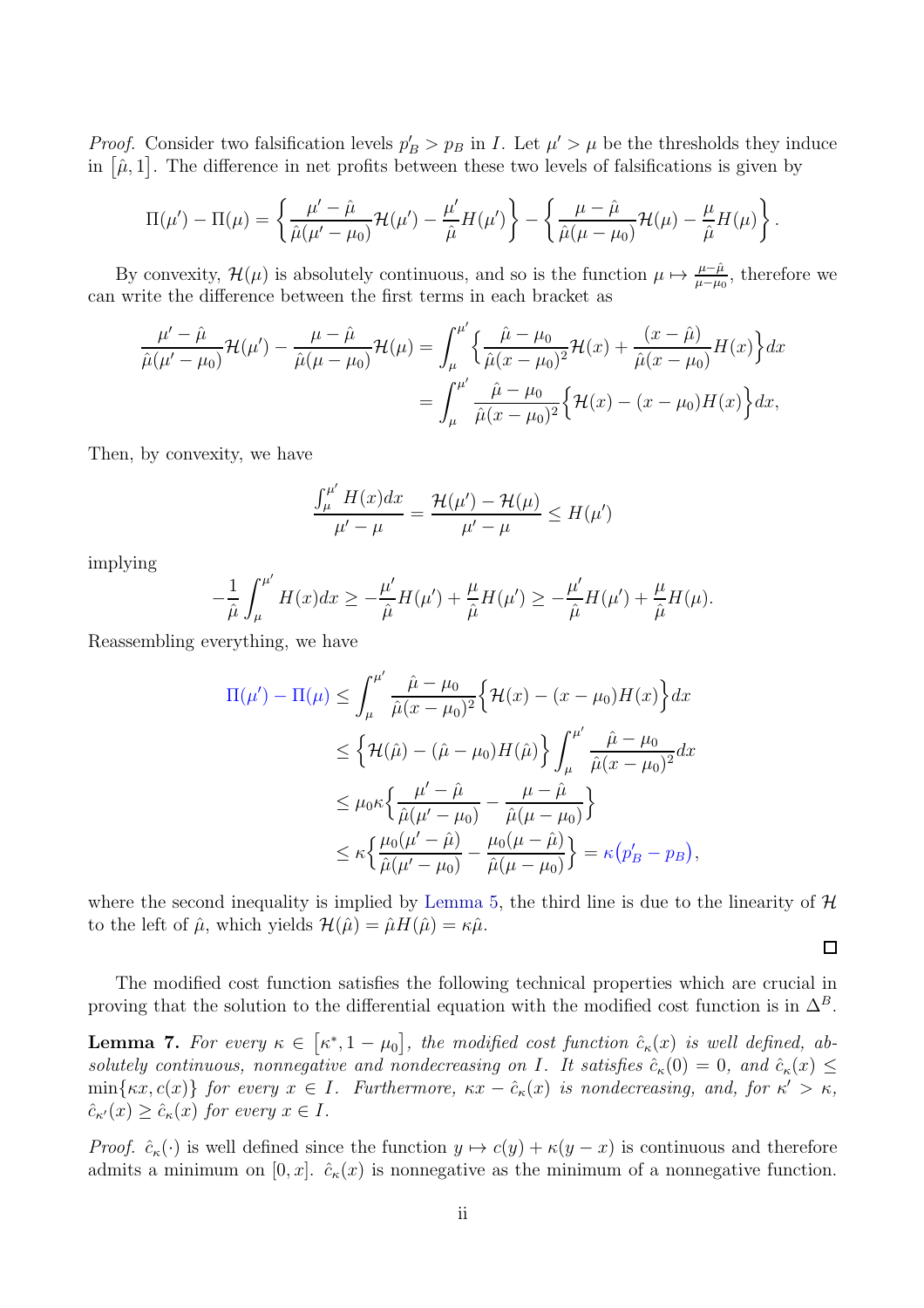*Proof.* Consider two falsification levels $p'_B > p_B$ in $I$. Let $\mu' > \mu$ be the thresholds they induce in $[\hat{\mu}, 1]$. The difference in net profits between these two levels of falsifications is given by

$$\Pi(\mu') - \Pi(\mu) = \left\{ \frac{\mu' - \hat{\mu}}{\hat{\mu}(\mu' - \mu_0)} \mathcal{H}(\mu') - \frac{\mu'}{\hat{\mu}} H(\mu') \right\} - \left\{ \frac{\mu - \hat{\mu}}{\hat{\mu}(\mu - \mu_0)} \mathcal{H}(\mu) - \frac{\mu}{\hat{\mu}} H(\mu) \right\}.$$

By convexity, $\mathcal{H}(\mu)$ is absolutely continuous, and so is the function $\mu \mapsto \frac{\mu - \hat{\mu}}{\mu - \mu_0}$, therefore we can write the difference between the first terms in each bracket as

$$\begin{aligned}
\frac{\mu' - \hat{\mu}}{\hat{\mu}(\mu' - \mu_0)} \mathcal{H}(\mu') - \frac{\mu - \hat{\mu}}{\hat{\mu}(\mu - \mu_0)} \mathcal{H}(\mu) &= \int_{\mu}^{\mu'} \Big\{ \frac{\hat{\mu} - \mu_0}{\hat{\mu}(x - \mu_0)^2} \mathcal{H}(x) + \frac{(x - \hat{\mu})}{\hat{\mu}(x - \mu_0)} H(x) \Big\} dx \\
&= \int_{\mu}^{\mu'} \frac{\hat{\mu} - \mu_0}{\hat{\mu}(x - \mu_0)^2} \Big\{ \mathcal{H}(x) - (x - \mu_0) H(x) \Big\} dx,
\end{aligned}$$

Then, by convexity, we have

$$\frac{\int_{\mu}^{\mu'} H(x) dx}{\mu' - \mu} = \frac{\mathcal{H}(\mu') - \mathcal{H}(\mu)}{\mu' - \mu} \leq H(\mu')$$

implying

$$-\frac{1}{\hat{\mu}} \int_{\mu}^{\mu'} H(x) dx \geq -\frac{\mu'}{\hat{\mu}} H(\mu') + \frac{\mu}{\hat{\mu}} H(\mu') \geq -\frac{\mu'}{\hat{\mu}} H(\mu') + \frac{\mu}{\hat{\mu}} H(\mu).$$

Reassembling everything, we have

$$\begin{aligned}
\Pi(\mu') - \Pi(\mu) &\leq \int_{\mu}^{\mu'} \frac{\hat{\mu} - \mu_0}{\hat{\mu}(x - \mu_0)^2} \Big\{ \mathcal{H}(x) - (x - \mu_0) H(x) \Big\} dx \\
&\leq \Big\{ \mathcal{H}(\hat{\mu}) - (\hat{\mu} - \mu_0) H(\hat{\mu}) \Big\} \int_{\mu}^{\mu'} \frac{\hat{\mu} - \mu_0}{\hat{\mu}(x - \mu_0)^2} dx \\
&\leq \mu_0 \kappa \Big\{ \frac{\mu' - \hat{\mu}}{\hat{\mu}(\mu' - \mu_0)} - \frac{\mu - \hat{\mu}}{\hat{\mu}(\mu - \mu_0)} \Big\} \\
&\leq \kappa \Big\{ \frac{\mu_0(\mu' - \hat{\mu})}{\hat{\mu}(\mu' - \mu_0)} - \frac{\mu_0(\mu - \hat{\mu})}{\hat{\mu}(\mu - \mu_0)} \Big\} = \kappa \big( p'_B - p_B \big),
\end{aligned}$$

where the second inequality is implied by Lemma 5, the third line is due to the linearity of $\mathcal{H}$ to the left of $\hat{\mu}$, which yields $\mathcal{H}(\hat{\mu}) = \hat{\mu} H(\hat{\mu}) = \kappa \hat{\mu}$. ◻

The modified cost function satisfies the following technical properties which are crucial in proving that the solution to the differential equation with the modified cost function is in $\Delta^B$.

**Lemma 7.** *For every $\kappa \in [\kappa^*, 1 - \mu_0]$, the modified cost function $\hat{c}_\kappa(x)$ is well defined, absolutely continuous, nonnegative and nondecreasing on $I$. It satisfies $\hat{c}_\kappa(0) = 0$, and $\hat{c}_\kappa(x) \leq \min\{\kappa x, c(x)\}$ for every $x \in I$. Furthermore, $\kappa x - \hat{c}_\kappa(x)$ is nondecreasing, and, for $\kappa' > \kappa$, $\hat{c}_{\kappa'}(x) \geq \hat{c}_\kappa(x)$ for every $x \in I$.*

*Proof.* $\hat{c}_\kappa(\cdot)$ is well defined since the function $y \mapsto c(y) + \kappa(y - x)$ is continuous and therefore admits a minimum on $[0, x]$. $\hat{c}_\kappa(x)$ is nonnegative as the minimum of a nonnegative function.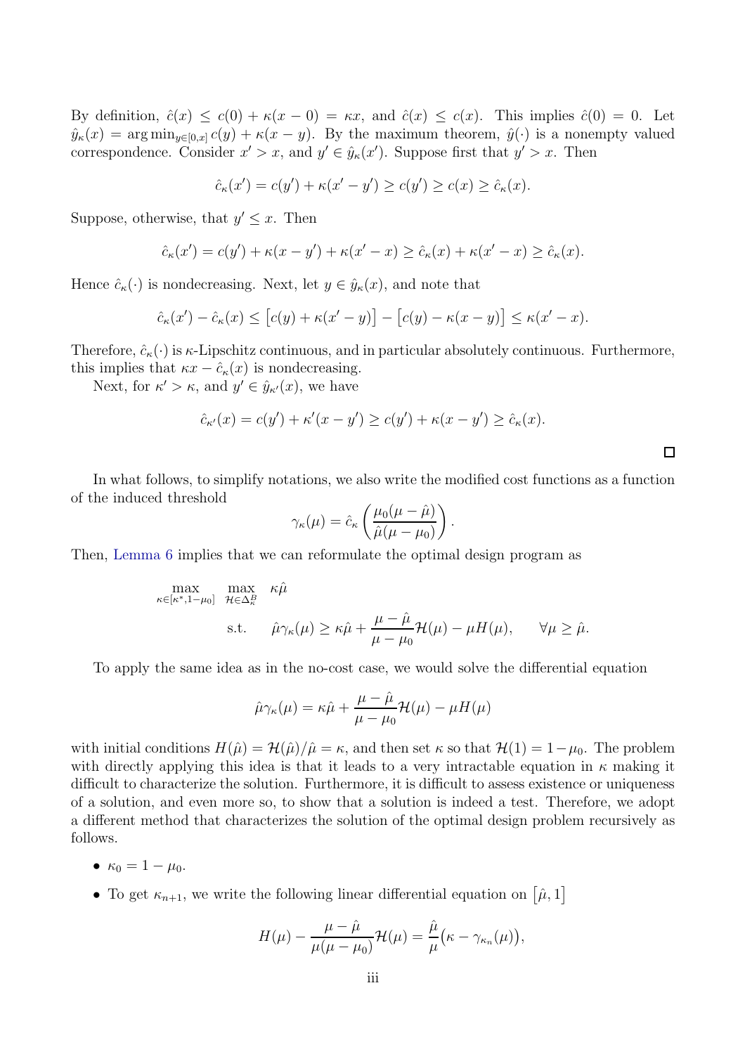By definition, $\hat{c}(x) \leq c(0) + \kappa(x - 0) = \kappa x$, and $\hat{c}(x) \leq c(x)$. This implies $\hat{c}(0) = 0$. Let $\hat{y}_\kappa(x) = \arg\min_{y \in [0,x]} c(y) + \kappa(x - y)$. By the maximum theorem, $\hat{y}(\cdot)$ is a nonempty valued correspondence. Consider $x' > x$, and $y' \in \hat{y}_\kappa(x')$. Suppose first that $y' > x$. Then

$$\hat{c}_\kappa(x') = c(y') + \kappa(x' - y') \geq c(y') \geq c(x) \geq \hat{c}_\kappa(x).$$

Suppose, otherwise, that $y' \leq x$. Then

$$\hat{c}_\kappa(x') = c(y') + \kappa(x - y') + \kappa(x' - x) \geq \hat{c}_\kappa(x) + \kappa(x' - x) \geq \hat{c}_\kappa(x).$$

Hence $\hat{c}_\kappa(\cdot)$ is nondecreasing. Next, let $y \in \hat{y}_\kappa(x)$, and note that

$$\hat{c}_\kappa(x') - \hat{c}_\kappa(x) \leq \big[c(y) + \kappa(x' - y)\big] - \big[c(y) - \kappa(x - y)\big] \leq \kappa(x' - x).$$

Therefore, $\hat{c}_\kappa(\cdot)$ is $\kappa$-Lipschitz continuous, and in particular absolutely continuous. Furthermore, this implies that $\kappa x - \hat{c}_\kappa(x)$ is nondecreasing.

Next, for $\kappa' > \kappa$, and $y' \in \hat{y}_{\kappa'}(x)$, we have

$$\hat{c}_{\kappa'}(x) = c(y') + \kappa'(x - y') \geq c(y') + \kappa(x - y') \geq \hat{c}_\kappa(x).$$

□

In what follows, to simplify notations, we also write the modified cost functions as a function of the induced threshold

$$\gamma_\kappa(\mu) = \hat{c}_\kappa\left(\frac{\mu_0(\mu - \hat{\mu})}{\hat{\mu}(\mu - \mu_0)}\right).$$

Then, Lemma 6 implies that we can reformulate the optimal design program as

$$\begin{aligned}
\max_{\kappa \in [\kappa^*, 1-\mu_0]} \quad & \max_{\mathcal{H} \in \Delta_\kappa^B} \quad \kappa\hat{\mu} \\
& \text{s.t.} \quad \hat{\mu}\gamma_\kappa(\mu) \geq \kappa\hat{\mu} + \frac{\mu - \hat{\mu}}{\mu - \mu_0}\mathcal{H}(\mu) - \mu H(\mu), \qquad \forall \mu \geq \hat{\mu}.
\end{aligned}$$

To apply the same idea as in the no-cost case, we would solve the differential equation

$$\hat{\mu}\gamma_\kappa(\mu) = \kappa\hat{\mu} + \frac{\mu - \hat{\mu}}{\mu - \mu_0}\mathcal{H}(\mu) - \mu H(\mu)$$

with initial conditions $H(\hat{\mu}) = \mathcal{H}(\hat{\mu})/\hat{\mu} = \kappa$, and then set $\kappa$ so that $\mathcal{H}(1) = 1 - \mu_0$. The problem with directly applying this idea is that it leads to a very intractable equation in $\kappa$ making it difficult to characterize the solution. Furthermore, it is difficult to assess existence or uniqueness of a solution, and even more so, to show that a solution is indeed a test. Therefore, we adopt a different method that characterizes the solution of the optimal design problem recursively as follows.

- $\kappa_0 = 1 - \mu_0$.
- To get $\kappa_{n+1}$, we write the following linear differential equation on $\big[\hat{\mu}, 1\big]$

$$H(\mu) - \frac{\mu - \hat{\mu}}{\mu(\mu - \mu_0)}\mathcal{H}(\mu) = \frac{\hat{\mu}}{\mu}\big(\kappa - \gamma_{\kappa_n}(\mu)\big),$$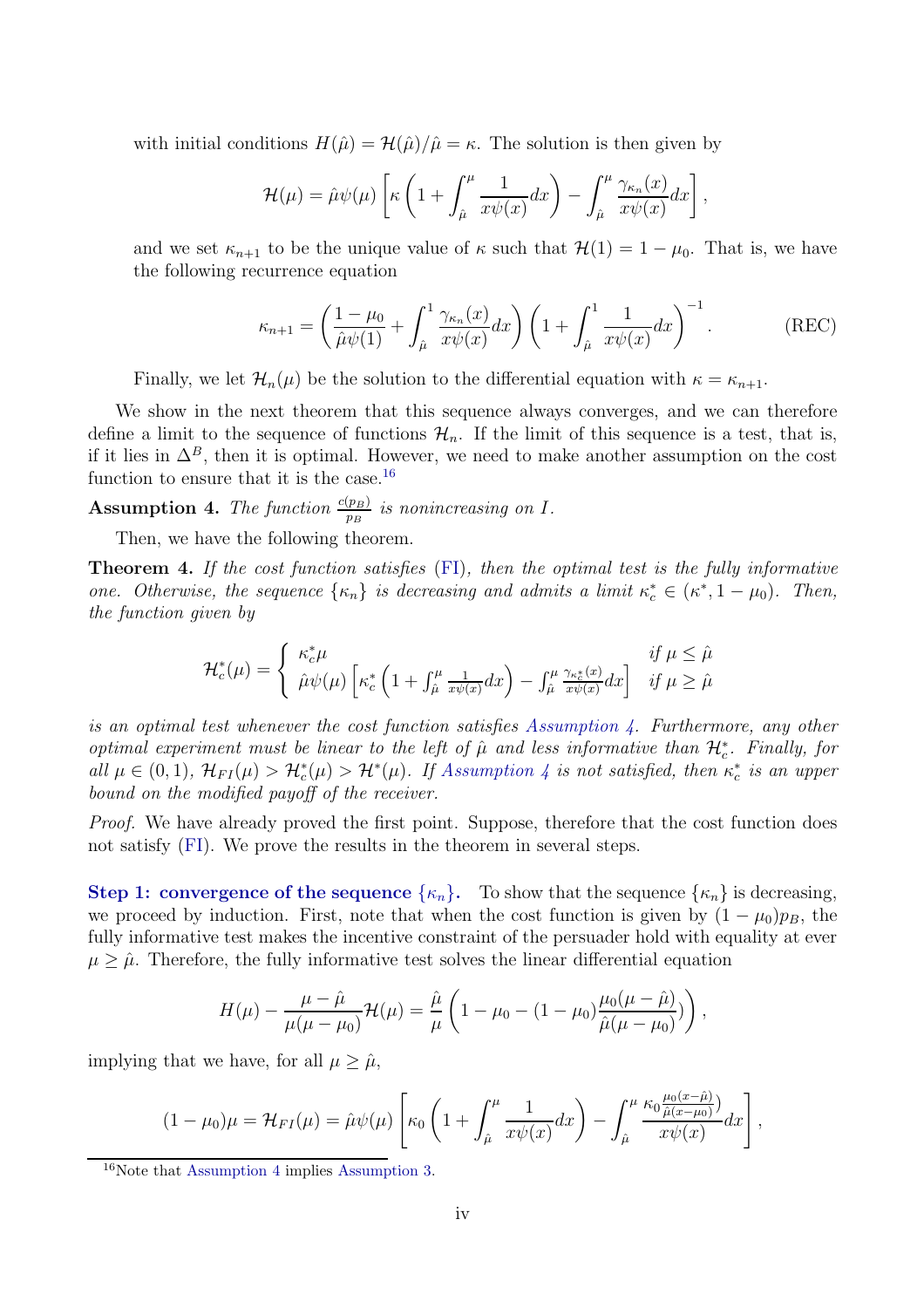with initial conditions $H(\hat{\mu}) = \mathcal{H}(\hat{\mu})/\hat{\mu} = \kappa$. The solution is then given by

$$\mathcal{H}(\mu) = \hat{\mu}\psi(\mu)\left[\kappa\left(1 + \int_{\hat{\mu}}^{\mu} \frac{1}{x\psi(x)}dx\right) - \int_{\hat{\mu}}^{\mu} \frac{\gamma_{\kappa_n}(x)}{x\psi(x)}dx\right],$$

and we set $\kappa_{n+1}$ to be the unique value of $\kappa$ such that $\mathcal{H}(1) = 1 - \mu_0$. That is, we have the following recurrence equation

$$\kappa_{n+1} = \left(\frac{1-\mu_0}{\hat{\mu}\psi(1)} + \int_{\hat{\mu}}^{1} \frac{\gamma_{\kappa_n}(x)}{x\psi(x)}dx\right)\left(1 + \int_{\hat{\mu}}^{1} \frac{1}{x\psi(x)}dx\right)^{-1}. \tag{REC}$$

Finally, we let $\mathcal{H}_n(\mu)$ be the solution to the differential equation with $\kappa = \kappa_{n+1}$.

We show in the next theorem that this sequence always converges, and we can therefore define a limit to the sequence of functions $\mathcal{H}_n$. If the limit of this sequence is a test, that is, if it lies in $\Delta^B$, then it is optimal. However, we need to make another assumption on the cost function to ensure that it is the case.[16]

**Assumption 4.** *The function $\frac{c(p_B)}{p_B}$ is nonincreasing on $I$.*

Then, we have the following theorem.

**Theorem 4.** *If the cost function satisfies (FI), then the optimal test is the fully informative one. Otherwise, the sequence $\{\kappa_n\}$ is decreasing and admits a limit $\kappa_c^* \in (\kappa^*, 1-\mu_0)$. Then, the function given by*

$$\mathcal{H}_c^*(\mu) = \begin{cases} \kappa_c^*\mu & \text{if } \mu \leq \hat{\mu} \\ \hat{\mu}\psi(\mu)\left[\kappa_c^*\left(1 + \int_{\hat{\mu}}^{\mu} \frac{1}{x\psi(x)}dx\right) - \int_{\hat{\mu}}^{\mu} \frac{\gamma_{\kappa_c^*}(x)}{x\psi(x)}dx\right] & \text{if } \mu \geq \hat{\mu} \end{cases}$$

*is an optimal test whenever the cost function satisfies Assumption 4. Furthermore, any other optimal experiment must be linear to the left of $\hat{\mu}$ and less informative than $\mathcal{H}_c^*$. Finally, for all $\mu \in (0,1)$, $\mathcal{H}_{FI}(\mu) > \mathcal{H}_c^*(\mu) > \mathcal{H}^*(\mu)$. If Assumption 4 is not satisfied, then $\kappa_c^*$ is an upper bound on the modified payoff of the receiver.*

*Proof.* We have already proved the first point. Suppose, therefore that the cost function does not satisfy (FI). We prove the results in the theorem in several steps.

**Step 1: convergence of the sequence $\{\kappa_n\}$.** To show that the sequence $\{\kappa_n\}$ is decreasing, we proceed by induction. First, note that when the cost function is given by $(1-\mu_0)p_B$, the fully informative test makes the incentive constraint of the persuader hold with equality at ever $\mu \geq \hat{\mu}$. Therefore, the fully informative test solves the linear differential equation

$$H(\mu) - \frac{\mu - \hat{\mu}}{\mu(\mu - \mu_0)}\mathcal{H}(\mu) = \frac{\hat{\mu}}{\mu}\left(1 - \mu_0 - (1-\mu_0)\frac{\mu_0(\mu - \hat{\mu})}{\hat{\mu}(\mu - \mu_0)})\right),$$

implying that we have, for all $\mu \geq \hat{\mu}$,

$$(1-\mu_0)\mu = \mathcal{H}_{FI}(\mu) = \hat{\mu}\psi(\mu)\left[\kappa_0\left(1 + \int_{\hat{\mu}}^{\mu} \frac{1}{x\psi(x)}dx\right) - \int_{\hat{\mu}}^{\mu} \frac{\kappa_0 \frac{\mu_0(x-\hat{\mu})}{\hat{\mu}(x-\mu_0)})}{x\psi(x)}dx\right],$$

[16] Note that Assumption 4 implies Assumption 3.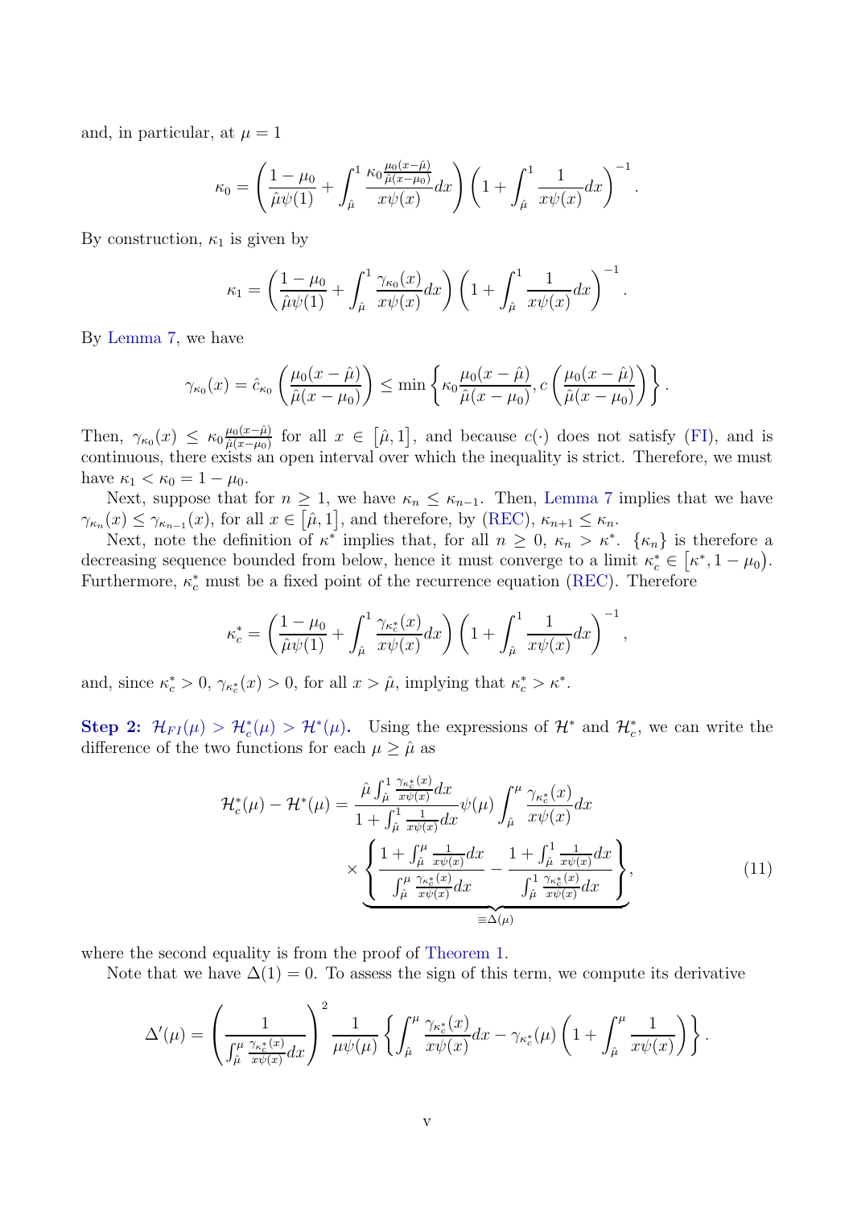and, in particular, at $\mu = 1$

$$\kappa_0 = \left( \frac{1-\mu_0}{\hat{\mu}\psi(1)} + \int_{\hat{\mu}}^1 \frac{\kappa_0 \frac{\mu_0(x-\hat{\mu})}{\hat{\mu}(x-\mu_0)}}{x\psi(x)} dx \right) \left( 1 + \int_{\hat{\mu}}^1 \frac{1}{x\psi(x)} dx \right)^{-1}.$$

By construction, $\kappa_1$ is given by

$$\kappa_1 = \left( \frac{1-\mu_0}{\hat{\mu}\psi(1)} + \int_{\hat{\mu}}^1 \frac{\gamma_{\kappa_0}(x)}{x\psi(x)} dx \right) \left( 1 + \int_{\hat{\mu}}^1 \frac{1}{x\psi(x)} dx \right)^{-1}.$$

By Lemma 7, we have

$$\gamma_{\kappa_0}(x) = \hat{c}_{\kappa_0} \left( \frac{\mu_0(x-\hat{\mu})}{\hat{\mu}(x-\mu_0)} \right) \leq \min \left\{ \kappa_0 \frac{\mu_0(x-\hat{\mu})}{\hat{\mu}(x-\mu_0)}, c\left( \frac{\mu_0(x-\hat{\mu})}{\hat{\mu}(x-\mu_0)} \right) \right\}.$$

Then, $\gamma_{\kappa_0}(x) \leq \kappa_0 \frac{\mu_0(x-\hat{\mu})}{\hat{\mu}(x-\mu_0)}$ for all $x \in [\hat{\mu}, 1]$, and because $c(\cdot)$ does not satisfy (FI), and is continuous, there exists an open interval over which the inequality is strict. Therefore, we must have $\kappa_1 < \kappa_0 = 1-\mu_0$.

Next, suppose that for $n \geq 1$, we have $\kappa_n \leq \kappa_{n-1}$. Then, Lemma 7 implies that we have $\gamma_{\kappa_n}(x) \leq \gamma_{\kappa_{n-1}}(x)$, for all $x \in [\hat{\mu}, 1]$, and therefore, by (REC), $\kappa_{n+1} \leq \kappa_n$.

Next, note the definition of $\kappa^*$ implies that, for all $n \geq 0$, $\kappa_n > \kappa^*$. $\{\kappa_n\}$ is therefore a decreasing sequence bounded from below, hence it must converge to a limit $\kappa_c^* \in [\kappa^*, 1-\mu_0)$. Furthermore, $\kappa_c^*$ must be a fixed point of the recurrence equation (REC). Therefore

$$\kappa_c^* = \left( \frac{1-\mu_0}{\hat{\mu}\psi(1)} + \int_{\hat{\mu}}^1 \frac{\gamma_{\kappa_c^*}(x)}{x\psi(x)} dx \right) \left( 1 + \int_{\hat{\mu}}^1 \frac{1}{x\psi(x)} dx \right)^{-1},$$

and, since $\kappa_c^* > 0$, $\gamma_{\kappa_c^*}(x) > 0$, for all $x > \hat{\mu}$, implying that $\kappa_c^* > \kappa^*$.

**Step 2: $\mathcal{H}_{FI}(\mu) > \mathcal{H}_c^*(\mu) > \mathcal{H}^*(\mu)$.** Using the expressions of $\mathcal{H}^*$ and $\mathcal{H}_c^*$, we can write the difference of the two functions for each $\mu \geq \hat{\mu}$ as

$$\mathcal{H}_c^*(\mu) - \mathcal{H}^*(\mu) = \frac{\hat{\mu}\int_{\hat{\mu}}^1 \frac{\gamma_{\kappa_c^*}(x)}{x\psi(x)}dx}{1+\int_{\hat{\mu}}^1 \frac{1}{x\psi(x)}dx} \psi(\mu) \int_{\hat{\mu}}^{\mu} \frac{\gamma_{\kappa_c^*}(x)}{x\psi(x)} dx \times \underbrace{\left\{ \frac{1+\int_{\hat{\mu}}^{\mu} \frac{1}{x\psi(x)}dx}{\int_{\hat{\mu}}^{\mu} \frac{\gamma_{\kappa_c^*}(x)}{x\psi(x)}dx} - \frac{1+\int_{\hat{\mu}}^{1} \frac{1}{x\psi(x)}dx}{\int_{\hat{\mu}}^{1} \frac{\gamma_{\kappa_c^*}(x)}{x\psi(x)}dx} \right\}}_{\equiv \Delta(\mu)}, \tag{11}$$

where the second equality is from the proof of Theorem 1.

Note that we have $\Delta(1) = 0$. To assess the sign of this term, we compute its derivative

$$\Delta'(\mu) = \left( \frac{1}{\int_{\hat{\mu}}^{\mu} \frac{\gamma_{\kappa_c^*}(x)}{x\psi(x)}dx} \right)^2 \frac{1}{\mu\psi(\mu)} \left\{ \int_{\hat{\mu}}^{\mu} \frac{\gamma_{\kappa_c^*}(x)}{x\psi(x)}dx - \gamma_{\kappa_c^*}(\mu) \left( 1 + \int_{\hat{\mu}}^{\mu} \frac{1}{x\psi(x)} \right) \right\}.$$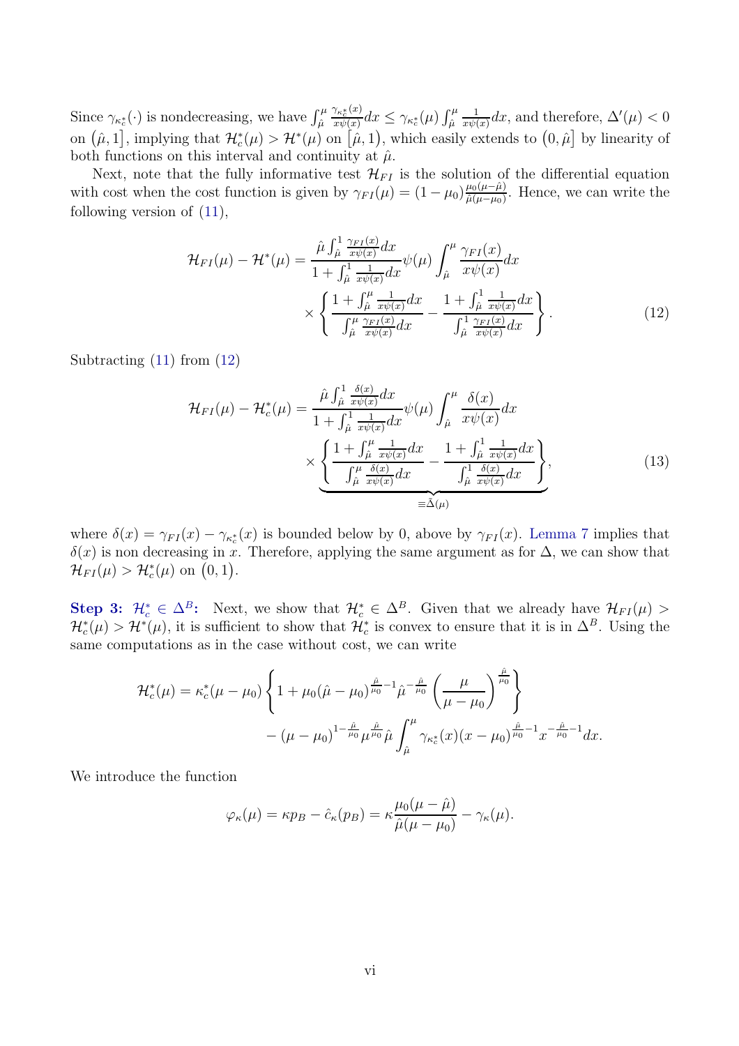Since $\gamma_{\kappa_c^*}(\cdot)$ is nondecreasing, we have $\int_{\hat{\mu}}^{\mu} \frac{\gamma_{\kappa_c^*}(x)}{x\psi(x)}dx \le \gamma_{\kappa_c^*}(\mu)\int_{\hat{\mu}}^{\mu} \frac{1}{x\psi(x)}dx$, and therefore, $\Delta'(\mu) < 0$ on $(\hat{\mu}, 1]$, implying that $\mathcal{H}_c^*(\mu) > \mathcal{H}^*(\mu)$ on $[\hat{\mu}, 1)$, which easily extends to $(0, \hat{\mu}]$ by linearity of both functions on this interval and continuity at $\hat{\mu}$.

Next, note that the fully informative test $\mathcal{H}_{FI}$ is the solution of the differential equation with cost when the cost function is given by $\gamma_{FI}(\mu) = (1-\mu_0)\frac{\mu_0(\mu-\hat{\mu})}{\hat{\mu}(\mu-\mu_0)}$. Hence, we can write the following version of (11),

$$
\begin{aligned}
\mathcal{H}_{FI}(\mu) - \mathcal{H}^*(\mu) = \frac{\hat{\mu}\int_{\hat{\mu}}^{1}\frac{\gamma_{FI}(x)}{x\psi(x)}dx}{1+\int_{\hat{\mu}}^{1}\frac{1}{x\psi(x)}dx}\psi(\mu)\int_{\hat{\mu}}^{\mu}\frac{\gamma_{FI}(x)}{x\psi(x)}dx \\
\times\left\{\frac{1+\int_{\hat{\mu}}^{\mu}\frac{1}{x\psi(x)}dx}{\int_{\hat{\mu}}^{\mu}\frac{\gamma_{FI}(x)}{x\psi(x)}dx} - \frac{1+\int_{\hat{\mu}}^{1}\frac{1}{x\psi(x)}dx}{\int_{\hat{\mu}}^{1}\frac{\gamma_{FI}(x)}{x\psi(x)}dx}\right\}.
\end{aligned}
\tag{12}
$$

Subtracting (11) from (12)

$$
\begin{aligned}
\mathcal{H}_{FI}(\mu) - \mathcal{H}_c^*(\mu) = \frac{\hat{\mu}\int_{\hat{\mu}}^{1}\frac{\delta(x)}{x\psi(x)}dx}{1+\int_{\hat{\mu}}^{1}\frac{1}{x\psi(x)}dx}\psi(\mu)\int_{\hat{\mu}}^{\mu}\frac{\delta(x)}{x\psi(x)}dx \\
\times\underbrace{\left\{\frac{1+\int_{\hat{\mu}}^{\mu}\frac{1}{x\psi(x)}dx}{\int_{\hat{\mu}}^{\mu}\frac{\delta(x)}{x\psi(x)}dx} - \frac{1+\int_{\hat{\mu}}^{1}\frac{1}{x\psi(x)}dx}{\int_{\hat{\mu}}^{1}\frac{\delta(x)}{x\psi(x)}dx}\right\}}_{\equiv\tilde{\Delta}(\mu)},
\end{aligned}
\tag{13}
$$

where $\delta(x) = \gamma_{FI}(x) - \gamma_{\kappa_c^*}(x)$ is bounded below by 0, above by $\gamma_{FI}(x)$. Lemma 7 implies that $\delta(x)$ is non decreasing in $x$. Therefore, applying the same argument as for $\Delta$, we can show that $\mathcal{H}_{FI}(\mu) > \mathcal{H}_c^*(\mu)$ on $(0,1)$.

**Step 3: $\mathcal{H}_c^* \in \Delta^B$:** Next, we show that $\mathcal{H}_c^* \in \Delta^B$. Given that we already have $\mathcal{H}_{FI}(\mu) > \mathcal{H}_c^*(\mu) > \mathcal{H}^*(\mu)$, it is sufficient to show that $\mathcal{H}_c^*$ is convex to ensure that it is in $\Delta^B$. Using the same computations as in the case without cost, we can write

$$
\begin{aligned}
\mathcal{H}_c^*(\mu) = \kappa_c^*(\mu-\mu_0)\left\{1+\mu_0(\hat{\mu}-\mu_0)^{\frac{\hat{\mu}}{\mu_0}-1}\hat{\mu}^{-\frac{\hat{\mu}}{\mu_0}}\left(\frac{\mu}{\mu-\mu_0}\right)^{\frac{\hat{\mu}}{\mu_0}}\right\} \\
-(\mu-\mu_0)^{1-\frac{\hat{\mu}}{\mu_0}}\mu^{\frac{\hat{\mu}}{\mu_0}}\hat{\mu}\int_{\hat{\mu}}^{\mu}\gamma_{\kappa_c^*}(x)(x-\mu_0)^{\frac{\hat{\mu}}{\mu_0}-1}x^{-\frac{\hat{\mu}}{\mu_0}-1}dx.
\end{aligned}
$$

We introduce the function

$$
\varphi_\kappa(\mu) = \kappa p_B - \hat{c}_\kappa(p_B) = \kappa\frac{\mu_0(\mu-\hat{\mu})}{\hat{\mu}(\mu-\mu_0)} - \gamma_\kappa(\mu).
$$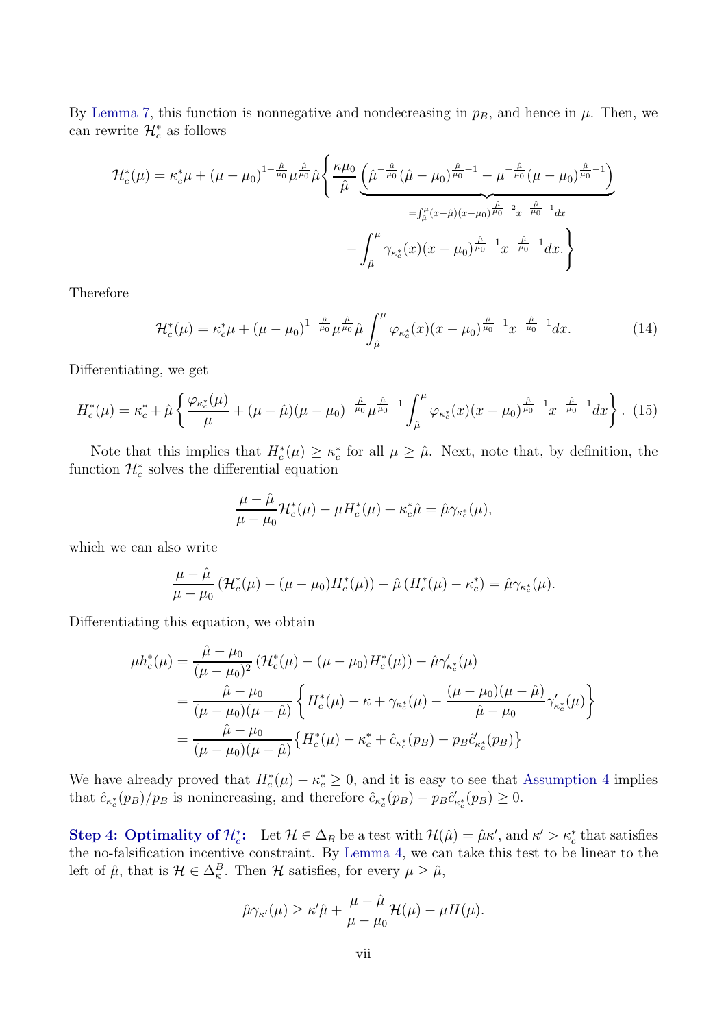By Lemma 7, this function is nonnegative and nondecreasing in $p_B$, and hence in $\mu$. Then, we can rewrite $\mathcal{H}_c^*$ as follows

$$\mathcal{H}_c^*(\mu) = \kappa_c^*\mu + (\mu-\mu_0)^{1-\frac{\hat{\mu}}{\mu_0}}\mu^{\frac{\hat{\mu}}{\mu_0}}\hat{\mu}\Bigg\{\frac{\kappa\mu_0}{\hat{\mu}}\underbrace{\left(\hat{\mu}^{-\frac{\hat{\mu}}{\mu_0}}(\hat{\mu}-\mu_0)^{\frac{\hat{\mu}}{\mu_0}-1} - \mu^{-\frac{\hat{\mu}}{\mu_0}}(\mu-\mu_0)^{\frac{\hat{\mu}}{\mu_0}-1}\right)}_{=\int_{\hat{\mu}}^{\mu}(x-\hat{\mu})(x-\mu_0)^{\frac{\hat{\mu}}{\mu_0}-2}x^{-\frac{\hat{\mu}}{\mu_0}-1}dx} - \int_{\hat{\mu}}^{\mu}\gamma_{\kappa_c^*}(x)(x-\mu_0)^{\frac{\hat{\mu}}{\mu_0}-1}x^{-\frac{\hat{\mu}}{\mu_0}-1}dx.\Bigg\}$$

Therefore

$$\mathcal{H}_c^*(\mu) = \kappa_c^*\mu + (\mu-\mu_0)^{1-\frac{\hat{\mu}}{\mu_0}}\mu^{\frac{\hat{\mu}}{\mu_0}}\hat{\mu}\int_{\hat{\mu}}^{\mu}\varphi_{\kappa_c^*}(x)(x-\mu_0)^{\frac{\hat{\mu}}{\mu_0}-1}x^{-\frac{\hat{\mu}}{\mu_0}-1}dx. \tag{14}$$

Differentiating, we get

$$H_c^*(\mu) = \kappa_c^* + \hat{\mu}\left\{\frac{\varphi_{\kappa_c^*}(\mu)}{\mu} + (\mu-\hat{\mu})(\mu-\mu_0)^{-\frac{\hat{\mu}}{\mu_0}}\mu^{\frac{\hat{\mu}}{\mu_0}-1}\int_{\hat{\mu}}^{\mu}\varphi_{\kappa_c^*}(x)(x-\mu_0)^{\frac{\hat{\mu}}{\mu_0}-1}x^{-\frac{\hat{\mu}}{\mu_0}-1}dx\right\}. \tag{15}$$

Note that this implies that $H_c^*(\mu) \geq \kappa_c^*$ for all $\mu \geq \hat{\mu}$. Next, note that, by definition, the function $\mathcal{H}_c^*$ solves the differential equation

$$\frac{\mu-\hat{\mu}}{\mu-\mu_0}\mathcal{H}_c^*(\mu) - \mu H_c^*(\mu) + \kappa_c^*\hat{\mu} = \hat{\mu}\gamma_{\kappa_c^*}(\mu),$$

which we can also write

$$\frac{\mu-\hat{\mu}}{\mu-\mu_0}\left(\mathcal{H}_c^*(\mu) - (\mu-\mu_0)H_c^*(\mu)\right) - \hat{\mu}\left(H_c^*(\mu) - \kappa_c^*\right) = \hat{\mu}\gamma_{\kappa_c^*}(\mu).$$

Differentiating this equation, we obtain

$$\begin{aligned}
\mu h_c^*(\mu) &= \frac{\hat{\mu}-\mu_0}{(\mu-\mu_0)^2}\left(\mathcal{H}_c^*(\mu) - (\mu-\mu_0)H_c^*(\mu)\right) - \hat{\mu}\gamma_{\kappa_c^*}'(\mu) \\
&= \frac{\hat{\mu}-\mu_0}{(\mu-\mu_0)(\mu-\hat{\mu})}\left\{H_c^*(\mu) - \kappa + \gamma_{\kappa_c^*}(\mu) - \frac{(\mu-\mu_0)(\mu-\hat{\mu})}{\hat{\mu}-\mu_0}\gamma_{\kappa_c^*}'(\mu)\right\} \\
&= \frac{\hat{\mu}-\mu_0}{(\mu-\mu_0)(\mu-\hat{\mu})}\left\{H_c^*(\mu) - \kappa_c^* + \hat{c}_{\kappa_c^*}(p_B) - p_B\hat{c}_{\kappa_c^*}'(p_B)\right\}
\end{aligned}$$

We have already proved that $H_c^*(\mu) - \kappa_c^* \geq 0$, and it is easy to see that Assumption 4 implies that $\hat{c}_{\kappa_c^*}(p_B)/p_B$ is nonincreasing, and therefore $\hat{c}_{\kappa_c^*}(p_B) - p_B\hat{c}_{\kappa_c^*}'(p_B) \geq 0$.

**Step 4: Optimality of $\mathcal{H}_c^*$:** Let $\mathcal{H} \in \Delta_B$ be a test with $\mathcal{H}(\hat{\mu}) = \hat{\mu}\kappa'$, and $\kappa' > \kappa_c^*$ that satisfies the no-falsification incentive constraint. By Lemma 4, we can take this test to be linear to the left of $\hat{\mu}$, that is $\mathcal{H} \in \Delta_\kappa^B$. Then $\mathcal{H}$ satisfies, for every $\mu \geq \hat{\mu}$,

$$\hat{\mu}\gamma_{\kappa'}(\mu) \geq \kappa'\hat{\mu} + \frac{\mu-\hat{\mu}}{\mu-\mu_0}\mathcal{H}(\mu) - \mu H(\mu).$$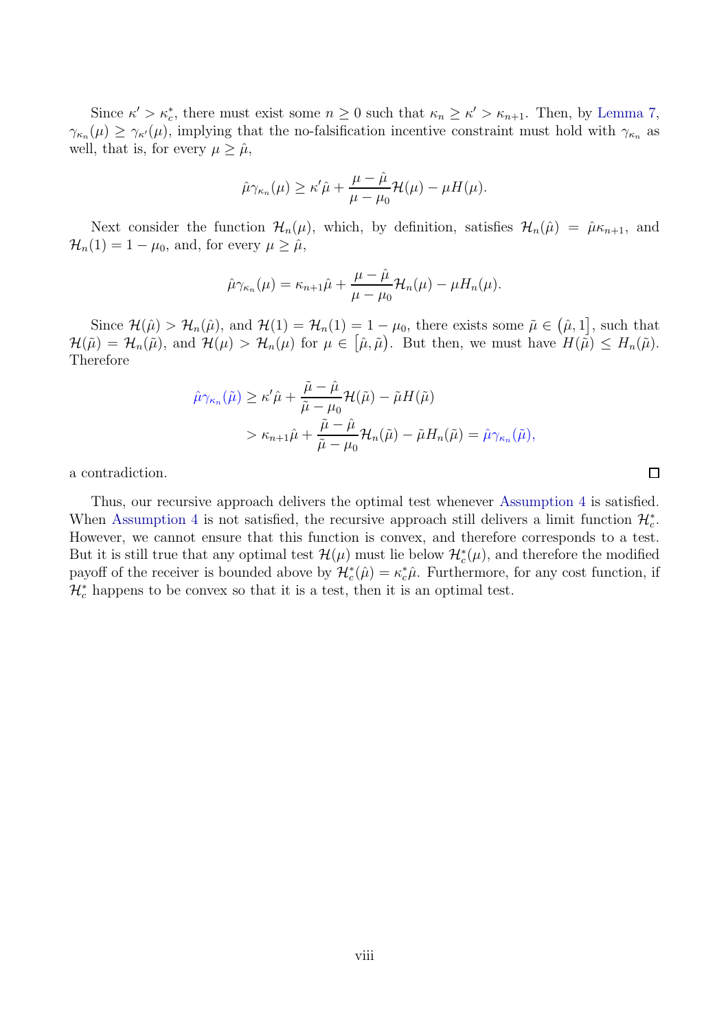Since $\kappa' > \kappa_c^*$, there must exist some $n \geq 0$ such that $\kappa_n \geq \kappa' > \kappa_{n+1}$. Then, by Lemma 7, $\gamma_{\kappa_n}(\mu) \geq \gamma_{\kappa'}(\mu)$, implying that the no-falsification incentive constraint must hold with $\gamma_{\kappa_n}$ as well, that is, for every $\mu \geq \hat{\mu}$,

$$\hat{\mu}\gamma_{\kappa_n}(\mu) \geq \kappa'\hat{\mu} + \frac{\mu - \hat{\mu}}{\mu - \mu_0}\mathcal{H}(\mu) - \mu H(\mu).$$

Next consider the function $\mathcal{H}_n(\mu)$, which, by definition, satisfies $\mathcal{H}_n(\hat{\mu}) = \hat{\mu}\kappa_{n+1}$, and $\mathcal{H}_n(1) = 1 - \mu_0$, and, for every $\mu \geq \hat{\mu}$,

$$\hat{\mu}\gamma_{\kappa_n}(\mu) = \kappa_{n+1}\hat{\mu} + \frac{\mu - \hat{\mu}}{\mu - \mu_0}\mathcal{H}_n(\mu) - \mu H_n(\mu).$$

Since $\mathcal{H}(\hat{\mu}) > \mathcal{H}_n(\hat{\mu})$, and $\mathcal{H}(1) = \mathcal{H}_n(1) = 1 - \mu_0$, there exists some $\tilde{\mu} \in (\hat{\mu}, 1]$, such that $\mathcal{H}(\tilde{\mu}) = \mathcal{H}_n(\tilde{\mu})$, and $\mathcal{H}(\mu) > \mathcal{H}_n(\mu)$ for $\mu \in [\hat{\mu}, \tilde{\mu})$. But then, we must have $H(\tilde{\mu}) \leq H_n(\tilde{\mu})$. Therefore

$$\begin{aligned}
\hat{\mu}\gamma_{\kappa_n}(\tilde{\mu}) &\geq \kappa'\hat{\mu} + \frac{\tilde{\mu} - \hat{\mu}}{\tilde{\mu} - \mu_0}\mathcal{H}(\tilde{\mu}) - \tilde{\mu}H(\tilde{\mu}) \\
&> \kappa_{n+1}\hat{\mu} + \frac{\tilde{\mu} - \hat{\mu}}{\tilde{\mu} - \mu_0}\mathcal{H}_n(\tilde{\mu}) - \tilde{\mu}H_n(\tilde{\mu}) = \hat{\mu}\gamma_{\kappa_n}(\tilde{\mu}),
\end{aligned}$$

a contradiction. ∎

Thus, our recursive approach delivers the optimal test whenever Assumption 4 is satisfied. When Assumption 4 is not satisfied, the recursive approach still delivers a limit function $\mathcal{H}_c^*$. However, we cannot ensure that this function is convex, and therefore corresponds to a test. But it is still true that any optimal test $\mathcal{H}(\mu)$ must lie below $\mathcal{H}_c^*(\mu)$, and therefore the modified payoff of the receiver is bounded above by $\mathcal{H}_c^*(\hat{\mu}) = \kappa_c^*\hat{\mu}$. Furthermore, for any cost function, if $\mathcal{H}_c^*$ happens to be convex so that it is a test, then it is an optimal test.